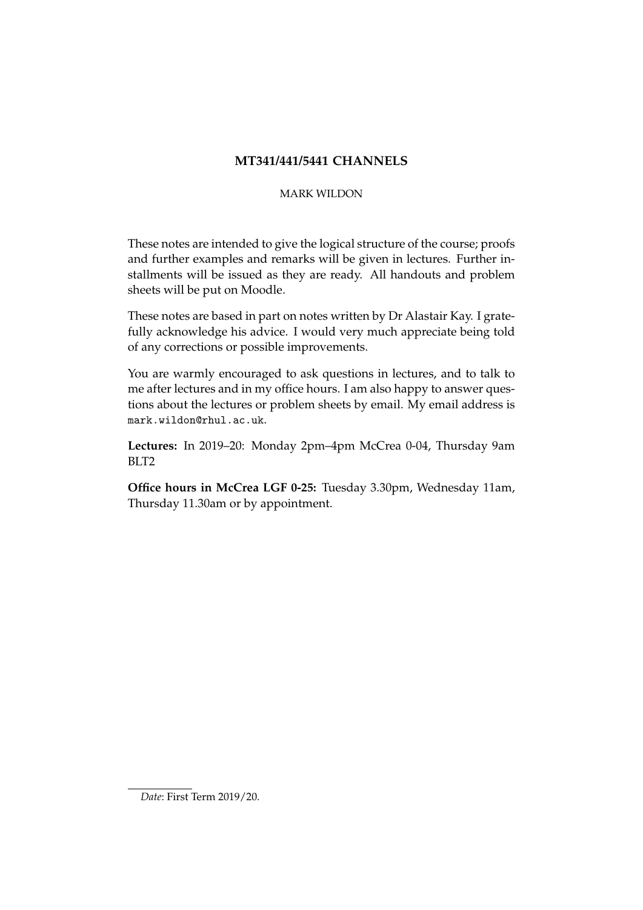# MT341/441/5441 CHANNELS

MARK WILDON

These notes are intended to give the logical structure of the course; proofs and further examples and remarks will be given in lectures. Further installments will be issued as they are ready. All handouts and problem sheets will be put on Moodle.

These notes are based in part on notes written by Dr Alastair Kay. I gratefully acknowledge his advice. I would very much appreciate being told of any corrections or possible improvements.

You are warmly encouraged to ask questions in lectures, and to talk to me after lectures and in my office hours. I am also happy to answer questions about the lectures or problem sheets by email. My email address is `mark.wildon@rhul.ac.uk`.

**Lectures:** In 2019–20: Monday 2pm–4pm McCrea 0-04, Thursday 9am BLT2

**Office hours in McCrea LGF 0-25:** Tuesday 3.30pm, Wednesday 11am, Thursday 11.30am or by appointment.

*Date*: First Term 2019/20.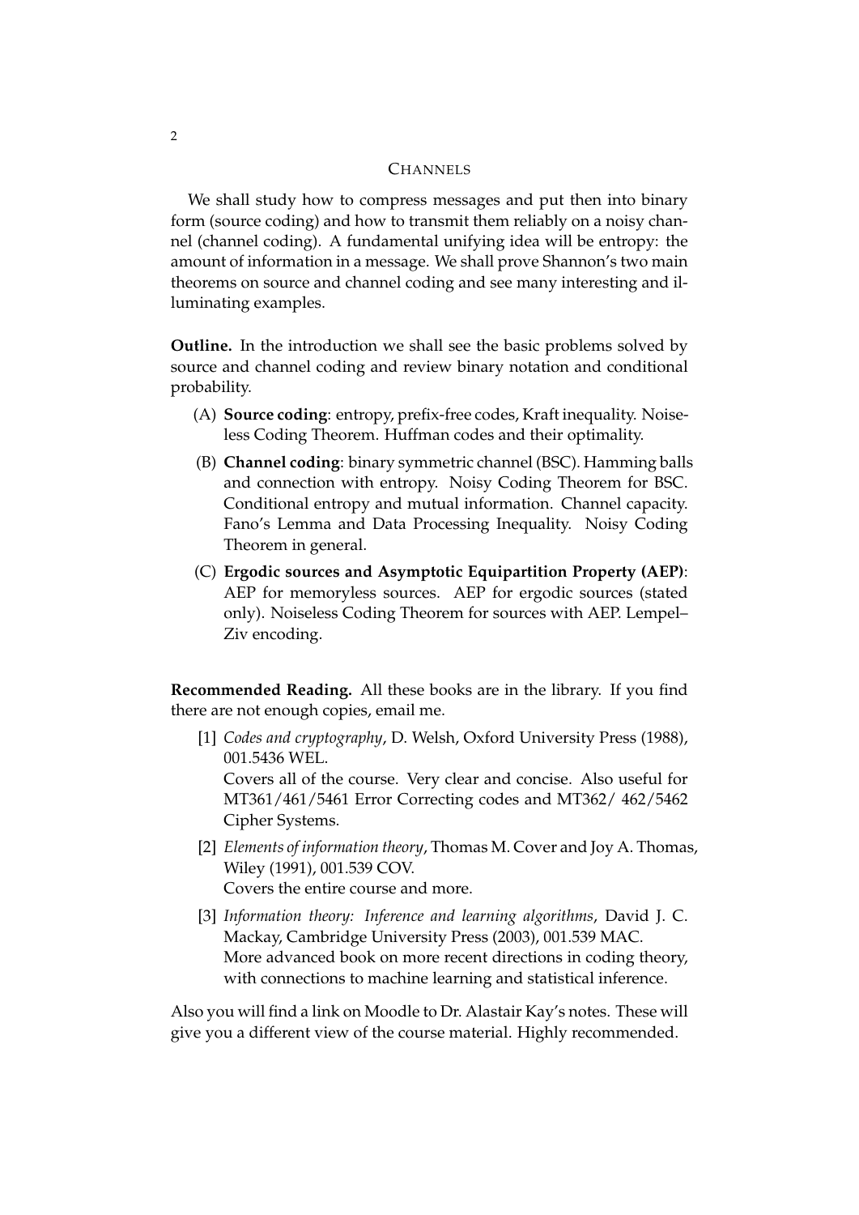## CHANNELS

We shall study how to compress messages and put then into binary form (source coding) and how to transmit them reliably on a noisy channel (channel coding). A fundamental unifying idea will be entropy: the amount of information in a message. We shall prove Shannon's two main theorems on source and channel coding and see many interesting and illuminating examples.

**Outline.** In the introduction we shall see the basic problems solved by source and channel coding and review binary notation and conditional probability.

(A) **Source coding**: entropy, prefix-free codes, Kraft inequality. Noiseless Coding Theorem. Huffman codes and their optimality.

(B) **Channel coding**: binary symmetric channel (BSC). Hamming balls and connection with entropy. Noisy Coding Theorem for BSC. Conditional entropy and mutual information. Channel capacity. Fano's Lemma and Data Processing Inequality. Noisy Coding Theorem in general.

(C) **Ergodic sources and Asymptotic Equipartition Property (AEP)**: AEP for memoryless sources. AEP for ergodic sources (stated only). Noiseless Coding Theorem for sources with AEP. Lempel–Ziv encoding.

**Recommended Reading.** All these books are in the library. If you find there are not enough copies, email me.

[1] *Codes and cryptography*, D. Welsh, Oxford University Press (1988), 001.5436 WEL.
Covers all of the course. Very clear and concise. Also useful for MT361/461/5461 Error Correcting codes and MT362/ 462/5462 Cipher Systems.

[2] *Elements of information theory*, Thomas M. Cover and Joy A. Thomas, Wiley (1991), 001.539 COV.
Covers the entire course and more.

[3] *Information theory: Inference and learning algorithms*, David J. C. Mackay, Cambridge University Press (2003), 001.539 MAC.
More advanced book on more recent directions in coding theory, with connections to machine learning and statistical inference.

Also you will find a link on Moodle to Dr. Alastair Kay's notes. These will give you a different view of the course material. Highly recommended.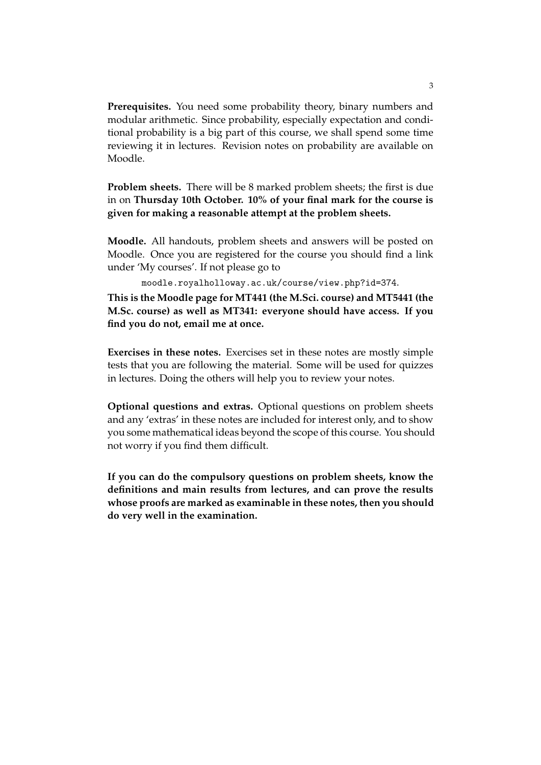**Prerequisites.** You need some probability theory, binary numbers and modular arithmetic. Since probability, especially expectation and conditional probability is a big part of this course, we shall spend some time reviewing it in lectures. Revision notes on probability are available on Moodle.

**Problem sheets.** There will be 8 marked problem sheets; the first is due in on **Thursday 10th October. 10% of your final mark for the course is given for making a reasonable attempt at the problem sheets.**

**Moodle.** All handouts, problem sheets and answers will be posted on Moodle. Once you are registered for the course you should find a link under 'My courses'. If not please go to

`moodle.royalholloway.ac.uk/course/view.php?id=374`.

**This is the Moodle page for MT441 (the M.Sci. course) and MT5441 (the M.Sc. course) as well as MT341: everyone should have access. If you find you do not, email me at once.**

**Exercises in these notes.** Exercises set in these notes are mostly simple tests that you are following the material. Some will be used for quizzes in lectures. Doing the others will help you to review your notes.

**Optional questions and extras.** Optional questions on problem sheets and any 'extras' in these notes are included for interest only, and to show you some mathematical ideas beyond the scope of this course. You should not worry if you find them difficult.

**If you can do the compulsory questions on problem sheets, know the definitions and main results from lectures, and can prove the results whose proofs are marked as examinable in these notes, then you should do very well in the examination.**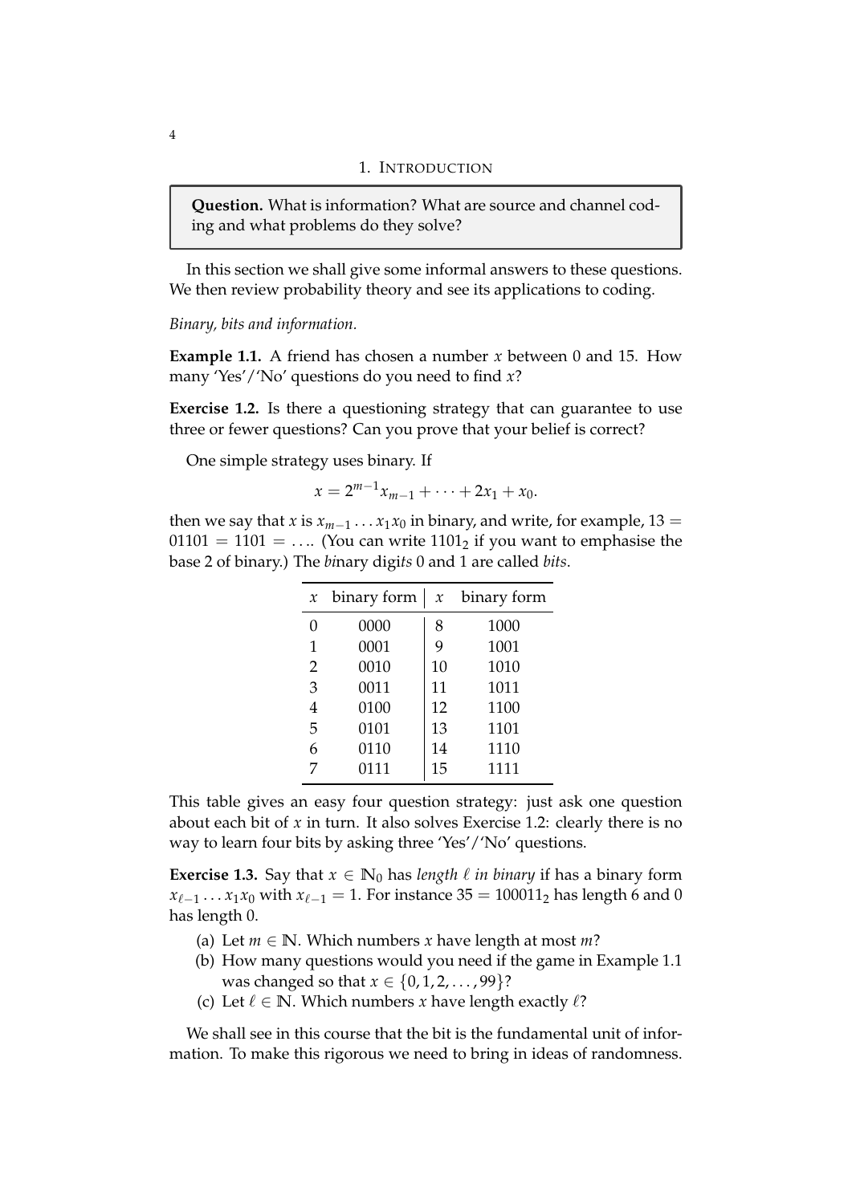## 1. Introduction

> **Question.** What is information? What are source and channel coding and what problems do they solve?

In this section we shall give some informal answers to these questions. We then review probability theory and see its applications to coding.

*Binary, bits and information.*

**Example 1.1.** A friend has chosen a number $x$ between 0 and 15. How many 'Yes'/'No' questions do you need to find $x$?

**Exercise 1.2.** Is there a questioning strategy that can guarantee to use three or fewer questions? Can you prove that your belief is correct?

One simple strategy uses binary. If

$$x = 2^{m-1}x_{m-1} + \cdots + 2x_1 + x_0.$$

then we say that $x$ is $x_{m-1} \ldots x_1 x_0$ in binary, and write, for example, $13 = 01101 = 1101 = \ldots$. (You can write $1101_2$ if you want to emphasise the base 2 of binary.) The *bi*nary digi*ts* 0 and 1 are called *bits*.

| $x$ | binary form | $x$ | binary form |
|---|---|---|---|
| 0 | 0000 | 8 | 1000 |
| 1 | 0001 | 9 | 1001 |
| 2 | 0010 | 10 | 1010 |
| 3 | 0011 | 11 | 1011 |
| 4 | 0100 | 12 | 1100 |
| 5 | 0101 | 13 | 1101 |
| 6 | 0110 | 14 | 1110 |
| 7 | 0111 | 15 | 1111 |

This table gives an easy four question strategy: just ask one question about each bit of $x$ in turn. It also solves Exercise 1.2: clearly there is no way to learn four bits by asking three 'Yes'/'No' questions.

**Exercise 1.3.** Say that $x \in \mathbb{N}_0$ has *length $\ell$ in binary* if has a binary form $x_{\ell-1} \ldots x_1 x_0$ with $x_{\ell-1} = 1$. For instance $35 = 100011_2$ has length 6 and 0 has length 0.

- (a) Let $m \in \mathbb{N}$. Which numbers $x$ have length at most $m$?
- (b) How many questions would you need if the game in Example 1.1 was changed so that $x \in \{0, 1, 2, \ldots, 99\}$?
- (c) Let $\ell \in \mathbb{N}$. Which numbers $x$ have length exactly $\ell$?

We shall see in this course that the bit is the fundamental unit of information. To make this rigorous we need to bring in ideas of randomness.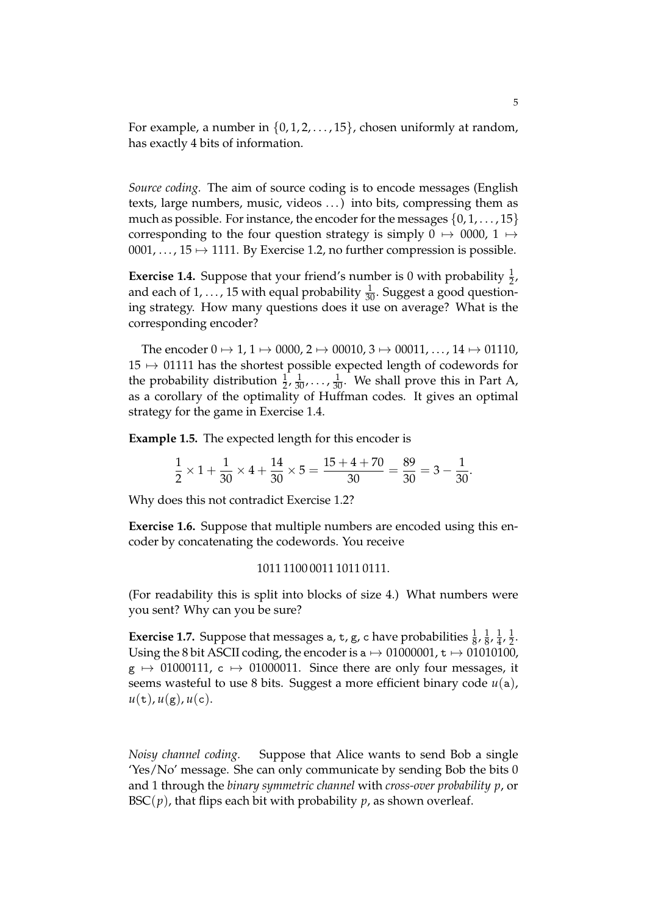For example, a number in $\{0, 1, 2, \ldots, 15\}$, chosen uniformly at random, has exactly 4 bits of information.

*Source coding.* The aim of source coding is to encode messages (English texts, large numbers, music, videos ...) into bits, compressing them as much as possible. For instance, the encoder for the messages $\{0, 1, \ldots, 15\}$ corresponding to the four question strategy is simply $0 \mapsto 0000$, $1 \mapsto 0001$, ..., $15 \mapsto 1111$. By Exercise 1.2, no further compression is possible.

**Exercise 1.4.** Suppose that your friend's number is 0 with probability $\frac{1}{2}$, and each of $1, \ldots, 15$ with equal probability $\frac{1}{30}$. Suggest a good questioning strategy. How many questions does it use on average? What is the corresponding encoder?

The encoder $0 \mapsto 1$, $1 \mapsto 0000$, $2 \mapsto 00010$, $3 \mapsto 00011$, ..., $14 \mapsto 01110$, $15 \mapsto 01111$ has the shortest possible expected length of codewords for the probability distribution $\frac{1}{2}, \frac{1}{30}, \ldots, \frac{1}{30}$. We shall prove this in Part A, as a corollary of the optimality of Huffman codes. It gives an optimal strategy for the game in Exercise 1.4.

**Example 1.5.** The expected length for this encoder is

$$\frac{1}{2} \times 1 + \frac{1}{30} \times 4 + \frac{14}{30} \times 5 = \frac{15 + 4 + 70}{30} = \frac{89}{30} = 3 - \frac{1}{30}.$$

Why does this not contradict Exercise 1.2?

**Exercise 1.6.** Suppose that multiple numbers are encoded using this encoder by concatenating the codewords. You receive

1011 1100 0011 1011 0111.

(For readability this is split into blocks of size 4.) What numbers were you sent? Why can you be sure?

**Exercise 1.7.** Suppose that messages `a`, `t`, `g`, `c` have probabilities $\frac{1}{8}, \frac{1}{8}, \frac{1}{4}, \frac{1}{2}$. Using the 8 bit ASCII coding, the encoder is `a` $\mapsto 01000001$, `t` $\mapsto 01010100$, `g` $\mapsto 01000111$, `c` $\mapsto 01000011$. Since there are only four messages, it seems wasteful to use 8 bits. Suggest a more efficient binary code $u(\texttt{a})$, $u(\texttt{t})$, $u(\texttt{g})$, $u(\texttt{c})$.

*Noisy channel coding.* Suppose that Alice wants to send Bob a single 'Yes/No' message. She can only communicate by sending Bob the bits 0 and 1 through the *binary symmetric channel* with *cross-over probability* $p$, or $\mathrm{BSC}(p)$, that flips each bit with probability $p$, as shown overleaf.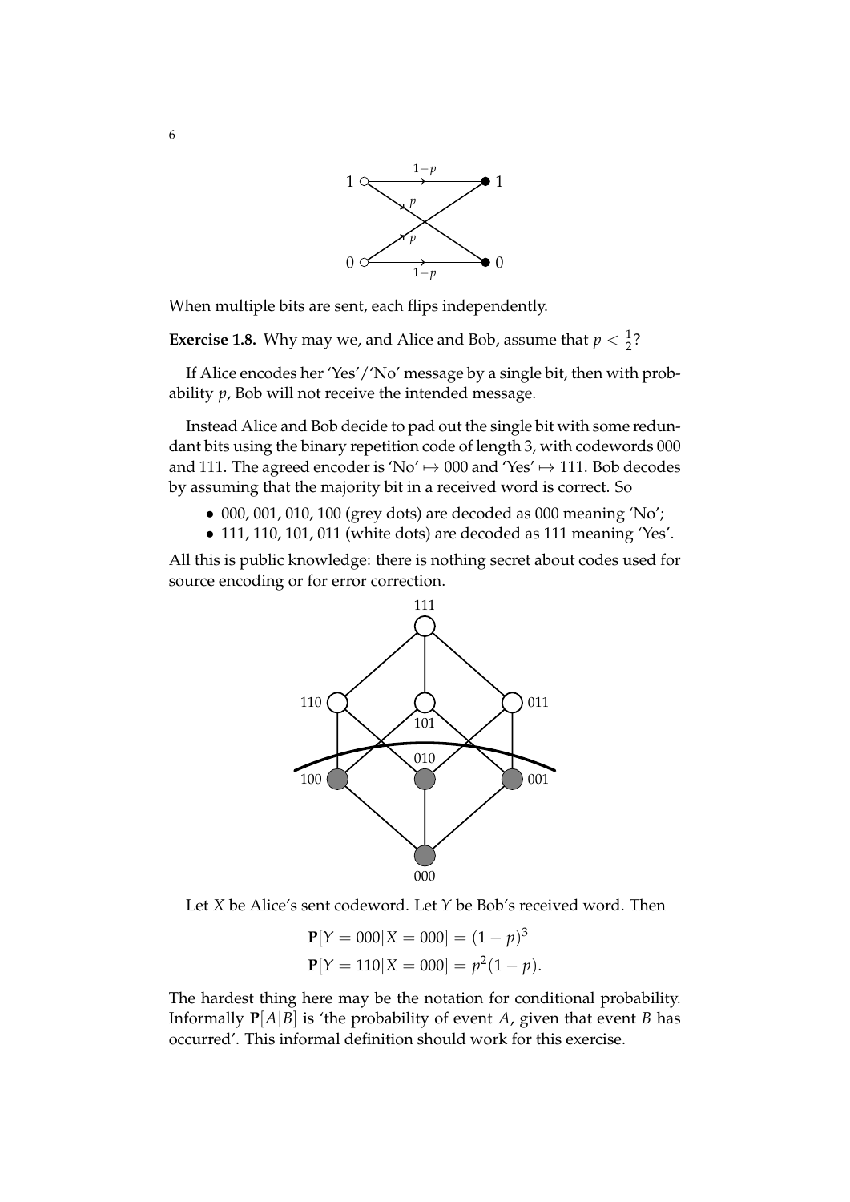When multiple bits are sent, each flips independently.

**Exercise 1.8.** Why may we, and Alice and Bob, assume that $p < \frac{1}{2}$?

If Alice encodes her 'Yes'/'No' message by a single bit, then with probability $p$, Bob will not receive the intended message.

Instead Alice and Bob decide to pad out the single bit with some redundant bits using the binary repetition code of length 3, with codewords 000 and 111. The agreed encoder is 'No' $\mapsto$ 000 and 'Yes' $\mapsto$ 111. Bob decodes by assuming that the majority bit in a received word is correct. So

- 000, 001, 010, 100 (grey dots) are decoded as 000 meaning 'No';
- 111, 110, 101, 011 (white dots) are decoded as 111 meaning 'Yes'.

All this is public knowledge: there is nothing secret about codes used for source encoding or for error correction.

Let $X$ be Alice's sent codeword. Let $Y$ be Bob's received word. Then

$$\mathbf{P}[Y = 000 | X = 000] = (1-p)^3$$
$$\mathbf{P}[Y = 110 | X = 000] = p^2(1-p).$$

The hardest thing here may be the notation for conditional probability. Informally $\mathbf{P}[A|B]$ is 'the probability of event $A$, given that event $B$ has occurred'. This informal definition should work for this exercise.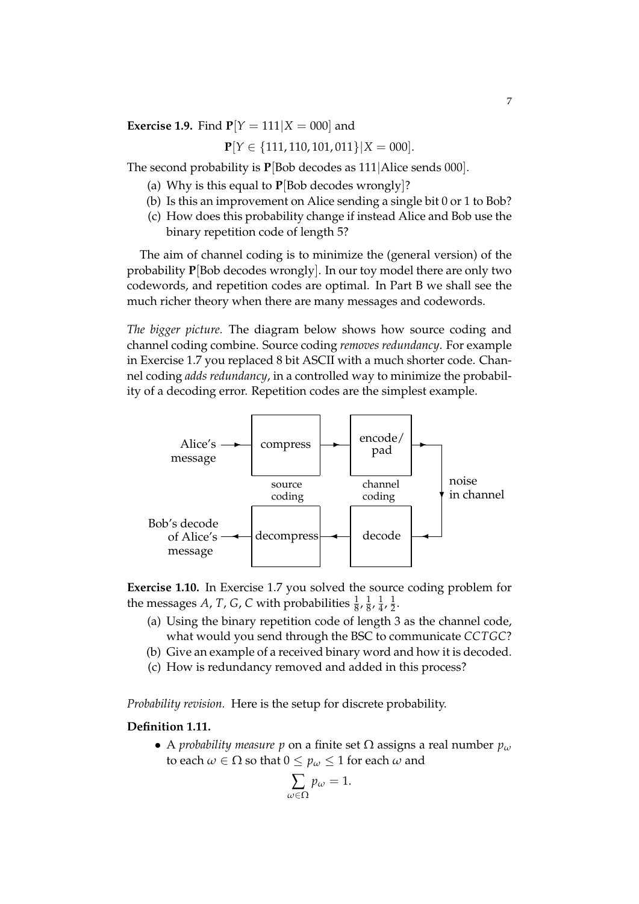**Exercise 1.9.** Find $\mathbf{P}[Y = 111|X = 000]$ and

$$\mathbf{P}[Y \in \{111, 110, 101, 011\}|X = 000].$$

The second probability is $\mathbf{P}[\text{Bob decodes as } 111|\text{Alice sends } 000]$.

(a) Why is this equal to $\mathbf{P}[\text{Bob decodes wrongly}]$?

(b) Is this an improvement on Alice sending a single bit 0 or 1 to Bob?

(c) How does this probability change if instead Alice and Bob use the binary repetition code of length 5?

The aim of channel coding is to minimize the (general version) of the probability $\mathbf{P}[\text{Bob decodes wrongly}]$. In our toy model there are only two codewords, and repetition codes are optimal. In Part B we shall see the much richer theory when there are many messages and codewords.

*The bigger picture.* The diagram below shows how source coding and channel coding combine. Source coding *removes redundancy*. For example in Exercise 1.7 you replaced 8 bit ASCII with a much shorter code. Channel coding *adds redundancy*, in a controlled way to minimize the probability of a decoding error. Repetition codes are the simplest example.

Alice's message → compress → encode/pad → (noise in channel) → decode → decompress → Bob's decode of Alice's message

(compress/decompress: source coding; encode/pad and decode: channel coding)

**Exercise 1.10.** In Exercise 1.7 you solved the source coding problem for the messages $A, T, G, C$ with probabilities $\frac{1}{8}, \frac{1}{8}, \frac{1}{4}, \frac{1}{2}$.

(a) Using the binary repetition code of length 3 as the channel code, what would you send through the BSC to communicate $CCTGC$?

(b) Give an example of a received binary word and how it is decoded.

(c) How is redundancy removed and added in this process?

*Probability revision.* Here is the setup for discrete probability.

**Definition 1.11.**

- A *probability measure* $p$ on a finite set $\Omega$ assigns a real number $p_\omega$ to each $\omega \in \Omega$ so that $0 \leq p_\omega \leq 1$ for each $\omega$ and

$$\sum_{\omega \in \Omega} p_\omega = 1.$$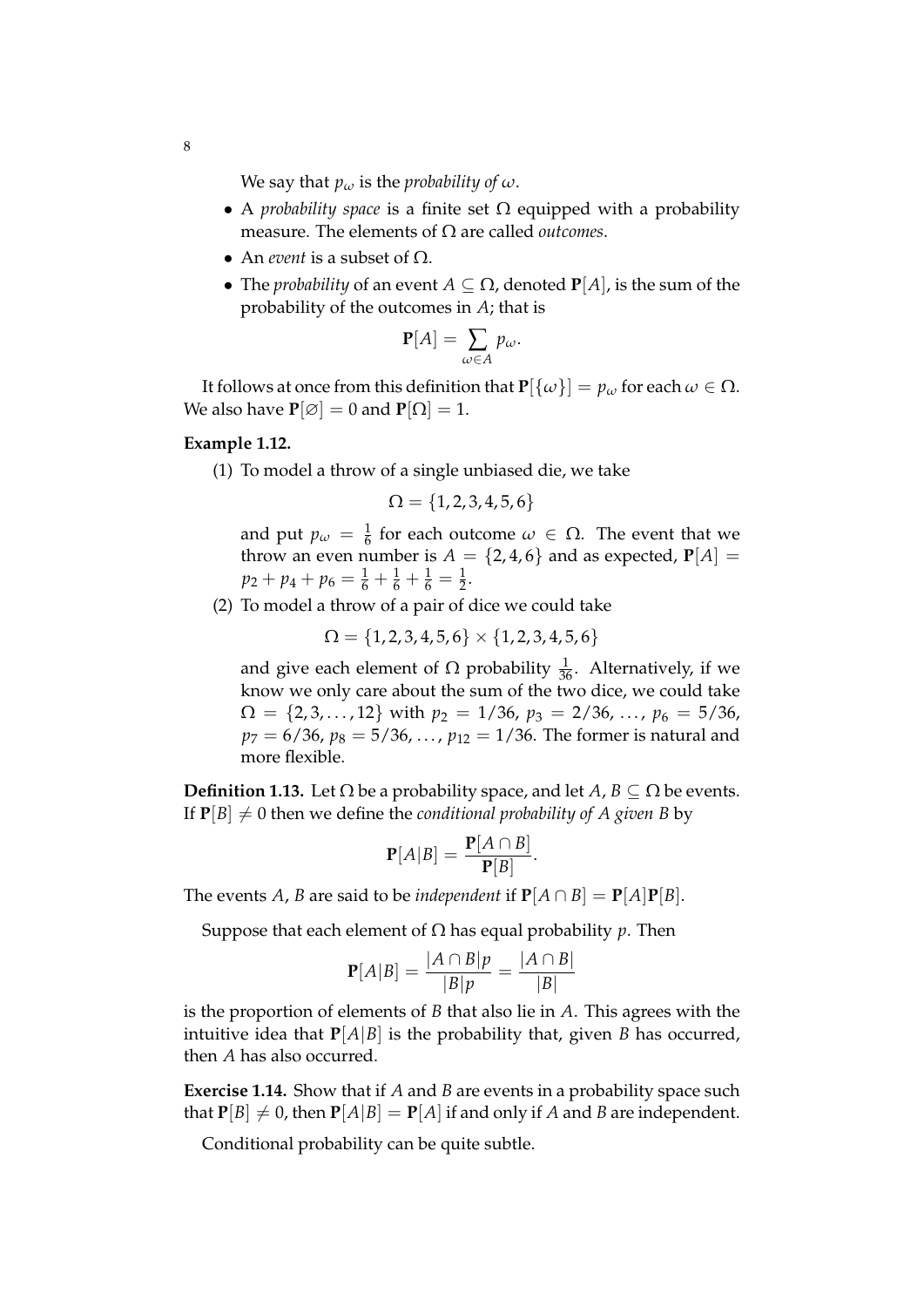We say that $p_\omega$ is the *probability of* $\omega$.

- A *probability space* is a finite set $\Omega$ equipped with a probability measure. The elements of $\Omega$ are called *outcomes*.
- An *event* is a subset of $\Omega$.
- The *probability* of an event $A \subseteq \Omega$, denoted $\mathbf{P}[A]$, is the sum of the probability of the outcomes in $A$; that is

$$\mathbf{P}[A] = \sum_{\omega \in A} p_\omega.$$

It follows at once from this definition that $\mathbf{P}[\{\omega\}] = p_\omega$ for each $\omega \in \Omega$. We also have $\mathbf{P}[\varnothing] = 0$ and $\mathbf{P}[\Omega] = 1$.

**Example 1.12.**

(1) To model a throw of a single unbiased die, we take

$$\Omega = \{1, 2, 3, 4, 5, 6\}$$

and put $p_\omega = \frac{1}{6}$ for each outcome $\omega \in \Omega$. The event that we throw an even number is $A = \{2, 4, 6\}$ and as expected, $\mathbf{P}[A] = p_2 + p_4 + p_6 = \frac{1}{6} + \frac{1}{6} + \frac{1}{6} = \frac{1}{2}$.

(2) To model a throw of a pair of dice we could take

$$\Omega = \{1, 2, 3, 4, 5, 6\} \times \{1, 2, 3, 4, 5, 6\}$$

and give each element of $\Omega$ probability $\frac{1}{36}$. Alternatively, if we know we only care about the sum of the two dice, we could take $\Omega = \{2, 3, \ldots, 12\}$ with $p_2 = 1/36$, $p_3 = 2/36$, $\ldots$, $p_6 = 5/36$, $p_7 = 6/36$, $p_8 = 5/36$, $\ldots$, $p_{12} = 1/36$. The former is natural and more flexible.

**Definition 1.13.** Let $\Omega$ be a probability space, and let $A, B \subseteq \Omega$ be events. If $\mathbf{P}[B] \neq 0$ then we define the *conditional probability of $A$ given $B$* by

$$\mathbf{P}[A|B] = \frac{\mathbf{P}[A \cap B]}{\mathbf{P}[B]}.$$

The events $A$, $B$ are said to be *independent* if $\mathbf{P}[A \cap B] = \mathbf{P}[A]\mathbf{P}[B]$.

Suppose that each element of $\Omega$ has equal probability $p$. Then

$$\mathbf{P}[A|B] = \frac{|A \cap B| p}{|B| p} = \frac{|A \cap B|}{|B|}$$

is the proportion of elements of $B$ that also lie in $A$. This agrees with the intuitive idea that $\mathbf{P}[A|B]$ is the probability that, given $B$ has occurred, then $A$ has also occurred.

**Exercise 1.14.** Show that if $A$ and $B$ are events in a probability space such that $\mathbf{P}[B] \neq 0$, then $\mathbf{P}[A|B] = \mathbf{P}[A]$ if and only if $A$ and $B$ are independent.

Conditional probability can be quite subtle.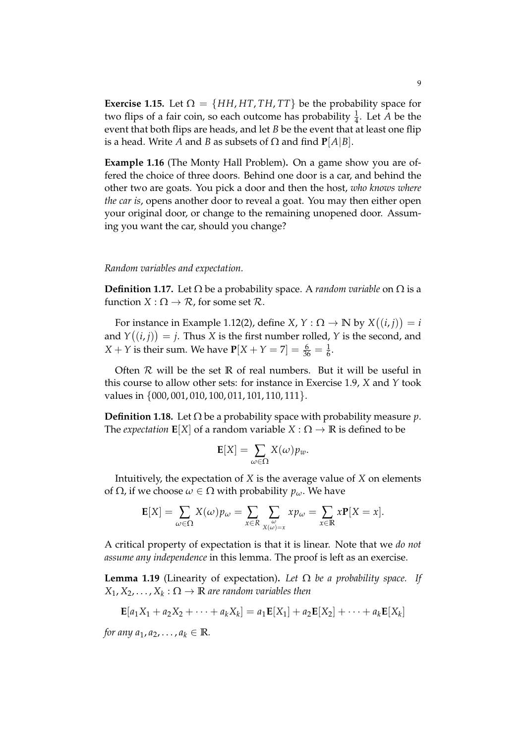**Exercise 1.15.** Let $\Omega = \{HH, HT, TH, TT\}$ be the probability space for two flips of a fair coin, so each outcome has probability $\frac{1}{4}$. Let $A$ be the event that both flips are heads, and let $B$ be the event that at least one flip is a head. Write $A$ and $B$ as subsets of $\Omega$ and find $\mathbf{P}[A|B]$.

**Example 1.16** (The Monty Hall Problem)**.** On a game show you are offered the choice of three doors. Behind one door is a car, and behind the other two are goats. You pick a door and then the host, *who knows where the car is*, opens another door to reveal a goat. You may then either open your original door, or change to the remaining unopened door. Assuming you want the car, should you change?

*Random variables and expectation.*

**Definition 1.17.** Let $\Omega$ be a probability space. A *random variable* on $\Omega$ is a function $X : \Omega \to \mathcal{R}$, for some set $\mathcal{R}$.

For instance in Example 1.12(2), define $X, Y : \Omega \to \mathbb{N}$ by $X\big((i,j)\big) = i$ and $Y\big((i,j)\big) = j$. Thus $X$ is the first number rolled, $Y$ is the second, and $X + Y$ is their sum. We have $\mathbf{P}[X + Y = 7] = \frac{6}{36} = \frac{1}{6}$.

Often $\mathcal{R}$ will be the set $\mathbb{R}$ of real numbers. But it will be useful in this course to allow other sets: for instance in Exercise 1.9, $X$ and $Y$ took values in $\{000, 001, 010, 100, 011, 101, 110, 111\}$.

**Definition 1.18.** Let $\Omega$ be a probability space with probability measure $p$. The *expectation* $\mathbf{E}[X]$ of a random variable $X : \Omega \to \mathbb{R}$ is defined to be

$$\mathbf{E}[X] = \sum_{\omega \in \Omega} X(\omega) p_w.$$

Intuitively, the expectation of $X$ is the average value of $X$ on elements of $\Omega$, if we choose $\omega \in \Omega$ with probability $p_\omega$. We have

$$\mathbf{E}[X] = \sum_{\omega \in \Omega} X(\omega) p_\omega = \sum_{x \in R} \sum_{\substack{\omega \\ X(\omega) = x}} x p_\omega = \sum_{x \in \mathbb{R}} x \mathbf{P}[X = x].$$

A critical property of expectation is that it is linear. Note that we *do not assume any independence* in this lemma. The proof is left as an exercise.

**Lemma 1.19** (Linearity of expectation)**.** *Let $\Omega$ be a probability space. If $X_1, X_2, \ldots, X_k : \Omega \to \mathbb{R}$ are random variables then*

$$\mathbf{E}[a_1 X_1 + a_2 X_2 + \cdots + a_k X_k] = a_1 \mathbf{E}[X_1] + a_2 \mathbf{E}[X_2] + \cdots + a_k \mathbf{E}[X_k]$$

*for any $a_1, a_2, \ldots, a_k \in \mathbb{R}$.*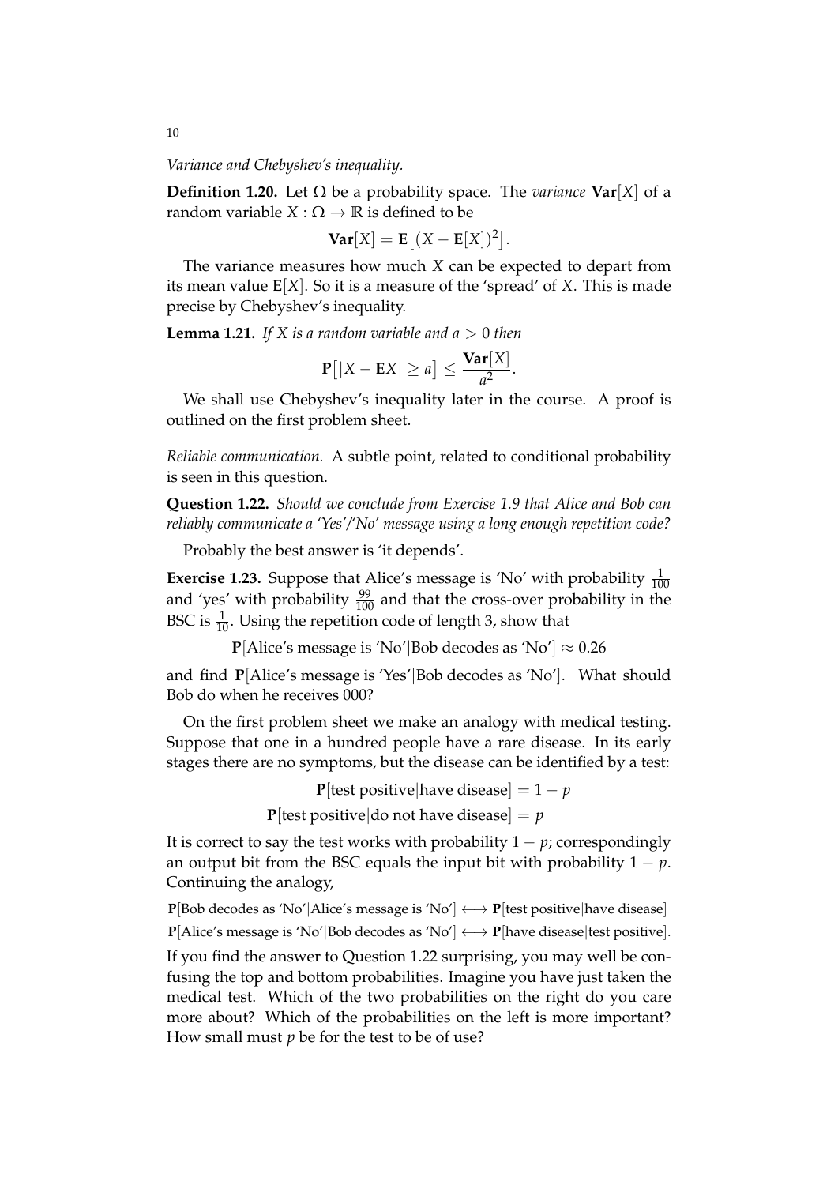*Variance and Chebyshev's inequality.*

**Definition 1.20.** Let $\Omega$ be a probability space. The *variance* $\mathbf{Var}[X]$ of a random variable $X : \Omega \to \mathbb{R}$ is defined to be

$$\mathbf{Var}[X] = \mathbf{E}\big[(X - \mathbf{E}[X])^2\big].$$

The variance measures how much $X$ can be expected to depart from its mean value $\mathbf{E}[X]$. So it is a measure of the 'spread' of $X$. This is made precise by Chebyshev's inequality.

**Lemma 1.21.** *If $X$ is a random variable and $a > 0$ then*

$$\mathbf{P}\big[|X - \mathbf{E}X| \geq a\big] \leq \frac{\mathbf{Var}[X]}{a^2}.$$

We shall use Chebyshev's inequality later in the course. A proof is outlined on the first problem sheet.

*Reliable communication.* A subtle point, related to conditional probability is seen in this question.

**Question 1.22.** *Should we conclude from Exercise 1.9 that Alice and Bob can reliably communicate a 'Yes'/'No' message using a long enough repetition code?*

Probably the best answer is 'it depends'.

**Exercise 1.23.** Suppose that Alice's message is 'No' with probability $\frac{1}{100}$ and 'yes' with probability $\frac{99}{100}$ and that the cross-over probability in the BSC is $\frac{1}{10}$. Using the repetition code of length 3, show that

$$\mathbf{P}[\text{Alice's message is 'No'}|\text{Bob decodes as 'No'}] \approx 0.26$$

and find $\mathbf{P}[\text{Alice's message is 'Yes'}|\text{Bob decodes as 'No'}]$. What should Bob do when he receives 000?

On the first problem sheet we make an analogy with medical testing. Suppose that one in a hundred people have a rare disease. In its early stages there are no symptoms, but the disease can be identified by a test:

$$\mathbf{P}[\text{test positive}|\text{have disease}] = 1 - p$$
$$\mathbf{P}[\text{test positive}|\text{do not have disease}] = p$$

It is correct to say the test works with probability $1 - p$; correspondingly an output bit from the BSC equals the input bit with probability $1 - p$. Continuing the analogy,

$$\mathbf{P}[\text{Bob decodes as 'No'}|\text{Alice's message is 'No'}] \longleftrightarrow \mathbf{P}[\text{test positive}|\text{have disease}]$$
$$\mathbf{P}[\text{Alice's message is 'No'}|\text{Bob decodes as 'No'}] \longleftrightarrow \mathbf{P}[\text{have disease}|\text{test positive}].$$

If you find the answer to Question 1.22 surprising, you may well be confusing the top and bottom probabilities. Imagine you have just taken the medical test. Which of the two probabilities on the right do you care more about? Which of the probabilities on the left is more important? How small must $p$ be for the test to be of use?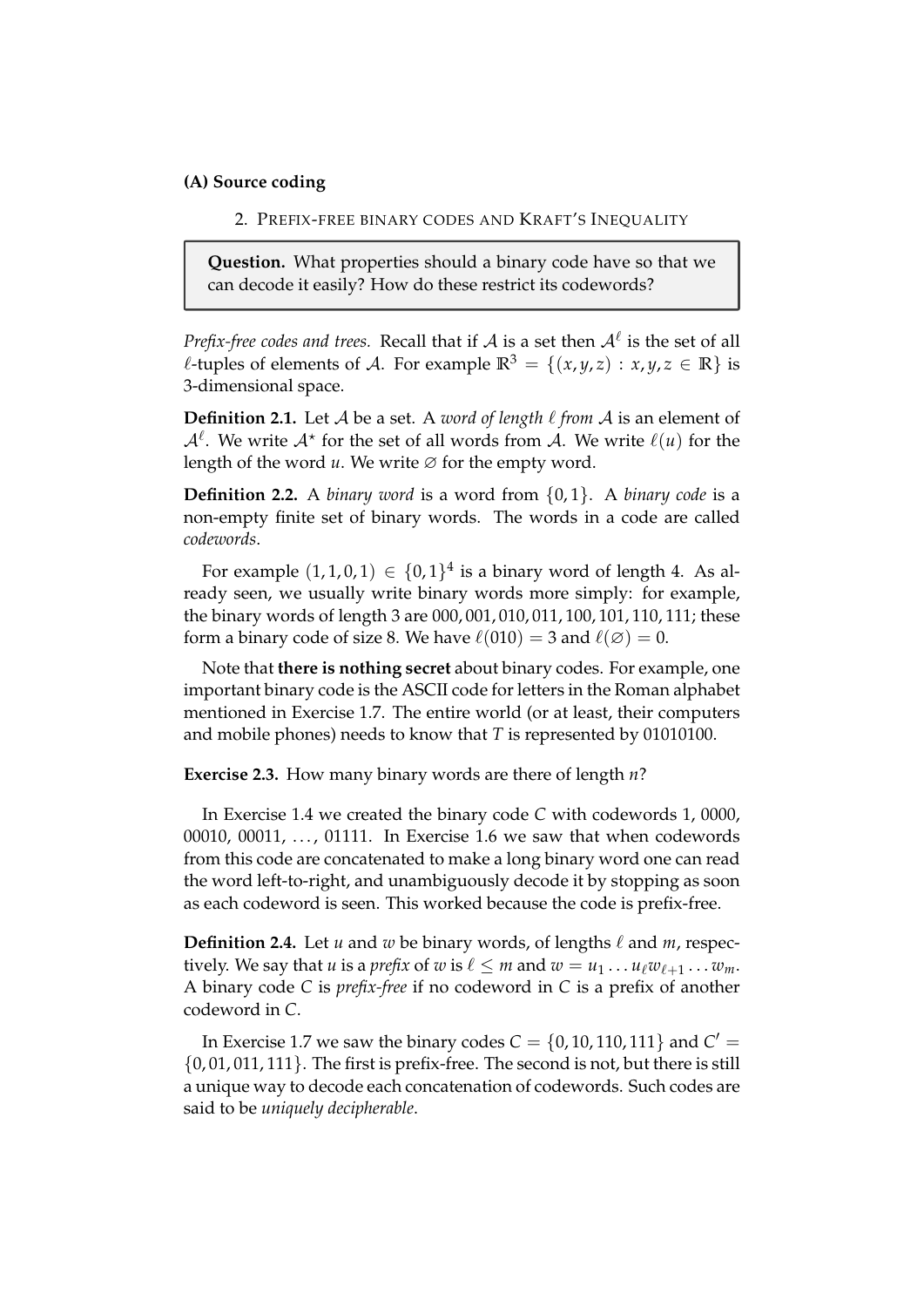**(A) Source coding**

## 2. Prefix-free binary codes and Kraft's Inequality

> **Question.** What properties should a binary code have so that we can decode it easily? How do these restrict its codewords?

*Prefix-free codes and trees.* Recall that if $\mathcal{A}$ is a set then $\mathcal{A}^\ell$ is the set of all $\ell$-tuples of elements of $\mathcal{A}$. For example $\mathbb{R}^3 = \{(x, y, z) : x, y, z \in \mathbb{R}\}$ is 3-dimensional space.

**Definition 2.1.** Let $\mathcal{A}$ be a set. A *word of length $\ell$ from $\mathcal{A}$* is an element of $\mathcal{A}^\ell$. We write $\mathcal{A}^\star$ for the set of all words from $\mathcal{A}$. We write $\ell(u)$ for the length of the word $u$. We write $\varnothing$ for the empty word.

**Definition 2.2.** A *binary word* is a word from $\{0, 1\}$. A *binary code* is a non-empty finite set of binary words. The words in a code are called *codewords*.

For example $(1, 1, 0, 1) \in \{0, 1\}^4$ is a binary word of length 4. As already seen, we usually write binary words more simply: for example, the binary words of length 3 are 000, 001, 010, 011, 100, 101, 110, 111; these form a binary code of size 8. We have $\ell(010) = 3$ and $\ell(\varnothing) = 0$.

Note that **there is nothing secret** about binary codes. For example, one important binary code is the ASCII code for letters in the Roman alphabet mentioned in Exercise 1.7. The entire world (or at least, their computers and mobile phones) needs to know that $T$ is represented by 01010100.

**Exercise 2.3.** How many binary words are there of length $n$?

In Exercise 1.4 we created the binary code $C$ with codewords 1, 0000, 00010, 00011, ..., 01111. In Exercise 1.6 we saw that when codewords from this code are concatenated to make a long binary word one can read the word left-to-right, and unambiguously decode it by stopping as soon as each codeword is seen. This worked because the code is prefix-free.

**Definition 2.4.** Let $u$ and $w$ be binary words, of lengths $\ell$ and $m$, respectively. We say that $u$ is a *prefix* of $w$ is $\ell \leq m$ and $w = u_1 \ldots u_\ell w_{\ell+1} \ldots w_m$. A binary code $C$ is *prefix-free* if no codeword in $C$ is a prefix of another codeword in $C$.

In Exercise 1.7 we saw the binary codes $C = \{0, 10, 110, 111\}$ and $C' = \{0, 01, 011, 111\}$. The first is prefix-free. The second is not, but there is still a unique way to decode each concatenation of codewords. Such codes are said to be *uniquely decipherable*.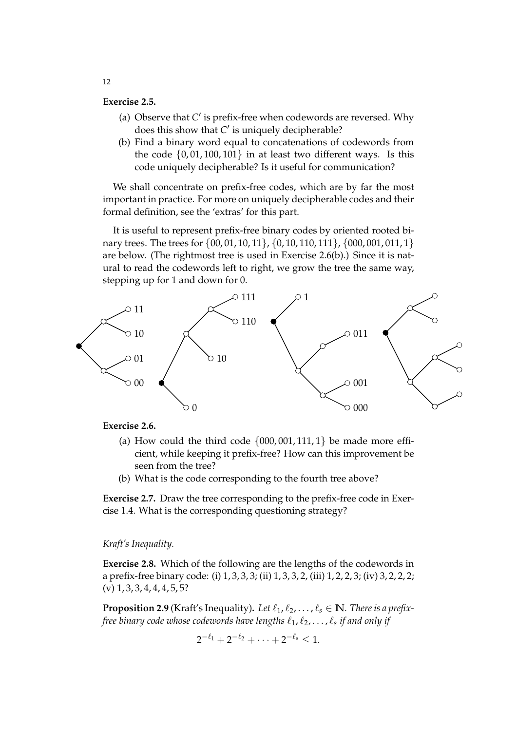**Exercise 2.5.**

(a) Observe that $C'$ is prefix-free when codewords are reversed. Why does this show that $C'$ is uniquely decipherable?

(b) Find a binary word equal to concatenations of codewords from the code $\{0, 01, 100, 101\}$ in at least two different ways. Is this code uniquely decipherable? Is it useful for communication?

We shall concentrate on prefix-free codes, which are by far the most important in practice. For more on uniquely decipherable codes and their formal definition, see the 'extras' for this part.

It is useful to represent prefix-free binary codes by oriented rooted binary trees. The trees for $\{00, 01, 10, 11\}$, $\{0, 10, 110, 111\}$, $\{000, 001, 011, 1\}$ are below. (The rightmost tree is used in Exercise 2.6(b).) Since it is natural to read the codewords left to right, we grow the tree the same way, stepping up for 1 and down for 0.

**Exercise 2.6.**

(a) How could the third code $\{000, 001, 111, 1\}$ be made more efficient, while keeping it prefix-free? How can this improvement be seen from the tree?

(b) What is the code corresponding to the fourth tree above?

**Exercise 2.7.** Draw the tree corresponding to the prefix-free code in Exercise 1.4. What is the corresponding questioning strategy?

*Kraft's Inequality.*

**Exercise 2.8.** Which of the following are the lengths of the codewords in a prefix-free binary code: (i) $1, 3, 3, 3$; (ii) $1, 3, 3, 2$, (iii) $1, 2, 2, 3$; (iv) $3, 2, 2, 2$; (v) $1, 3, 3, 4, 4, 4, 5, 5$?

**Proposition 2.9** (Kraft's Inequality). *Let $\ell_1, \ell_2, \ldots, \ell_s \in \mathbb{N}$. There is a prefix-free binary code whose codewords have lengths $\ell_1, \ell_2, \ldots, \ell_s$ if and only if*

$$2^{-\ell_1} + 2^{-\ell_2} + \cdots + 2^{-\ell_s} \leq 1.$$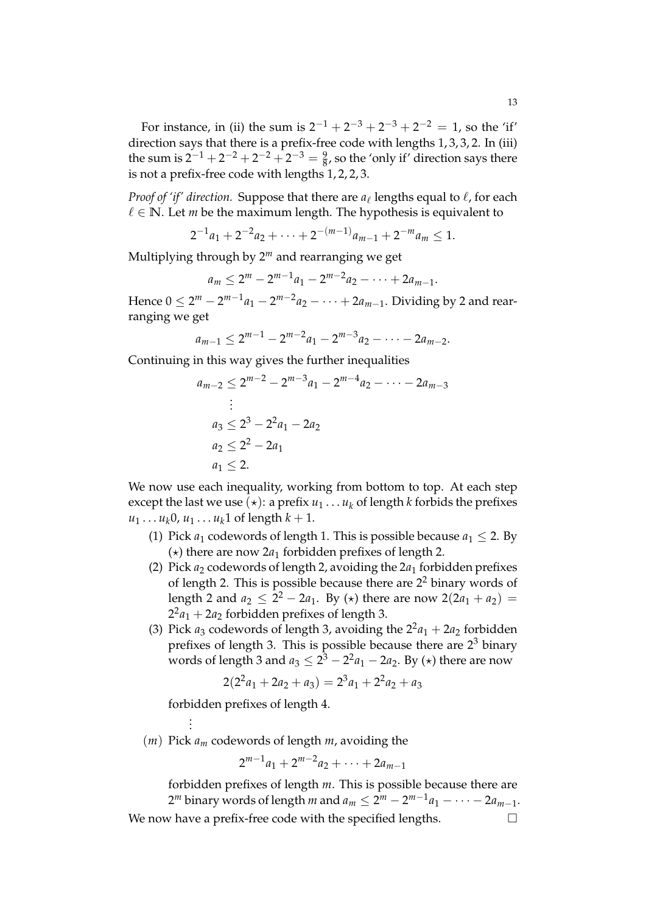For instance, in (ii) the sum is $2^{-1} + 2^{-3} + 2^{-3} + 2^{-2} = 1$, so the 'if' direction says that there is a prefix-free code with lengths $1, 3, 3, 2$. In (iii) the sum is $2^{-1} + 2^{-2} + 2^{-2} + 2^{-3} = \frac{9}{8}$, so the 'only if' direction says there is not a prefix-free code with lengths $1, 2, 2, 3$.

*Proof of 'if' direction.* Suppose that there are $a_\ell$ lengths equal to $\ell$, for each $\ell \in \mathbb{N}$. Let $m$ be the maximum length. The hypothesis is equivalent to

$$2^{-1}a_1 + 2^{-2}a_2 + \cdots + 2^{-(m-1)}a_{m-1} + 2^{-m}a_m \leq 1.$$

Multiplying through by $2^m$ and rearranging we get

$$a_m \leq 2^m - 2^{m-1}a_1 - 2^{m-2}a_2 - \cdots + 2a_{m-1}.$$

Hence $0 \leq 2^m - 2^{m-1}a_1 - 2^{m-2}a_2 - \cdots + 2a_{m-1}$. Dividing by 2 and rearranging we get

$$a_{m-1} \leq 2^{m-1} - 2^{m-2}a_1 - 2^{m-3}a_2 - \cdots - 2a_{m-2}.$$

Continuing in this way gives the further inequalities

$$\begin{aligned}
a_{m-2} &\leq 2^{m-2} - 2^{m-3}a_1 - 2^{m-4}a_2 - \cdots - 2a_{m-3} \\
&\vdots \\
a_3 &\leq 2^3 - 2^2a_1 - 2a_2 \\
a_2 &\leq 2^2 - 2a_1 \\
a_1 &\leq 2.
\end{aligned}$$

We now use each inequality, working from bottom to top. At each step except the last we use $(\star)$: a prefix $u_1 \ldots u_k$ of length $k$ forbids the prefixes $u_1 \ldots u_k0$, $u_1 \ldots u_k1$ of length $k+1$.

(1) Pick $a_1$ codewords of length 1. This is possible because $a_1 \leq 2$. By $(\star)$ there are now $2a_1$ forbidden prefixes of length 2.

(2) Pick $a_2$ codewords of length 2, avoiding the $2a_1$ forbidden prefixes of length 2. This is possible because there are $2^2$ binary words of length 2 and $a_2 \leq 2^2 - 2a_1$. By $(\star)$ there are now $2(2a_1 + a_2) = 2^2a_1 + 2a_2$ forbidden prefixes of length 3.

(3) Pick $a_3$ codewords of length 3, avoiding the $2^2a_1 + 2a_2$ forbidden prefixes of length 3. This is possible because there are $2^3$ binary words of length 3 and $a_3 \leq 2^3 - 2^2a_1 - 2a_2$. By $(\star)$ there are now

$$2(2^2a_1 + 2a_2 + a_3) = 2^3a_1 + 2^2a_2 + a_3$$

forbidden prefixes of length 4.

$\vdots$

$(m)$ Pick $a_m$ codewords of length $m$, avoiding the

$$2^{m-1}a_1 + 2^{m-2}a_2 + \cdots + 2a_{m-1}$$

forbidden prefixes of length $m$. This is possible because there are $2^m$ binary words of length $m$ and $a_m \leq 2^m - 2^{m-1}a_1 - \cdots - 2a_{m-1}$.

We now have a prefix-free code with the specified lengths. □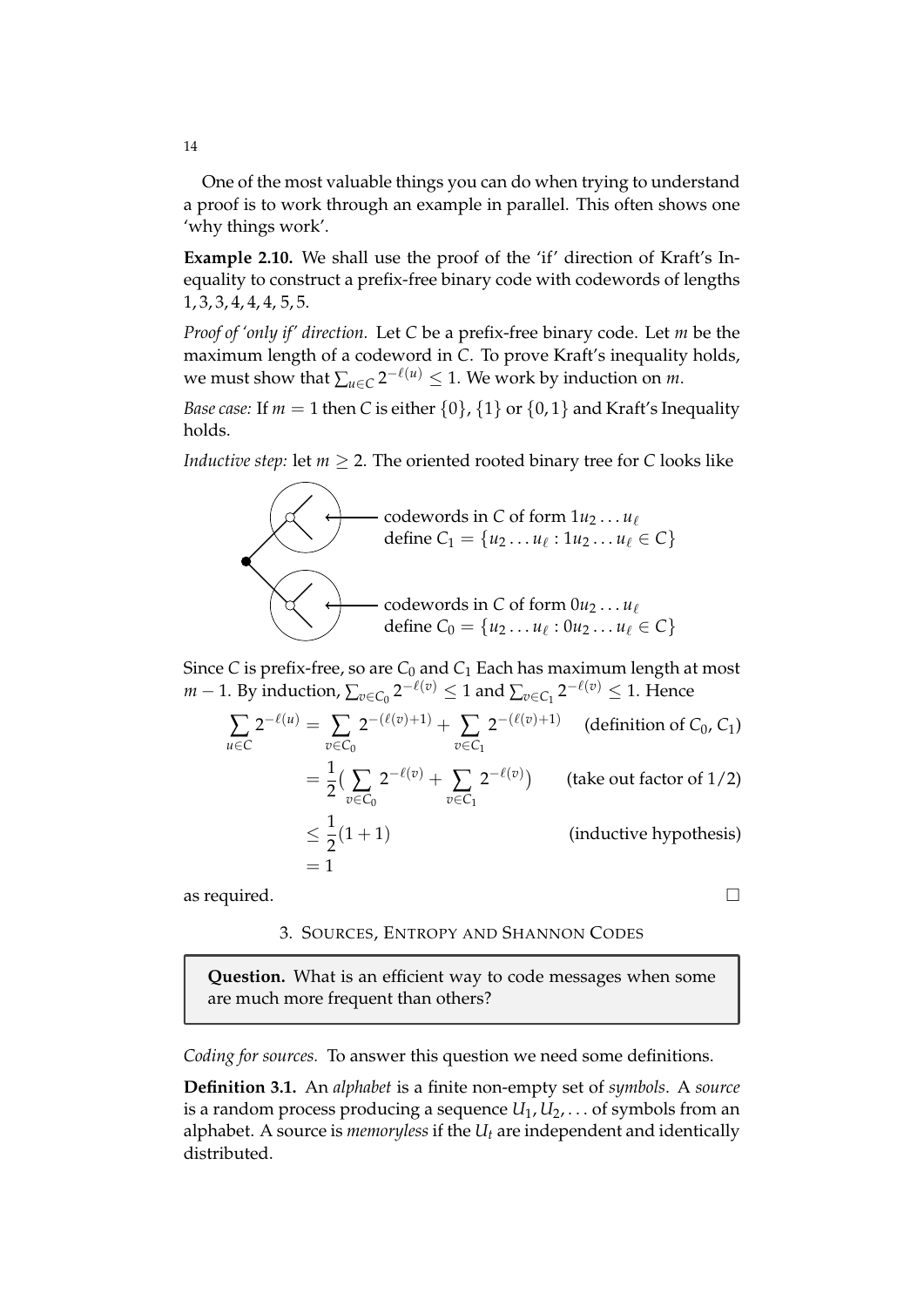One of the most valuable things you can do when trying to understand a proof is to work through an example in parallel. This often shows one 'why things work'.

**Example 2.10.** We shall use the proof of the 'if' direction of Kraft's Inequality to construct a prefix-free binary code with codewords of lengths $1, 3, 3, 4, 4, 4, 5, 5$.

*Proof of 'only if' direction.* Let $C$ be a prefix-free binary code. Let $m$ be the maximum length of a codeword in $C$. To prove Kraft's inequality holds, we must show that $\sum_{u \in C} 2^{-\ell(u)} \leq 1$. We work by induction on $m$.

*Base case:* If $m = 1$ then $C$ is either $\{0\}$, $\{1\}$ or $\{0, 1\}$ and Kraft's Inequality holds.

*Inductive step:* let $m \geq 2$. The oriented rooted binary tree for $C$ looks like

codewords in $C$ of form $1u_2 \ldots u_\ell$
define $C_1 = \{u_2 \ldots u_\ell : 1u_2 \ldots u_\ell \in C\}$

codewords in $C$ of form $0u_2 \ldots u_\ell$
define $C_0 = \{u_2 \ldots u_\ell : 0u_2 \ldots u_\ell \in C\}$

Since $C$ is prefix-free, so are $C_0$ and $C_1$ Each has maximum length at most $m - 1$. By induction, $\sum_{v \in C_0} 2^{-\ell(v)} \leq 1$ and $\sum_{v \in C_1} 2^{-\ell(v)} \leq 1$. Hence

$$
\begin{aligned}
\sum_{u \in C} 2^{-\ell(u)} &= \sum_{v \in C_0} 2^{-(\ell(v)+1)} + \sum_{v \in C_1} 2^{-(\ell(v)+1)} && \text{(definition of } C_0, C_1\text{)} \\
&= \frac{1}{2}\Big( \sum_{v \in C_0} 2^{-\ell(v)} + \sum_{v \in C_1} 2^{-\ell(v)} \Big) && \text{(take out factor of } 1/2\text{)} \\
&\leq \frac{1}{2}(1 + 1) && \text{(inductive hypothesis)} \\
&= 1
\end{aligned}
$$

as required. □

## 3. Sources, Entropy and Shannon Codes

> **Question.** What is an efficient way to code messages when some are much more frequent than others?

*Coding for sources.* To answer this question we need some definitions.

**Definition 3.1.** An *alphabet* is a finite non-empty set of *symbols*. A *source* is a random process producing a sequence $U_1, U_2, \ldots$ of symbols from an alphabet. A source is *memoryless* if the $U_t$ are independent and identically distributed.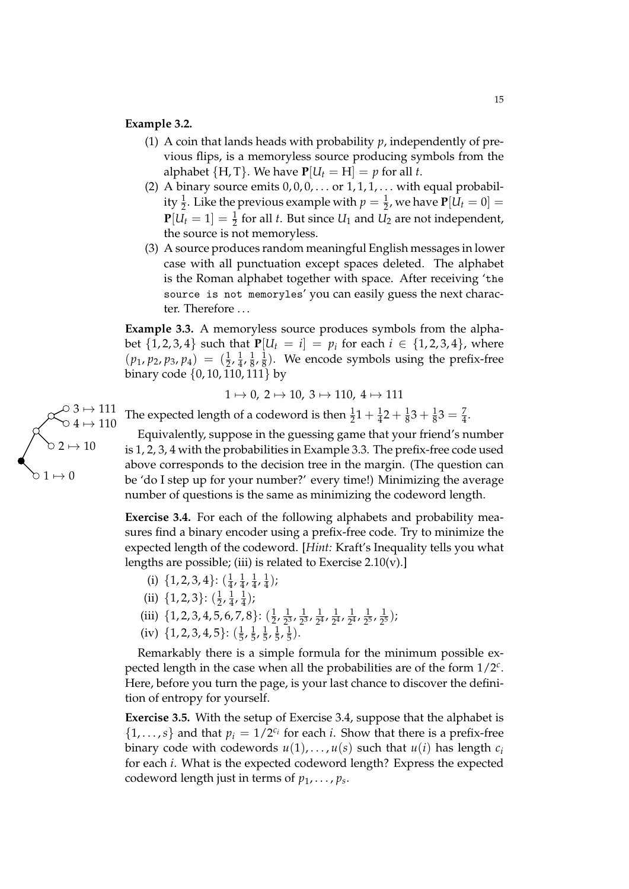**Example 3.2.**

(1) A coin that lands heads with probability $p$, independently of previous flips, is a memoryless source producing symbols from the alphabet $\{\mathrm{H}, \mathrm{T}\}$. We have $\mathbf{P}[U_t = \mathrm{H}] = p$ for all $t$.

(2) A binary source emits $0, 0, 0, \ldots$ or $1, 1, 1, \ldots$ with equal probability $\frac{1}{2}$. Like the previous example with $p = \frac{1}{2}$, we have $\mathbf{P}[U_t = 0] = \mathbf{P}[U_t = 1] = \frac{1}{2}$ for all $t$. But since $U_1$ and $U_2$ are not independent, the source is not memoryless.

(3) A source produces random meaningful English messages in lower case with all punctuation except spaces deleted. The alphabet is the Roman alphabet together with space. After receiving '`the source is not memoryles`' you can easily guess the next character. Therefore . . .

**Example 3.3.** A memoryless source produces symbols from the alphabet $\{1, 2, 3, 4\}$ such that $\mathbf{P}[U_t = i] = p_i$ for each $i \in \{1, 2, 3, 4\}$, where $(p_1, p_2, p_3, p_4) = (\frac{1}{2}, \frac{1}{4}, \frac{1}{8}, \frac{1}{8})$. We encode symbols using the prefix-free binary code $\{0, 10, 110, 111\}$ by

$$1 \mapsto 0,\ 2 \mapsto 10,\ 3 \mapsto 110,\ 4 \mapsto 111$$

The expected length of a codeword is then $\frac{1}{2}1 + \frac{1}{4}2 + \frac{1}{8}3 + \frac{1}{8}3 = \frac{7}{4}$.

$3 \mapsto 111$
$4 \mapsto 110$
$2 \mapsto 10$
$1 \mapsto 0$

Equivalently, suppose in the guessing game that your friend's number is 1, 2, 3, 4 with the probabilities in Example 3.3. The prefix-free code used above corresponds to the decision tree in the margin. (The question can be 'do I step up for your number?' every time!) Minimizing the average number of questions is the same as minimizing the codeword length.

**Exercise 3.4.** For each of the following alphabets and probability measures find a binary encoder using a prefix-free code. Try to minimize the expected length of the codeword. [*Hint:* Kraft's Inequality tells you what lengths are possible; (iii) is related to Exercise 2.10(v).]

(i) $\{1, 2, 3, 4\}$: $(\frac{1}{4}, \frac{1}{4}, \frac{1}{4}, \frac{1}{4})$;

(ii) $\{1, 2, 3\}$: $(\frac{1}{2}, \frac{1}{4}, \frac{1}{4})$;

(iii) $\{1, 2, 3, 4, 5, 6, 7, 8\}$: $(\frac{1}{2}, \frac{1}{2^3}, \frac{1}{2^3}, \frac{1}{2^4}, \frac{1}{2^4}, \frac{1}{2^4}, \frac{1}{2^5}, \frac{1}{2^5})$;

(iv) $\{1, 2, 3, 4, 5\}$: $(\frac{1}{5}, \frac{1}{5}, \frac{1}{5}, \frac{1}{5}, \frac{1}{5})$.

Remarkably there is a simple formula for the minimum possible expected length in the case when all the probabilities are of the form $1/2^c$. Here, before you turn the page, is your last chance to discover the definition of entropy for yourself.

**Exercise 3.5.** With the setup of Exercise 3.4, suppose that the alphabet is $\{1, \ldots, s\}$ and that $p_i = 1/2^{c_i}$ for each $i$. Show that there is a prefix-free binary code with codewords $u(1), \ldots, u(s)$ such that $u(i)$ has length $c_i$ for each $i$. What is the expected codeword length? Express the expected codeword length just in terms of $p_1, \ldots, p_s$.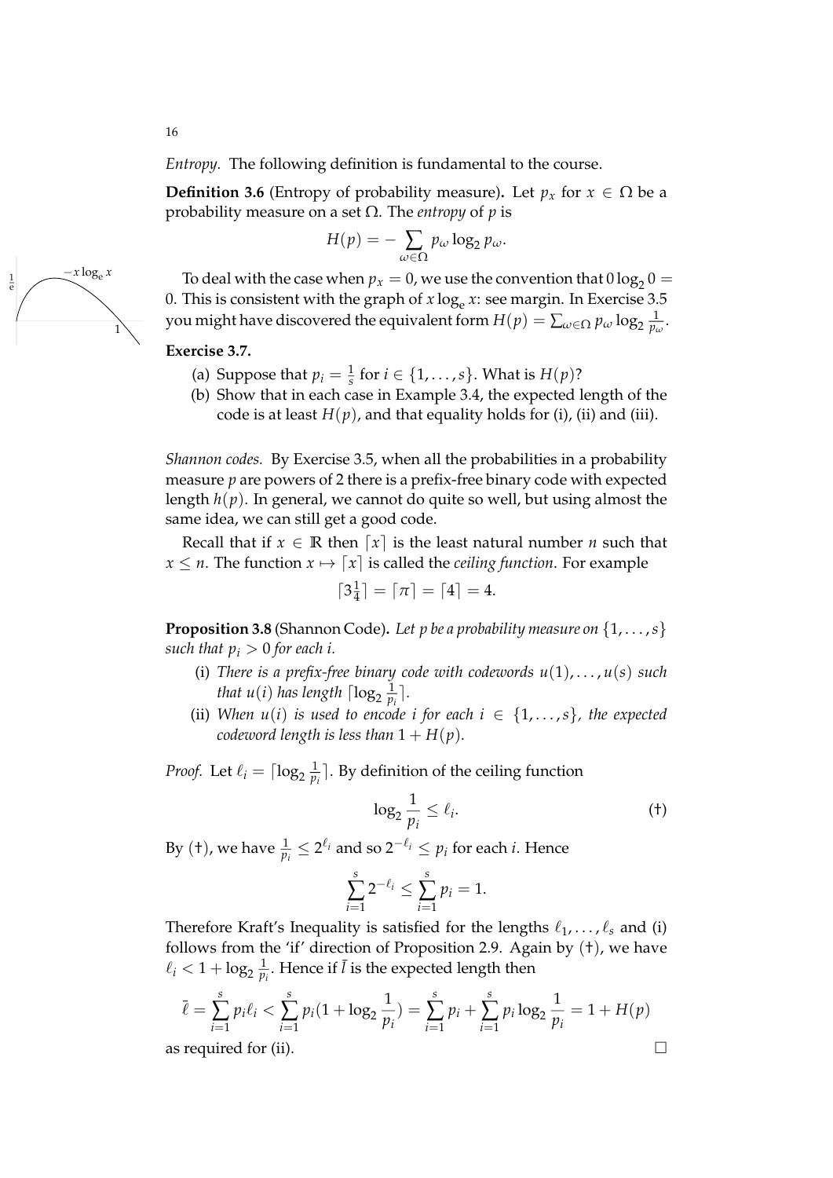*Entropy.* The following definition is fundamental to the course.

**Definition 3.6** (Entropy of probability measure)**.** Let $p_x$ for $x \in \Omega$ be a probability measure on a set $\Omega$. The *entropy* of $p$ is

$$H(p) = -\sum_{\omega \in \Omega} p_\omega \log_2 p_\omega.$$

To deal with the case when $p_x = 0$, we use the convention that $0 \log_2 0 = 0$. This is consistent with the graph of $x \log_e x$: see margin. In Exercise 3.5 you might have discovered the equivalent form $H(p) = \sum_{\omega \in \Omega} p_\omega \log_2 \frac{1}{p_\omega}$.

**Exercise 3.7.**

(a) Suppose that $p_i = \frac{1}{s}$ for $i \in \{1, \ldots, s\}$. What is $H(p)$?

(b) Show that in each case in Example 3.4, the expected length of the code is at least $H(p)$, and that equality holds for (i), (ii) and (iii).

*Shannon codes.* By Exercise 3.5, when all the probabilities in a probability measure $p$ are powers of 2 there is a prefix-free binary code with expected length $h(p)$. In general, we cannot do quite so well, but using almost the same idea, we can still get a good code.

Recall that if $x \in \mathbb{R}$ then $\lceil x \rceil$ is the least natural number $n$ such that $x \leq n$. The function $x \mapsto \lceil x \rceil$ is called the *ceiling function*. For example

$$\lceil 3\tfrac{1}{4} \rceil = \lceil \pi \rceil = \lceil 4 \rceil = 4.$$

**Proposition 3.8** (Shannon Code)**.** *Let $p$ be a probability measure on $\{1, \ldots, s\}$ such that $p_i > 0$ for each $i$.*

(i) *There is a prefix-free binary code with codewords $u(1), \ldots, u(s)$ such that $u(i)$ has length $\lceil \log_2 \frac{1}{p_i} \rceil$.*

(ii) *When $u(i)$ is used to encode $i$ for each $i \in \{1, \ldots, s\}$, the expected codeword length is less than $1 + H(p)$.*

*Proof.* Let $\ell_i = \lceil \log_2 \frac{1}{p_i} \rceil$. By definition of the ceiling function

$$\log_2 \frac{1}{p_i} \leq \ell_i. \qquad (\dagger)$$

By ($\dagger$), we have $\frac{1}{p_i} \leq 2^{\ell_i}$ and so $2^{-\ell_i} \leq p_i$ for each $i$. Hence

$$\sum_{i=1}^{s} 2^{-\ell_i} \leq \sum_{i=1}^{s} p_i = 1.$$

Therefore Kraft's Inequality is satisfied for the lengths $\ell_1, \ldots, \ell_s$ and (i) follows from the 'if' direction of Proposition 2.9. Again by ($\dagger$), we have $\ell_i < 1 + \log_2 \frac{1}{p_i}$. Hence if $\bar{l}$ is the expected length then

$$\bar{\ell} = \sum_{i=1}^{s} p_i \ell_i < \sum_{i=1}^{s} p_i (1 + \log_2 \frac{1}{p_i}) = \sum_{i=1}^{s} p_i + \sum_{i=1}^{s} p_i \log_2 \frac{1}{p_i} = 1 + H(p)$$

as required for (ii). □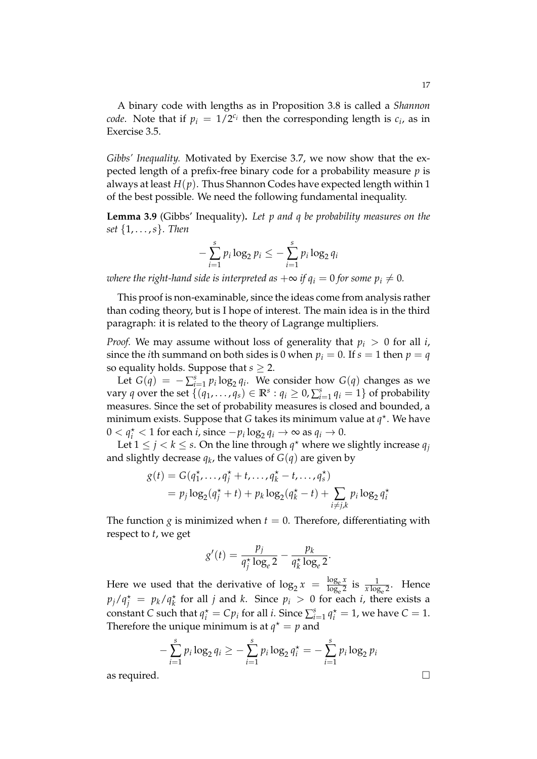A binary code with lengths as in Proposition 3.8 is called a *Shannon code*. Note that if $p_i = 1/2^{c_i}$ then the corresponding length is $c_i$, as in Exercise 3.5.

*Gibbs' Inequality.* Motivated by Exercise 3.7, we now show that the expected length of a prefix-free binary code for a probability measure $p$ is always at least $H(p)$. Thus Shannon Codes have expected length within 1 of the best possible. We need the following fundamental inequality.

**Lemma 3.9** (Gibbs' Inequality)**.** *Let $p$ and $q$ be probability measures on the set $\{1, \ldots, s\}$. Then*

$$-\sum_{i=1}^{s} p_i \log_2 p_i \leq -\sum_{i=1}^{s} p_i \log_2 q_i$$

*where the right-hand side is interpreted as $+\infty$ if $q_i = 0$ for some $p_i \neq 0$.*

This proof is non-examinable, since the ideas come from analysis rather than coding theory, but is I hope of interest. The main idea is in the third paragraph: it is related to the theory of Lagrange multipliers.

*Proof.* We may assume without loss of generality that $p_i > 0$ for all $i$, since the $i$th summand on both sides is 0 when $p_i = 0$. If $s = 1$ then $p = q$ so equality holds. Suppose that $s \geq 2$.

Let $G(q) = -\sum_{i=1}^{s} p_i \log_2 q_i$. We consider how $G(q)$ changes as we vary $q$ over the set $\{(q_1, \ldots, q_s) \in \mathbb{R}^s : q_i \geq 0, \sum_{i=1}^{s} q_i = 1\}$ of probability measures. Since the set of probability measures is closed and bounded, a minimum exists. Suppose that $G$ takes its minimum value at $q^\star$. We have $0 < q_i^\star < 1$ for each $i$, since $-p_i \log_2 q_i \to \infty$ as $q_i \to 0$.

Let $1 \leq j < k \leq s$. On the line through $q^\star$ where we slightly increase $q_j$ and slightly decrease $q_k$, the values of $G(q)$ are given by

$$\begin{aligned} g(t) &= G(q_1^\star, \ldots, q_j^\star + t, \ldots, q_k^\star - t, \ldots, q_s^\star) \\ &= p_j \log_2(q_j^\star + t) + p_k \log_2(q_k^\star - t) + \sum_{i \neq j,k} p_i \log_2 q_i^\star \end{aligned}$$

The function $g$ is minimized when $t = 0$. Therefore, differentiating with respect to $t$, we get

$$g'(t) = \frac{p_j}{q_j^\star \log_e 2} - \frac{p_k}{q_k^\star \log_e 2}.$$

Here we used that the derivative of $\log_2 x = \frac{\log_e x}{\log_e 2}$ is $\frac{1}{x \log_e 2}$. Hence $p_j / q_j^\star = p_k / q_k^\star$ for all $j$ and $k$. Since $p_i > 0$ for each $i$, there exists a constant $C$ such that $q_i^\star = C p_i$ for all $i$. Since $\sum_{i=1}^{s} q_i^\star = 1$, we have $C = 1$. Therefore the unique minimum is at $q^\star = p$ and

$$-\sum_{i=1}^{s} p_i \log_2 q_i \geq -\sum_{i=1}^{s} p_i \log_2 q_i^\star = -\sum_{i=1}^{s} p_i \log_2 p_i$$

as required. $\square$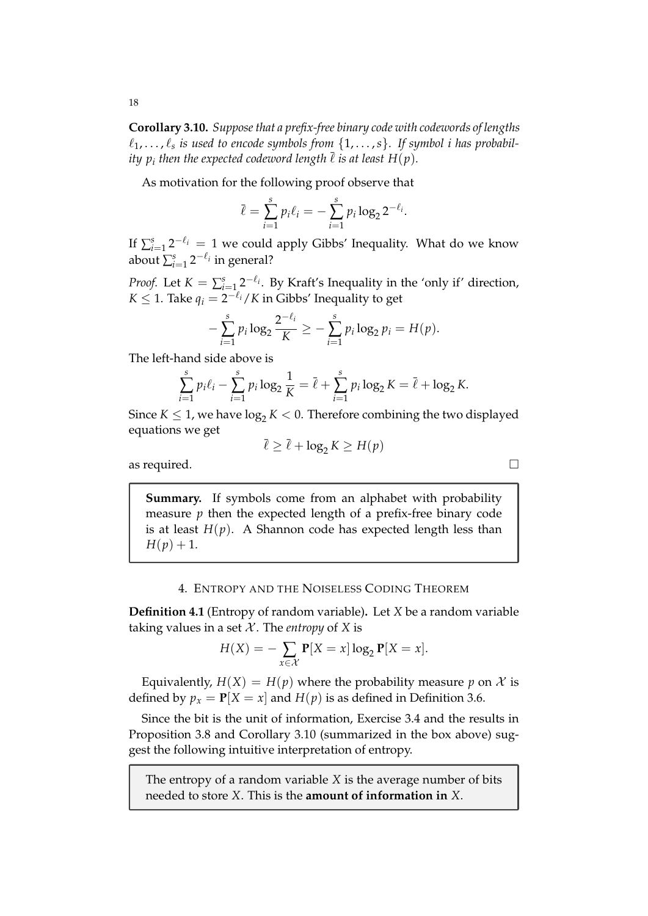**Corollary 3.10.** *Suppose that a prefix-free binary code with codewords of lengths $\ell_1, \ldots, \ell_s$ is used to encode symbols from $\{1, \ldots, s\}$. If symbol $i$ has probability $p_i$ then the expected codeword length $\bar{\ell}$ is at least $H(p)$.*

As motivation for the following proof observe that

$$\bar{\ell} = \sum_{i=1}^{s} p_i \ell_i = -\sum_{i=1}^{s} p_i \log_2 2^{-\ell_i}.$$

If $\sum_{i=1}^{s} 2^{-\ell_i} = 1$ we could apply Gibbs' Inequality. What do we know about $\sum_{i=1}^{s} 2^{-\ell_i}$ in general?

*Proof.* Let $K = \sum_{i=1}^{s} 2^{-\ell_i}$. By Kraft's Inequality in the 'only if' direction, $K \leq 1$. Take $q_i = 2^{-\ell_i}/K$ in Gibbs' Inequality to get

$$-\sum_{i=1}^{s} p_i \log_2 \frac{2^{-\ell_i}}{K} \geq -\sum_{i=1}^{s} p_i \log_2 p_i = H(p).$$

The left-hand side above is

$$\sum_{i=1}^{s} p_i \ell_i - \sum_{i=1}^{s} p_i \log_2 \frac{1}{K} = \bar{\ell} + \sum_{i=1}^{s} p_i \log_2 K = \bar{\ell} + \log_2 K.$$

Since $K \leq 1$, we have $\log_2 K < 0$. Therefore combining the two displayed equations we get

$$\bar{\ell} \geq \bar{\ell} + \log_2 K \geq H(p)$$

as required. □

> **Summary.** If symbols come from an alphabet with probability measure $p$ then the expected length of a prefix-free binary code is at least $H(p)$. A Shannon code has expected length less than $H(p) + 1$.

## 4. Entropy and the Noiseless Coding Theorem

**Definition 4.1** (Entropy of random variable)**.** Let $X$ be a random variable taking values in a set $\mathcal{X}$. The *entropy* of $X$ is

$$H(X) = -\sum_{x \in \mathcal{X}} \mathbf{P}[X = x] \log_2 \mathbf{P}[X = x].$$

Equivalently, $H(X) = H(p)$ where the probability measure $p$ on $\mathcal{X}$ is defined by $p_x = \mathbf{P}[X = x]$ and $H(p)$ is as defined in Definition 3.6.

Since the bit is the unit of information, Exercise 3.4 and the results in Proposition 3.8 and Corollary 3.10 (summarized in the box above) suggest the following intuitive interpretation of entropy.

> The entropy of a random variable $X$ is the average number of bits needed to store $X$. This is the **amount of information in** $X$.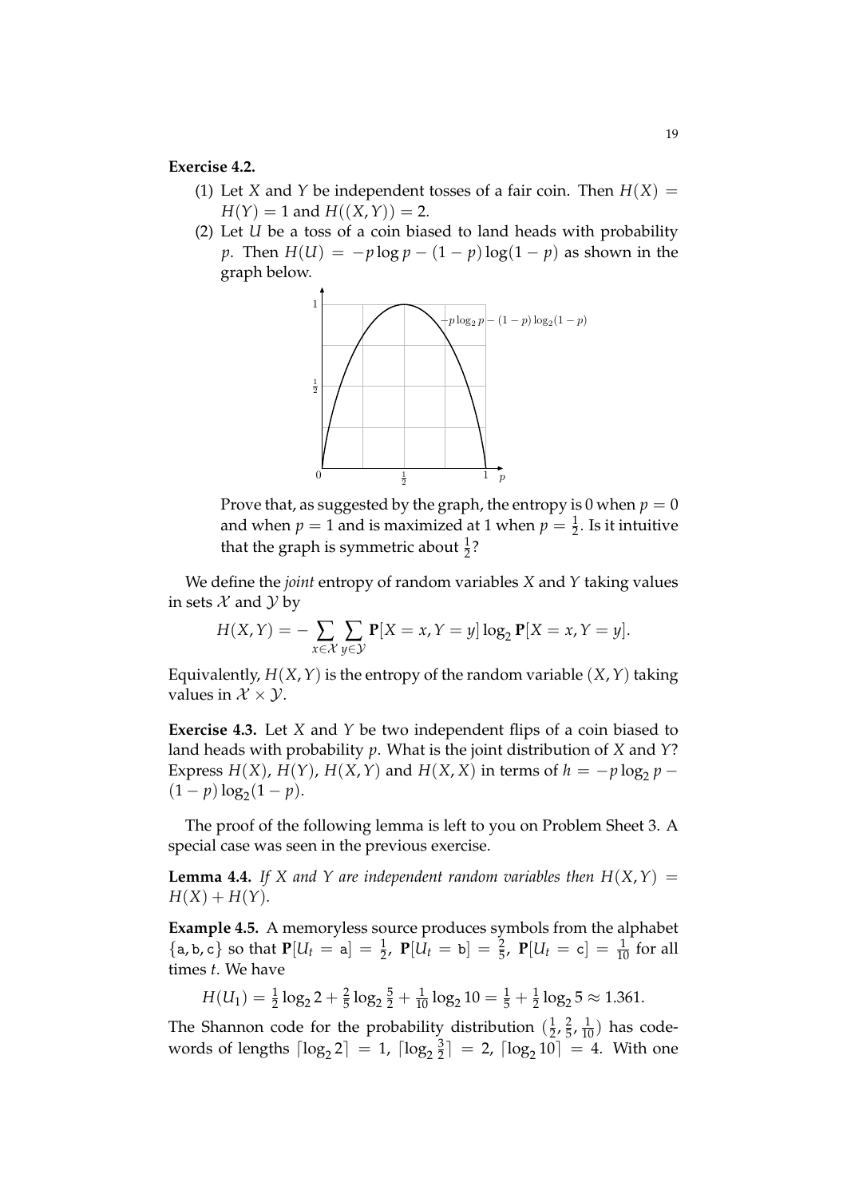**Exercise 4.2.**

(1) Let $X$ and $Y$ be independent tosses of a fair coin. Then $H(X) = H(Y) = 1$ and $H((X,Y)) = 2$.

(2) Let $U$ be a toss of a coin biased to land heads with probability $p$. Then $H(U) = -p \log p - (1-p)\log(1-p)$ as shown in the graph below.

Prove that, as suggested by the graph, the entropy is 0 when $p = 0$ and when $p = 1$ and is maximized at 1 when $p = \frac{1}{2}$. Is it intuitive that the graph is symmetric about $\frac{1}{2}$?

We define the *joint* entropy of random variables $X$ and $Y$ taking values in sets $\mathcal{X}$ and $\mathcal{Y}$ by

$$H(X,Y) = -\sum_{x \in \mathcal{X}} \sum_{y \in \mathcal{Y}} \mathbf{P}[X = x, Y = y] \log_2 \mathbf{P}[X = x, Y = y].$$

Equivalently, $H(X,Y)$ is the entropy of the random variable $(X,Y)$ taking values in $\mathcal{X} \times \mathcal{Y}$.

**Exercise 4.3.** Let $X$ and $Y$ be two independent flips of a coin biased to land heads with probability $p$. What is the joint distribution of $X$ and $Y$? Express $H(X)$, $H(Y)$, $H(X,Y)$ and $H(X,X)$ in terms of $h = -p \log_2 p - (1-p)\log_2(1-p)$.

The proof of the following lemma is left to you on Problem Sheet 3. A special case was seen in the previous exercise.

**Lemma 4.4.** *If $X$ and $Y$ are independent random variables then $H(X,Y) = H(X) + H(Y)$.*

**Example 4.5.** A memoryless source produces symbols from the alphabet $\{\mathtt{a}, \mathtt{b}, \mathtt{c}\}$ so that $\mathbf{P}[U_t = \mathtt{a}] = \frac{1}{2}$, $\mathbf{P}[U_t = \mathtt{b}] = \frac{2}{5}$, $\mathbf{P}[U_t = \mathtt{c}] = \frac{1}{10}$ for all times $t$. We have

$$H(U_1) = \tfrac{1}{2}\log_2 2 + \tfrac{2}{5}\log_2 \tfrac{5}{2} + \tfrac{1}{10}\log_2 10 = \tfrac{1}{5} + \tfrac{1}{2}\log_2 5 \approx 1.361.$$

The Shannon code for the probability distribution $(\frac{1}{2}, \frac{2}{5}, \frac{1}{10})$ has codewords of lengths $\lceil \log_2 2 \rceil = 1$, $\lceil \log_2 \frac{3}{2} \rceil = 2$, $\lceil \log_2 10 \rceil = 4$. With one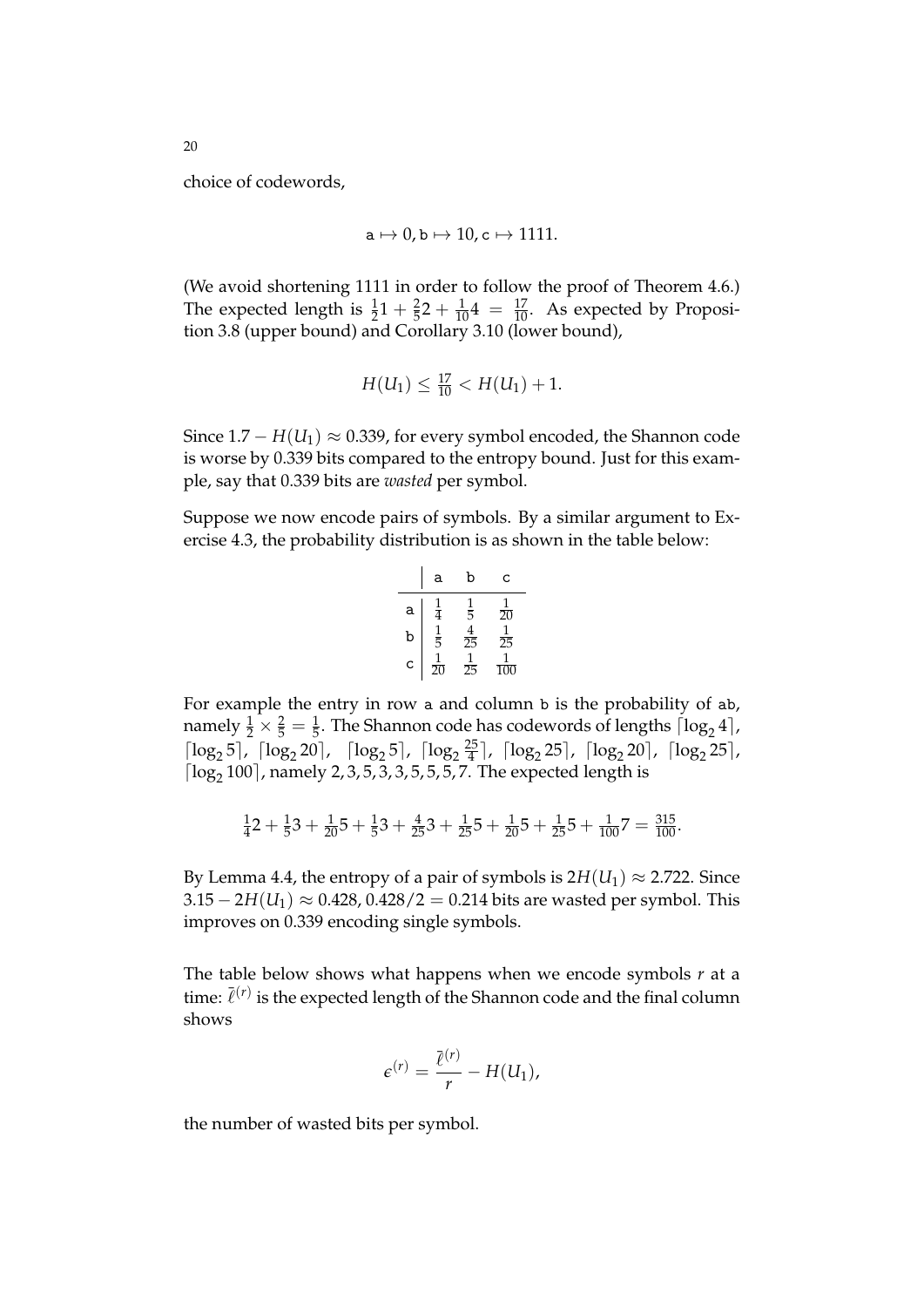choice of codewords,

$$\texttt{a} \mapsto 0, \texttt{b} \mapsto 10, \texttt{c} \mapsto 1111.$$

(We avoid shortening 1111 in order to follow the proof of Theorem 4.6.) The expected length is $\frac{1}{2}1 + \frac{2}{5}2 + \frac{1}{10}4 = \frac{17}{10}$. As expected by Proposition 3.8 (upper bound) and Corollary 3.10 (lower bound),

$$H(U_1) \leq \tfrac{17}{10} < H(U_1) + 1.$$

Since $1.7 - H(U_1) \approx 0.339$, for every symbol encoded, the Shannon code is worse by 0.339 bits compared to the entropy bound. Just for this example, say that 0.339 bits are *wasted* per symbol.

Suppose we now encode pairs of symbols. By a similar argument to Exercise 4.3, the probability distribution is as shown in the table below:

| | a | b | c |
|---|---|---|---|
| a | $\frac{1}{4}$ | $\frac{1}{5}$ | $\frac{1}{20}$ |
| b | $\frac{1}{5}$ | $\frac{4}{25}$ | $\frac{1}{25}$ |
| c | $\frac{1}{20}$ | $\frac{1}{25}$ | $\frac{1}{100}$ |

For example the entry in row a and column b is the probability of ab, namely $\frac{1}{2} \times \frac{2}{5} = \frac{1}{5}$. The Shannon code has codewords of lengths $\lceil \log_2 4 \rceil$, $\lceil \log_2 5 \rceil$, $\lceil \log_2 20 \rceil$, $\lceil \log_2 5 \rceil$, $\lceil \log_2 \frac{25}{4} \rceil$, $\lceil \log_2 25 \rceil$, $\lceil \log_2 20 \rceil$, $\lceil \log_2 25 \rceil$, $\lceil \log_2 100 \rceil$, namely $2, 3, 5, 3, 3, 5, 5, 5, 7$. The expected length is

$$\tfrac{1}{4}2 + \tfrac{1}{5}3 + \tfrac{1}{20}5 + \tfrac{1}{5}3 + \tfrac{4}{25}3 + \tfrac{1}{25}5 + \tfrac{1}{20}5 + \tfrac{1}{25}5 + \tfrac{1}{100}7 = \tfrac{315}{100}.$$

By Lemma 4.4, the entropy of a pair of symbols is $2H(U_1) \approx 2.722$. Since $3.15 - 2H(U_1) \approx 0.428$, $0.428/2 = 0.214$ bits are wasted per symbol. This improves on 0.339 encoding single symbols.

The table below shows what happens when we encode symbols $r$ at a time: $\bar{\ell}^{(r)}$ is the expected length of the Shannon code and the final column shows

$$\epsilon^{(r)} = \frac{\bar{\ell}^{(r)}}{r} - H(U_1),$$

the number of wasted bits per symbol.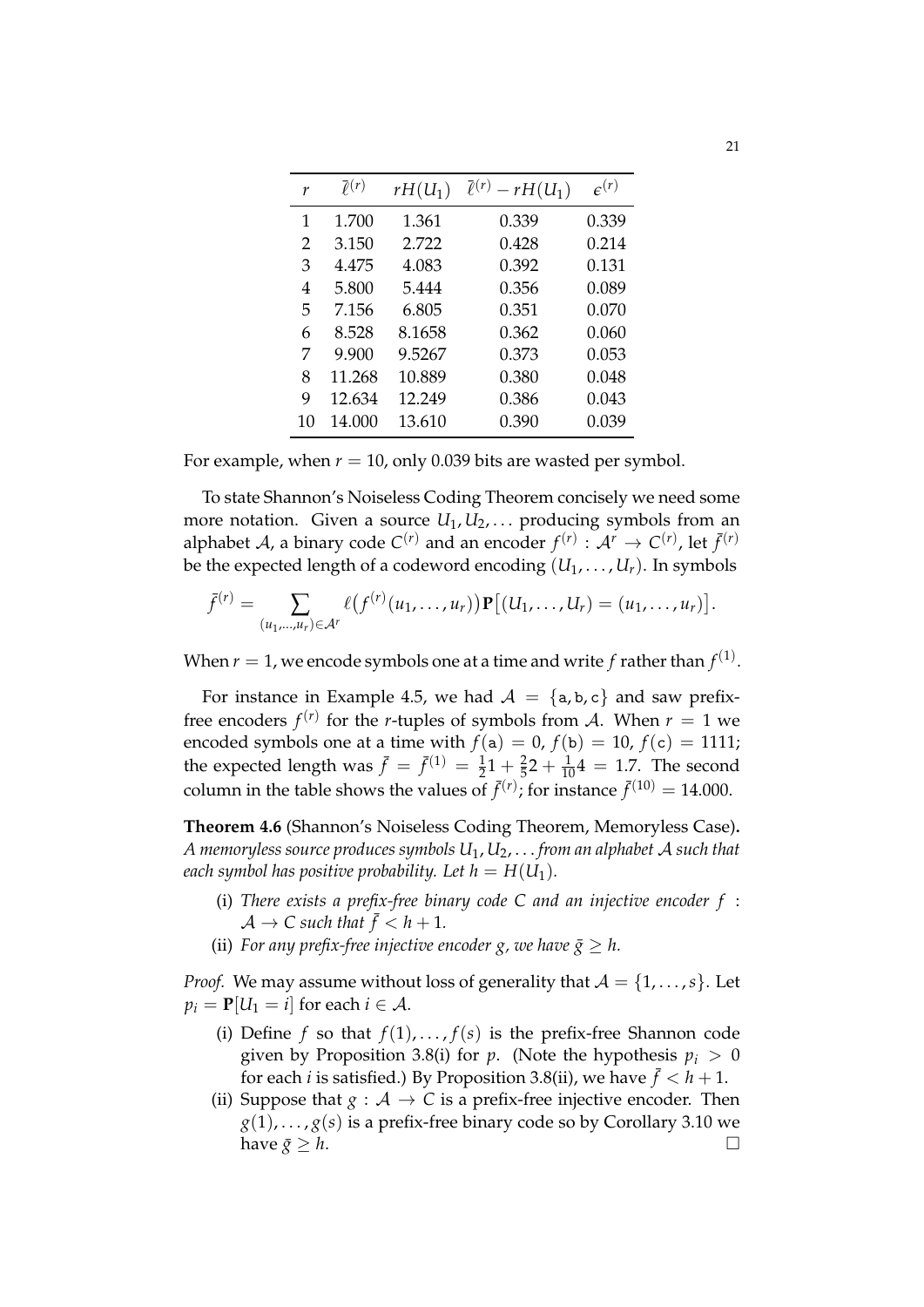| $r$ | $\bar{\ell}^{(r)}$ | $rH(U_1)$ | $\bar{\ell}^{(r)} - rH(U_1)$ | $\epsilon^{(r)}$ |
|---|---|---|---|---|
| 1 | 1.700 | 1.361 | 0.339 | 0.339 |
| 2 | 3.150 | 2.722 | 0.428 | 0.214 |
| 3 | 4.475 | 4.083 | 0.392 | 0.131 |
| 4 | 5.800 | 5.444 | 0.356 | 0.089 |
| 5 | 7.156 | 6.805 | 0.351 | 0.070 |
| 6 | 8.528 | 8.1658 | 0.362 | 0.060 |
| 7 | 9.900 | 9.5267 | 0.373 | 0.053 |
| 8 | 11.268 | 10.889 | 0.380 | 0.048 |
| 9 | 12.634 | 12.249 | 0.386 | 0.043 |
| 10 | 14.000 | 13.610 | 0.390 | 0.039 |

For example, when $r = 10$, only 0.039 bits are wasted per symbol.

To state Shannon's Noiseless Coding Theorem concisely we need some more notation. Given a source $U_1, U_2, \ldots$ producing symbols from an alphabet $\mathcal{A}$, a binary code $C^{(r)}$ and an encoder $f^{(r)} : \mathcal{A}^r \to C^{(r)}$, let $\bar{f}^{(r)}$ be the expected length of a codeword encoding $(U_1, \ldots, U_r)$. In symbols

$$\bar{f}^{(r)} = \sum_{(u_1,\ldots,u_r)\in\mathcal{A}^r} \ell\big(f^{(r)}(u_1,\ldots,u_r)\big)\mathbf{P}\big[(U_1,\ldots,U_r) = (u_1,\ldots,u_r)\big].$$

When $r = 1$, we encode symbols one at a time and write $f$ rather than $f^{(1)}$.

For instance in Example 4.5, we had $\mathcal{A} = \{\mathtt{a}, \mathtt{b}, \mathtt{c}\}$ and saw prefix-free encoders $f^{(r)}$ for the $r$-tuples of symbols from $\mathcal{A}$. When $r = 1$ we encoded symbols one at a time with $f(\mathtt{a}) = 0$, $f(\mathtt{b}) = 10$, $f(\mathtt{c}) = 1111$; the expected length was $\bar{f} = \bar{f}^{(1)} = \frac{1}{2}1 + \frac{2}{5}2 + \frac{1}{10}4 = 1.7$. The second column in the table shows the values of $\bar{f}^{(r)}$; for instance $\bar{f}^{(10)} = 14.000$.

**Theorem 4.6** (Shannon's Noiseless Coding Theorem, Memoryless Case)**.** *A memoryless source produces symbols $U_1, U_2, \ldots$ from an alphabet $\mathcal{A}$ such that each symbol has positive probability. Let $h = H(U_1)$.*

- (i) *There exists a prefix-free binary code $C$ and an injective encoder $f : \mathcal{A} \to C$ such that $\bar{f} < h + 1$.*
- (ii) *For any prefix-free injective encoder $g$, we have $\bar{g} \geq h$.*

*Proof.* We may assume without loss of generality that $\mathcal{A} = \{1, \ldots, s\}$. Let $p_i = \mathbf{P}[U_1 = i]$ for each $i \in \mathcal{A}$.

- (i) Define $f$ so that $f(1), \ldots, f(s)$ is the prefix-free Shannon code given by Proposition 3.8(i) for $p$. (Note the hypothesis $p_i > 0$ for each $i$ is satisfied.) By Proposition 3.8(ii), we have $\bar{f} < h + 1$.
- (ii) Suppose that $g : \mathcal{A} \to C$ is a prefix-free injective encoder. Then $g(1), \ldots, g(s)$ is a prefix-free binary code so by Corollary 3.10 we have $\bar{g} \geq h$. □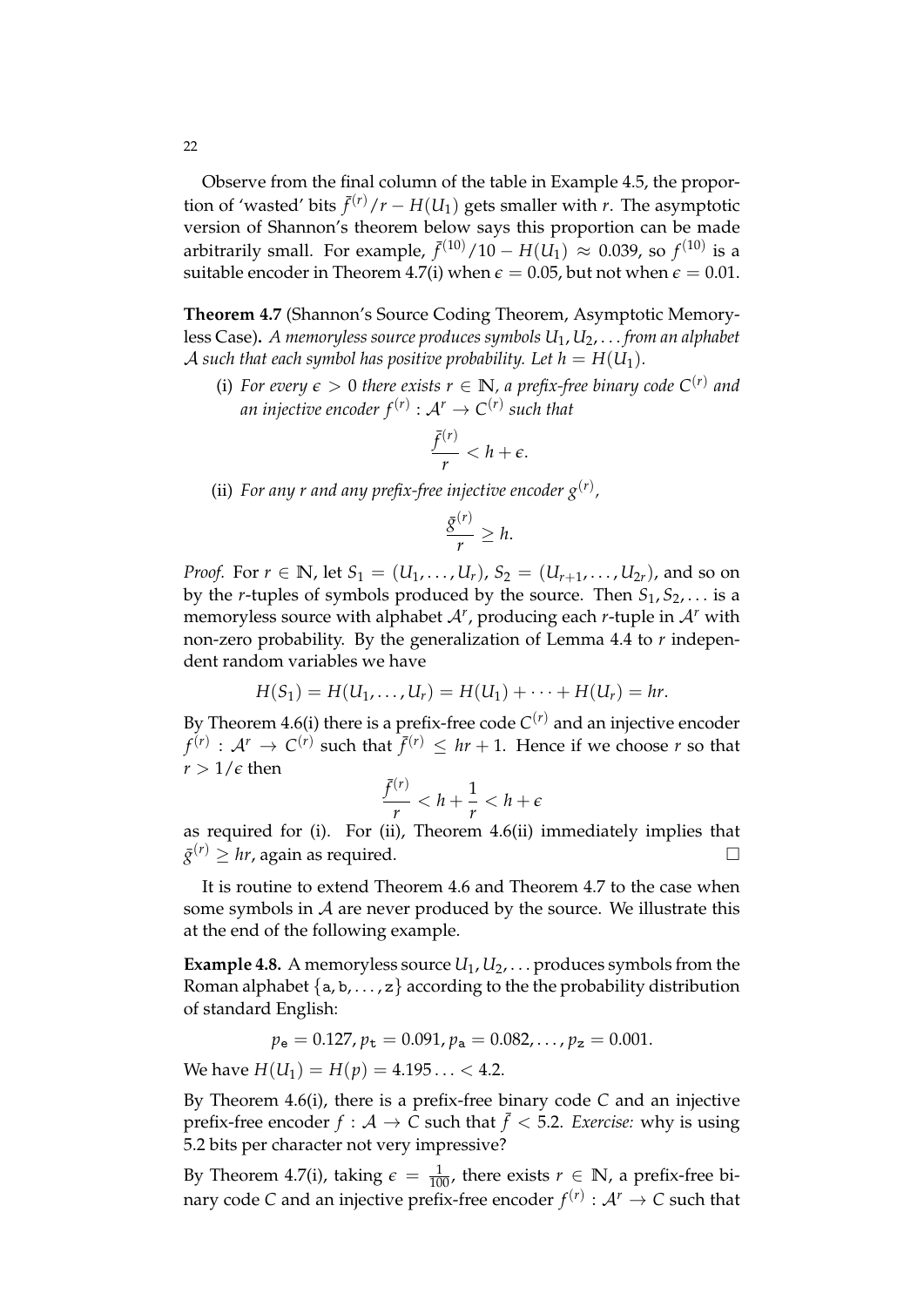Observe from the final column of the table in Example 4.5, the proportion of 'wasted' bits $\bar{f}^{(r)}/r - H(U_1)$ gets smaller with $r$. The asymptotic version of Shannon's theorem below says this proportion can be made arbitrarily small. For example, $\bar{f}^{(10)}/10 - H(U_1) \approx 0.039$, so $f^{(10)}$ is a suitable encoder in Theorem 4.7(i) when $\epsilon = 0.05$, but not when $\epsilon = 0.01$.

**Theorem 4.7** (Shannon's Source Coding Theorem, Asymptotic Memoryless Case)**.** *A memoryless source produces symbols $U_1, U_2, \ldots$ from an alphabet $\mathcal{A}$ such that each symbol has positive probability. Let $h = H(U_1)$.*

(i) *For every $\epsilon > 0$ there exists $r \in \mathbb{N}$, a prefix-free binary code $C^{(r)}$ and an injective encoder $f^{(r)} : \mathcal{A}^r \to C^{(r)}$ such that*

$$\frac{\bar{f}^{(r)}}{r} < h + \epsilon.$$

(ii) *For any $r$ and any prefix-free injective encoder $g^{(r)}$,*

$$\frac{\bar{g}^{(r)}}{r} \geq h.$$

*Proof.* For $r \in \mathbb{N}$, let $S_1 = (U_1, \ldots, U_r)$, $S_2 = (U_{r+1}, \ldots, U_{2r})$, and so on by the $r$-tuples of symbols produced by the source. Then $S_1, S_2, \ldots$ is a memoryless source with alphabet $\mathcal{A}^r$, producing each $r$-tuple in $\mathcal{A}^r$ with non-zero probability. By the generalization of Lemma 4.4 to $r$ independent random variables we have

$$H(S_1) = H(U_1, \ldots, U_r) = H(U_1) + \cdots + H(U_r) = hr.$$

By Theorem 4.6(i) there is a prefix-free code $C^{(r)}$ and an injective encoder $f^{(r)} : \mathcal{A}^r \to C^{(r)}$ such that $\bar{f}^{(r)} \leq hr + 1$. Hence if we choose $r$ so that $r > 1/\epsilon$ then

$$\frac{\bar{f}^{(r)}}{r} < h + \frac{1}{r} < h + \epsilon$$

as required for (i). For (ii), Theorem 4.6(ii) immediately implies that $\bar{g}^{(r)} \geq hr$, again as required. □

It is routine to extend Theorem 4.6 and Theorem 4.7 to the case when some symbols in $\mathcal{A}$ are never produced by the source. We illustrate this at the end of the following example.

**Example 4.8.** A memoryless source $U_1, U_2, \ldots$ produces symbols from the Roman alphabet $\{\mathtt{a}, \mathtt{b}, \ldots, \mathtt{z}\}$ according to the the probability distribution of standard English:

$$p_{\mathtt{e}} = 0.127, p_{\mathtt{t}} = 0.091, p_{\mathtt{a}} = 0.082, \ldots, p_{\mathtt{z}} = 0.001.$$

We have $H(U_1) = H(p) = 4.195\ldots < 4.2$.

By Theorem 4.6(i), there is a prefix-free binary code $C$ and an injective prefix-free encoder $f : \mathcal{A} \to C$ such that $\bar{f} < 5.2$. *Exercise:* why is using 5.2 bits per character not very impressive?

By Theorem 4.7(i), taking $\epsilon = \frac{1}{100}$, there exists $r \in \mathbb{N}$, a prefix-free binary code $C$ and an injective prefix-free encoder $f^{(r)} : \mathcal{A}^r \to C$ such that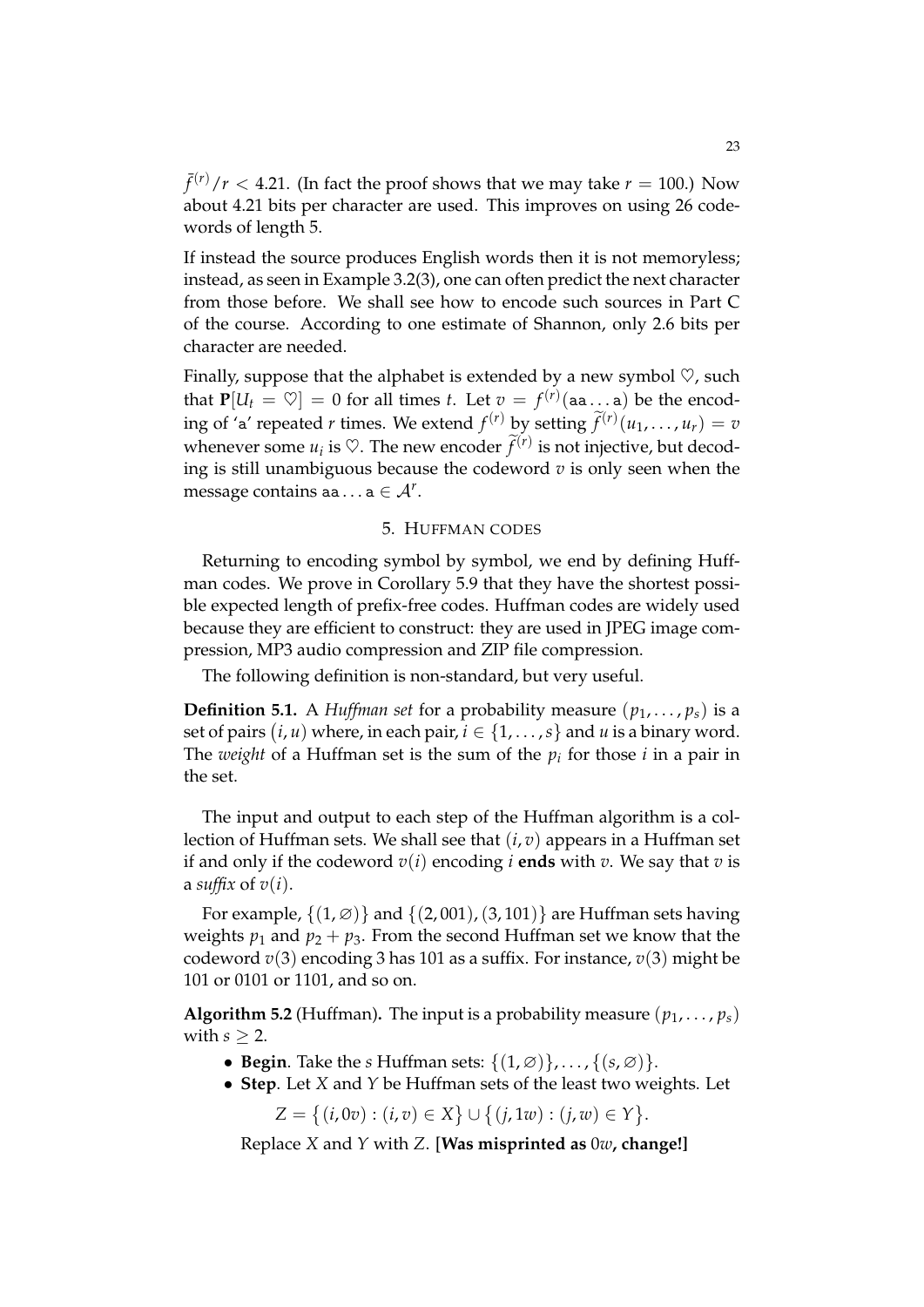$\bar{f}^{(r)}/r < 4.21$. (In fact the proof shows that we may take $r = 100$.) Now about 4.21 bits per character are used. This improves on using 26 codewords of length 5.

If instead the source produces English words then it is not memoryless; instead, as seen in Example 3.2(3), one can often predict the next character from those before. We shall see how to encode such sources in Part C of the course. According to one estimate of Shannon, only 2.6 bits per character are needed.

Finally, suppose that the alphabet is extended by a new symbol $\heartsuit$, such that $\mathbf{P}[U_t = \heartsuit] = 0$ for all times $t$. Let $v = f^{(r)}(\texttt{aa}\ldots\texttt{a})$ be the encoding of 'a' repeated $r$ times. We extend $f^{(r)}$ by setting $\widetilde{f}^{(r)}(u_1, \ldots, u_r) = v$ whenever some $u_i$ is $\heartsuit$. The new encoder $\widetilde{f}^{(r)}$ is not injective, but decoding is still unambiguous because the codeword $v$ is only seen when the message contains $\texttt{aa}\ldots\texttt{a} \in \mathcal{A}^r$.

## 5. Huffman codes

Returning to encoding symbol by symbol, we end by defining Huffman codes. We prove in Corollary 5.9 that they have the shortest possible expected length of prefix-free codes. Huffman codes are widely used because they are efficient to construct: they are used in JPEG image compression, MP3 audio compression and ZIP file compression.

The following definition is non-standard, but very useful.

**Definition 5.1.** A *Huffman set* for a probability measure $(p_1, \ldots, p_s)$ is a set of pairs $(i, u)$ where, in each pair, $i \in \{1, \ldots, s\}$ and $u$ is a binary word. The *weight* of a Huffman set is the sum of the $p_i$ for those $i$ in a pair in the set.

The input and output to each step of the Huffman algorithm is a collection of Huffman sets. We shall see that $(i, v)$ appears in a Huffman set if and only if the codeword $v(i)$ encoding $i$ **ends** with $v$. We say that $v$ is a *suffix* of $v(i)$.

For example, $\{(1, \varnothing)\}$ and $\{(2, 001), (3, 101)\}$ are Huffman sets having weights $p_1$ and $p_2 + p_3$. From the second Huffman set we know that the codeword $v(3)$ encoding 3 has 101 as a suffix. For instance, $v(3)$ might be 101 or 0101 or 1101, and so on.

**Algorithm 5.2** (Huffman)**.** The input is a probability measure $(p_1, \ldots, p_s)$ with $s \geq 2$.

- **Begin**. Take the $s$ Huffman sets: $\{(1, \varnothing)\}, \ldots, \{(s, \varnothing)\}$.
- **Step**. Let $X$ and $Y$ be Huffman sets of the least two weights. Let

  $$Z = \big\{(i, 0v) : (i, v) \in X\big\} \cup \big\{(j, 1w) : (j, w) \in Y\big\}.$$

  Replace $X$ and $Y$ with $Z$. **[Was misprinted as $0w$, change!]**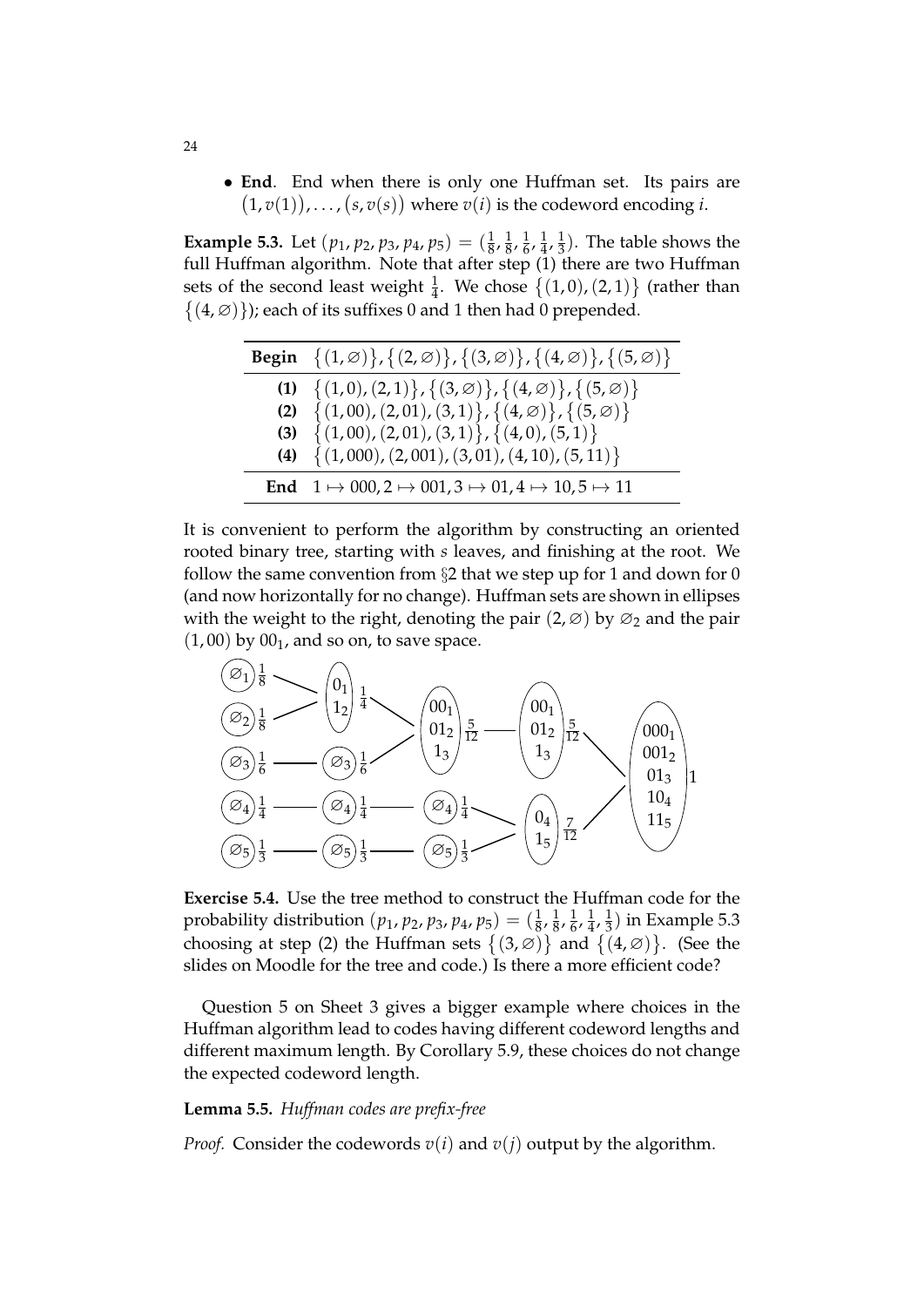- **End**. End when there is only one Huffman set. Its pairs are $(1, v(1)), \ldots, (s, v(s))$ where $v(i)$ is the codeword encoding $i$.

**Example 5.3.** Let $(p_1, p_2, p_3, p_4, p_5) = (\frac{1}{8}, \frac{1}{8}, \frac{1}{6}, \frac{1}{4}, \frac{1}{3})$. The table shows the full Huffman algorithm. Note that after step (1) there are two Huffman sets of the second least weight $\frac{1}{4}$. We chose $\{(1,0),(2,1)\}$ (rather than $\{(4,\varnothing)\}$); each of its suffixes 0 and 1 then had 0 prepended.

| | |
|---|---|
| **Begin** | $\{(1,\varnothing)\}, \{(2,\varnothing)\}, \{(3,\varnothing)\}, \{(4,\varnothing)\}, \{(5,\varnothing)\}$ |
| **(1)** | $\{(1,0),(2,1)\}, \{(3,\varnothing)\}, \{(4,\varnothing)\}, \{(5,\varnothing)\}$ |
| **(2)** | $\{(1,00),(2,01),(3,1)\}, \{(4,\varnothing)\}, \{(5,\varnothing)\}$ |
| **(3)** | $\{(1,00),(2,01),(3,1)\}, \{(4,0),(5,1)\}$ |
| **(4)** | $\{(1,000),(2,001),(3,01),(4,10),(5,11)\}$ |
| **End** | $1 \mapsto 000, 2 \mapsto 001, 3 \mapsto 01, 4 \mapsto 10, 5 \mapsto 11$ |

It is convenient to perform the algorithm by constructing an oriented rooted binary tree, starting with $s$ leaves, and finishing at the root. We follow the same convention from §2 that we step up for 1 and down for 0 (and now horizontally for no change). Huffman sets are shown in ellipses with the weight to the right, denoting the pair $(2,\varnothing)$ by $\varnothing_2$ and the pair $(1,00)$ by $00_1$, and so on, to save space.

**Exercise 5.4.** Use the tree method to construct the Huffman code for the probability distribution $(p_1, p_2, p_3, p_4, p_5) = (\frac{1}{8}, \frac{1}{8}, \frac{1}{6}, \frac{1}{4}, \frac{1}{3})$ in Example 5.3 choosing at step (2) the Huffman sets $\{(3,\varnothing)\}$ and $\{(4,\varnothing)\}$. (See the slides on Moodle for the tree and code.) Is there a more efficient code?

Question 5 on Sheet 3 gives a bigger example where choices in the Huffman algorithm lead to codes having different codeword lengths and different maximum length. By Corollary 5.9, these choices do not change the expected codeword length.

**Lemma 5.5.** *Huffman codes are prefix-free*

*Proof.* Consider the codewords $v(i)$ and $v(j)$ output by the algorithm.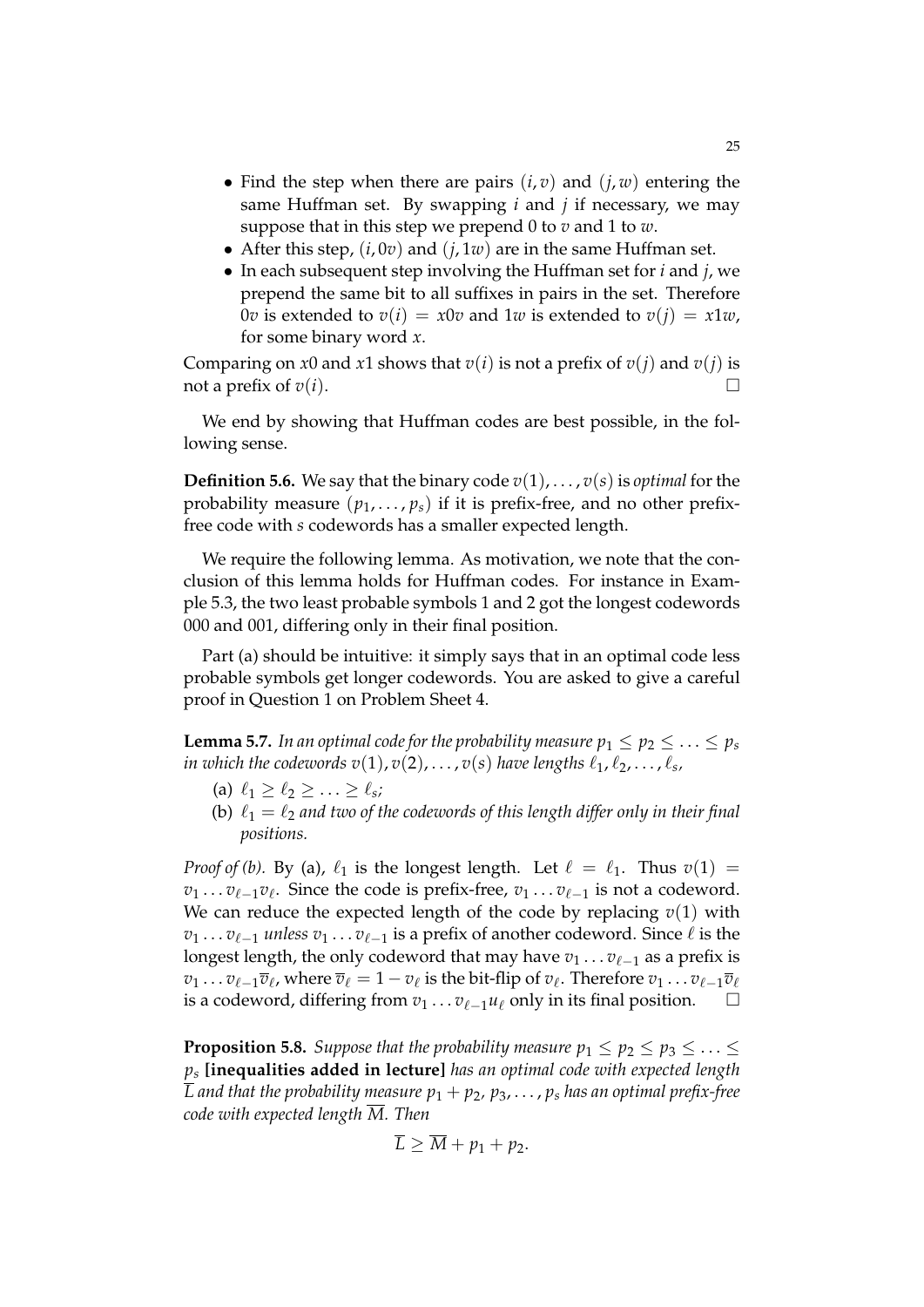- Find the step when there are pairs $(i, v)$ and $(j, w)$ entering the same Huffman set. By swapping $i$ and $j$ if necessary, we may suppose that in this step we prepend 0 to $v$ and 1 to $w$.
- After this step, $(i, 0v)$ and $(j, 1w)$ are in the same Huffman set.
- In each subsequent step involving the Huffman set for $i$ and $j$, we prepend the same bit to all suffixes in pairs in the set. Therefore $0v$ is extended to $v(i) = x0v$ and $1w$ is extended to $v(j) = x1w$, for some binary word $x$.

Comparing on $x0$ and $x1$ shows that $v(i)$ is not a prefix of $v(j)$ and $v(j)$ is not a prefix of $v(i)$. □

We end by showing that Huffman codes are best possible, in the following sense.

**Definition 5.6.** We say that the binary code $v(1), \ldots, v(s)$ is *optimal* for the probability measure $(p_1, \ldots, p_s)$ if it is prefix-free, and no other prefix-free code with $s$ codewords has a smaller expected length.

We require the following lemma. As motivation, we note that the conclusion of this lemma holds for Huffman codes. For instance in Example 5.3, the two least probable symbols 1 and 2 got the longest codewords 000 and 001, differing only in their final position.

Part (a) should be intuitive: it simply says that in an optimal code less probable symbols get longer codewords. You are asked to give a careful proof in Question 1 on Problem Sheet 4.

**Lemma 5.7.** *In an optimal code for the probability measure $p_1 \leq p_2 \leq \ldots \leq p_s$ in which the codewords $v(1), v(2), \ldots, v(s)$ have lengths $\ell_1, \ell_2, \ldots, \ell_s$,*

(a) $\ell_1 \geq \ell_2 \geq \ldots \geq \ell_s$;

(b) $\ell_1 = \ell_2$ *and two of the codewords of this length differ only in their final positions.*

*Proof of (b).* By (a), $\ell_1$ is the longest length. Let $\ell = \ell_1$. Thus $v(1) = v_1 \ldots v_{\ell-1}v_\ell$. Since the code is prefix-free, $v_1 \ldots v_{\ell-1}$ is not a codeword. We can reduce the expected length of the code by replacing $v(1)$ with $v_1 \ldots v_{\ell-1}$ *unless* $v_1 \ldots v_{\ell-1}$ is a prefix of another codeword. Since $\ell$ is the longest length, the only codeword that may have $v_1 \ldots v_{\ell-1}$ as a prefix is $v_1 \ldots v_{\ell-1}\overline{v}_\ell$, where $\overline{v}_\ell = 1 - v_\ell$ is the bit-flip of $v_\ell$. Therefore $v_1 \ldots v_{\ell-1}\overline{v}_\ell$ is a codeword, differing from $v_1 \ldots v_{\ell-1}u_\ell$ only in its final position. □

**Proposition 5.8.** *Suppose that the probability measure $p_1 \leq p_2 \leq p_3 \leq \ldots \leq p_s$* **[inequalities added in lecture]** *has an optimal code with expected length $\overline{L}$ and that the probability measure $p_1 + p_2, p_3, \ldots, p_s$ has an optimal prefix-free code with expected length $\overline{M}$. Then*

$$\overline{L} \geq \overline{M} + p_1 + p_2.$$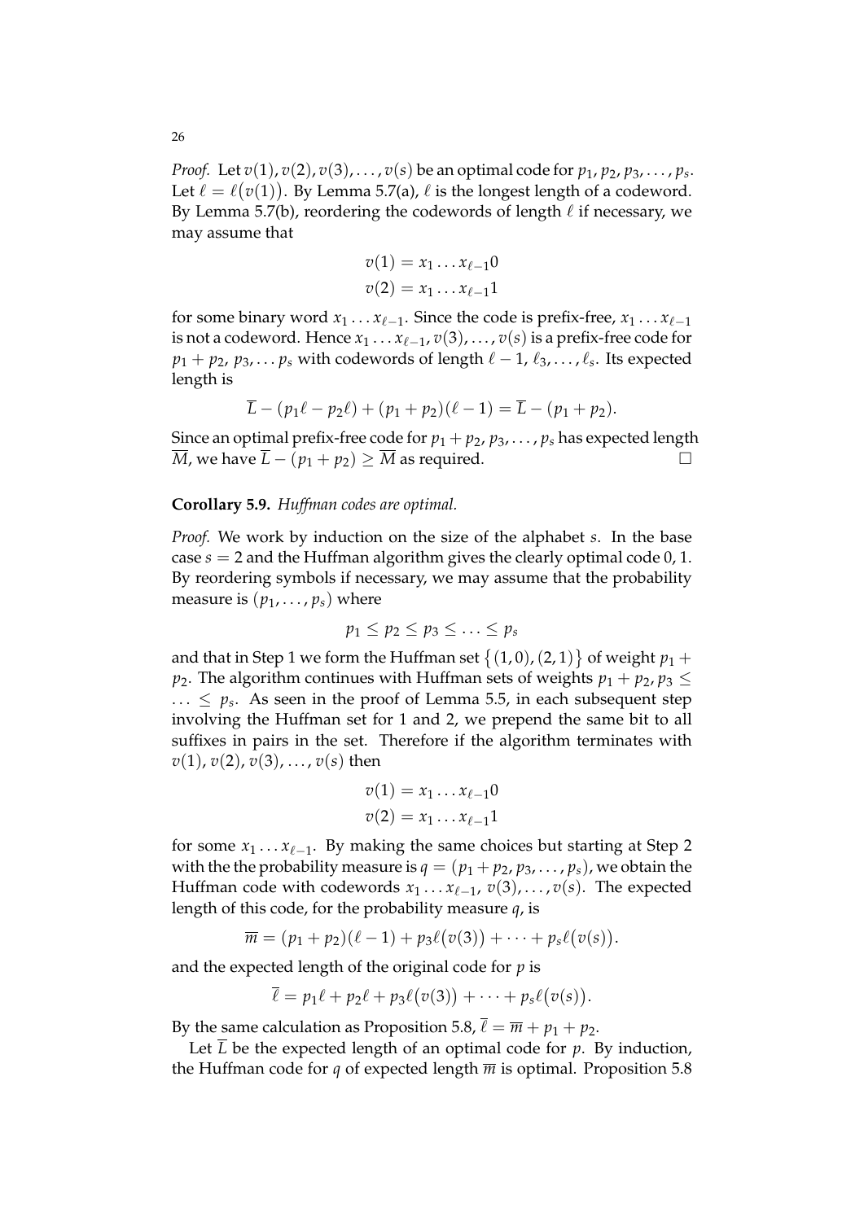*Proof.* Let $v(1), v(2), v(3), \ldots, v(s)$ be an optimal code for $p_1, p_2, p_3, \ldots, p_s$. Let $\ell = \ell\big(v(1)\big)$. By Lemma 5.7(a), $\ell$ is the longest length of a codeword. By Lemma 5.7(b), reordering the codewords of length $\ell$ if necessary, we may assume that

$$v(1) = x_1 \ldots x_{\ell-1}0$$
$$v(2) = x_1 \ldots x_{\ell-1}1$$

for some binary word $x_1 \ldots x_{\ell-1}$. Since the code is prefix-free, $x_1 \ldots x_{\ell-1}$ is not a codeword. Hence $x_1 \ldots x_{\ell-1}, v(3), \ldots, v(s)$ is a prefix-free code for $p_1 + p_2$, $p_3, \ldots p_s$ with codewords of length $\ell - 1$, $\ell_3, \ldots, \ell_s$. Its expected length is

$$\overline{L} - (p_1\ell - p_2\ell) + (p_1 + p_2)(\ell - 1) = \overline{L} - (p_1 + p_2).$$

Since an optimal prefix-free code for $p_1 + p_2$, $p_3, \ldots, p_s$ has expected length $\overline{M}$, we have $\overline{L} - (p_1 + p_2) \geq \overline{M}$ as required. □

**Corollary 5.9.** *Huffman codes are optimal.*

*Proof.* We work by induction on the size of the alphabet $s$. In the base case $s = 2$ and the Huffman algorithm gives the clearly optimal code $0, 1$. By reordering symbols if necessary, we may assume that the probability measure is $(p_1, \ldots, p_s)$ where

$$p_1 \leq p_2 \leq p_3 \leq \ldots \leq p_s$$

and that in Step 1 we form the Huffman set $\big\{(1, 0), (2, 1)\big\}$ of weight $p_1 + p_2$. The algorithm continues with Huffman sets of weights $p_1 + p_2, p_3 \leq \ldots \leq p_s$. As seen in the proof of Lemma 5.5, in each subsequent step involving the Huffman set for 1 and 2, we prepend the same bit to all suffixes in pairs in the set. Therefore if the algorithm terminates with $v(1), v(2), v(3), \ldots, v(s)$ then

$$v(1) = x_1 \ldots x_{\ell-1}0$$
$$v(2) = x_1 \ldots x_{\ell-1}1$$

for some $x_1 \ldots x_{\ell-1}$. By making the same choices but starting at Step 2 with the the probability measure is $q = (p_1 + p_2, p_3, \ldots, p_s)$, we obtain the Huffman code with codewords $x_1 \ldots x_{\ell-1}$, $v(3), \ldots, v(s)$. The expected length of this code, for the probability measure $q$, is

$$\overline{m} = (p_1 + p_2)(\ell - 1) + p_3\ell\big(v(3)\big) + \cdots + p_s\ell\big(v(s)\big).$$

and the expected length of the original code for $p$ is

$$\overline{\ell} = p_1\ell + p_2\ell + p_3\ell\big(v(3)\big) + \cdots + p_s\ell\big(v(s)\big).$$

By the same calculation as Proposition 5.8, $\overline{\ell} = \overline{m} + p_1 + p_2$.

Let $\overline{L}$ be the expected length of an optimal code for $p$. By induction, the Huffman code for $q$ of expected length $\overline{m}$ is optimal. Proposition 5.8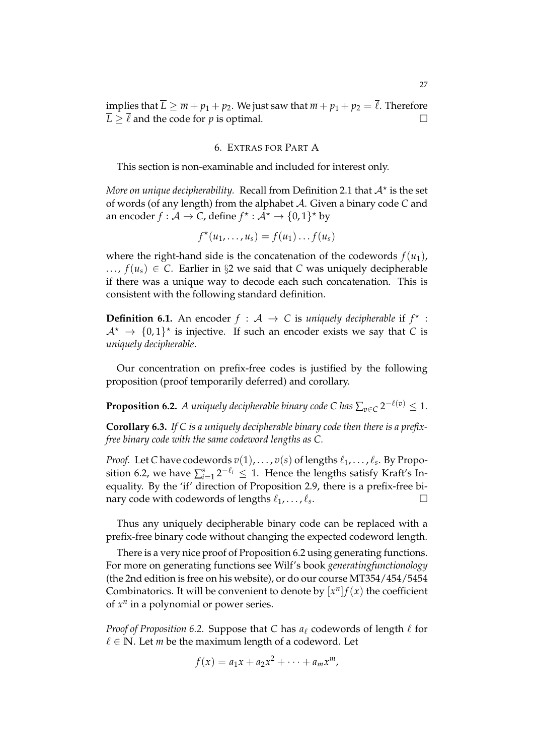implies that $\overline{L} \geq \overline{m} + p_1 + p_2$. We just saw that $\overline{m} + p_1 + p_2 = \overline{\ell}$. Therefore $\overline{L} \geq \overline{\ell}$ and the code for $p$ is optimal. $\square$

## 6. Extras for Part A

This section is non-examinable and included for interest only.

*More on unique decipherability.* Recall from Definition 2.1 that $\mathcal{A}^\star$ is the set of words (of any length) from the alphabet $\mathcal{A}$. Given a binary code $C$ and an encoder $f : \mathcal{A} \to C$, define $f^\star : \mathcal{A}^\star \to \{0,1\}^\star$ by

$$f^\star(u_1, \ldots, u_s) = f(u_1) \ldots f(u_s)$$

where the right-hand side is the concatenation of the codewords $f(u_1)$, $\ldots$, $f(u_s) \in C$. Earlier in §2 we said that $C$ was uniquely decipherable if there was a unique way to decode each such concatenation. This is consistent with the following standard definition.

**Definition 6.1.** An encoder $f : \mathcal{A} \to C$ is *uniquely decipherable* if $f^\star : \mathcal{A}^\star \to \{0,1\}^\star$ is injective. If such an encoder exists we say that $C$ is *uniquely decipherable*.

Our concentration on prefix-free codes is justified by the following proposition (proof temporarily deferred) and corollary.

**Proposition 6.2.** *A uniquely decipherable binary code $C$ has $\sum_{v \in C} 2^{-\ell(v)} \leq 1$.*

**Corollary 6.3.** *If $C$ is a uniquely decipherable binary code then there is a prefix-free binary code with the same codeword lengths as $C$.*

*Proof.* Let $C$ have codewords $v(1), \ldots, v(s)$ of lengths $\ell_1, \ldots, \ell_s$. By Proposition 6.2, we have $\sum_{i=1}^{s} 2^{-\ell_i} \leq 1$. Hence the lengths satisfy Kraft's Inequality. By the 'if' direction of Proposition 2.9, there is a prefix-free binary code with codewords of lengths $\ell_1, \ldots, \ell_s$. $\square$

Thus any uniquely decipherable binary code can be replaced with a prefix-free binary code without changing the expected codeword length.

There is a very nice proof of Proposition 6.2 using generating functions. For more on generating functions see Wilf's book *generatingfunctionology* (the 2nd edition is free on his website), or do our course MT354/454/5454 Combinatorics. It will be convenient to denote by $[x^n]f(x)$ the coefficient of $x^n$ in a polynomial or power series.

*Proof of Proposition 6.2.* Suppose that $C$ has $a_\ell$ codewords of length $\ell$ for $\ell \in \mathbb{N}$. Let $m$ be the maximum length of a codeword. Let

$$f(x) = a_1 x + a_2 x^2 + \cdots + a_m x^m,$$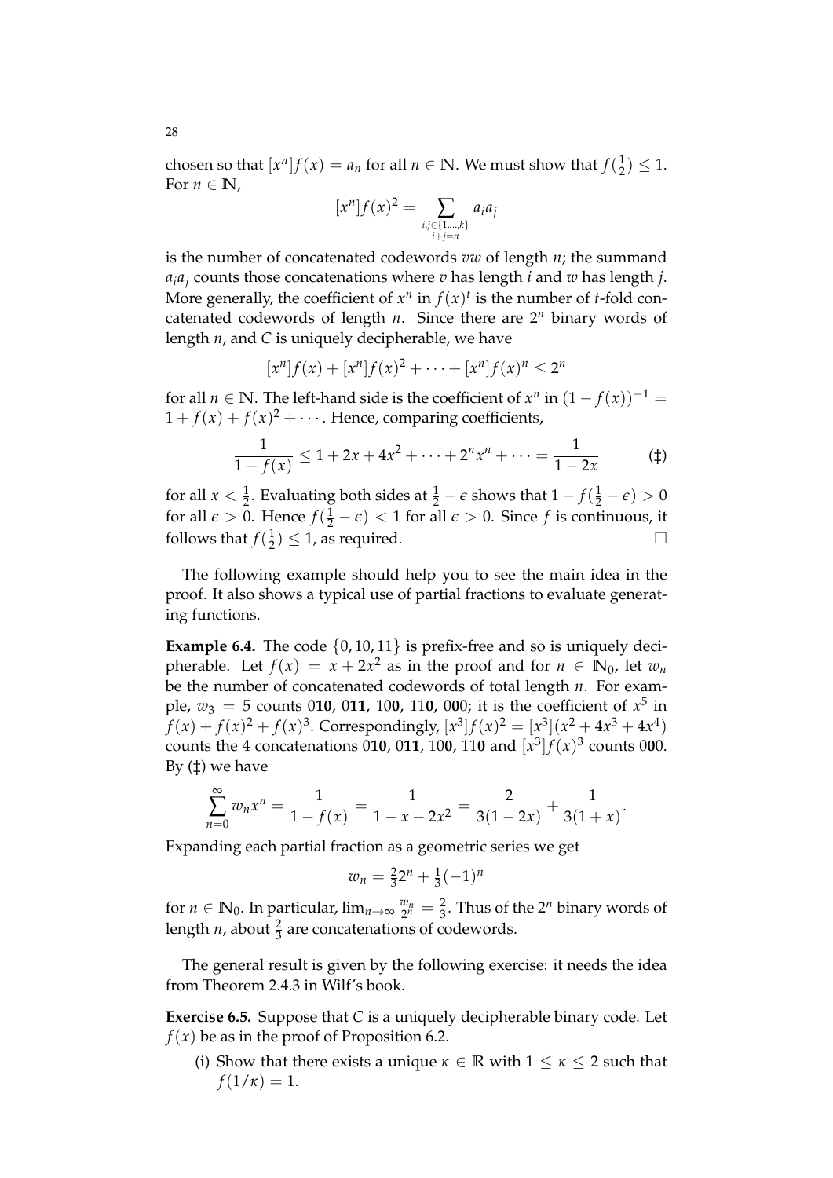chosen so that $[x^n]f(x) = a_n$ for all $n \in \mathbb{N}$. We must show that $f(\frac{1}{2}) \leq 1$. For $n \in \mathbb{N}$,

$$[x^n]f(x)^2 = \sum_{\substack{i,j \in \{1,\ldots,k\} \\ i+j=n}} a_i a_j$$

is the number of concatenated codewords $vw$ of length $n$; the summand $a_i a_j$ counts those concatenations where $v$ has length $i$ and $w$ has length $j$. More generally, the coefficient of $x^n$ in $f(x)^t$ is the number of $t$-fold concatenated codewords of length $n$. Since there are $2^n$ binary words of length $n$, and $C$ is uniquely decipherable, we have

$$[x^n]f(x) + [x^n]f(x)^2 + \cdots + [x^n]f(x)^n \leq 2^n$$

for all $n \in \mathbb{N}$. The left-hand side is the coefficient of $x^n$ in $(1 - f(x))^{-1} = 1 + f(x) + f(x)^2 + \cdots$. Hence, comparing coefficients,

$$\frac{1}{1 - f(x)} \leq 1 + 2x + 4x^2 + \cdots + 2^n x^n + \cdots = \frac{1}{1 - 2x} \qquad (\ddagger)$$

for all $x < \frac{1}{2}$. Evaluating both sides at $\frac{1}{2} - \epsilon$ shows that $1 - f(\frac{1}{2} - \epsilon) > 0$ for all $\epsilon > 0$. Hence $f(\frac{1}{2} - \epsilon) < 1$ for all $\epsilon > 0$. Since $f$ is continuous, it follows that $f(\frac{1}{2}) \leq 1$, as required. □

The following example should help you to see the main idea in the proof. It also shows a typical use of partial fractions to evaluate generating functions.

**Example 6.4.** The code $\{0, 10, 11\}$ is prefix-free and so is uniquely decipherable. Let $f(x) = x + 2x^2$ as in the proof and for $n \in \mathbb{N}_0$, let $w_n$ be the number of concatenated codewords of total length $n$. For example, $w_3 = 5$ counts 0**10**, 0**11**, 10**0**, 11**0**, 0**0**0; it is the coefficient of $x^5$ in $f(x) + f(x)^2 + f(x)^3$. Correspondingly, $[x^3]f(x)^2 = [x^3](x^2 + 4x^3 + 4x^4)$ counts the 4 concatenations 0**10**, 0**11**, 10**0**, 11**0** and $[x^3]f(x)^3$ counts 0**0**0. By (‡) we have

$$\sum_{n=0}^{\infty} w_n x^n = \frac{1}{1 - f(x)} = \frac{1}{1 - x - 2x^2} = \frac{2}{3(1 - 2x)} + \frac{1}{3(1 + x)}.$$

Expanding each partial fraction as a geometric series we get

$$w_n = \tfrac{2}{3}2^n + \tfrac{1}{3}(-1)^n$$

for $n \in \mathbb{N}_0$. In particular, $\lim_{n \to \infty} \frac{w_n}{2^n} = \frac{2}{3}$. Thus of the $2^n$ binary words of length $n$, about $\frac{2}{3}$ are concatenations of codewords.

The general result is given by the following exercise: it needs the idea from Theorem 2.4.3 in Wilf's book.

**Exercise 6.5.** Suppose that $C$ is a uniquely decipherable binary code. Let $f(x)$ be as in the proof of Proposition 6.2.

(i) Show that there exists a unique $\kappa \in \mathbb{R}$ with $1 \leq \kappa \leq 2$ such that $f(1/\kappa) = 1$.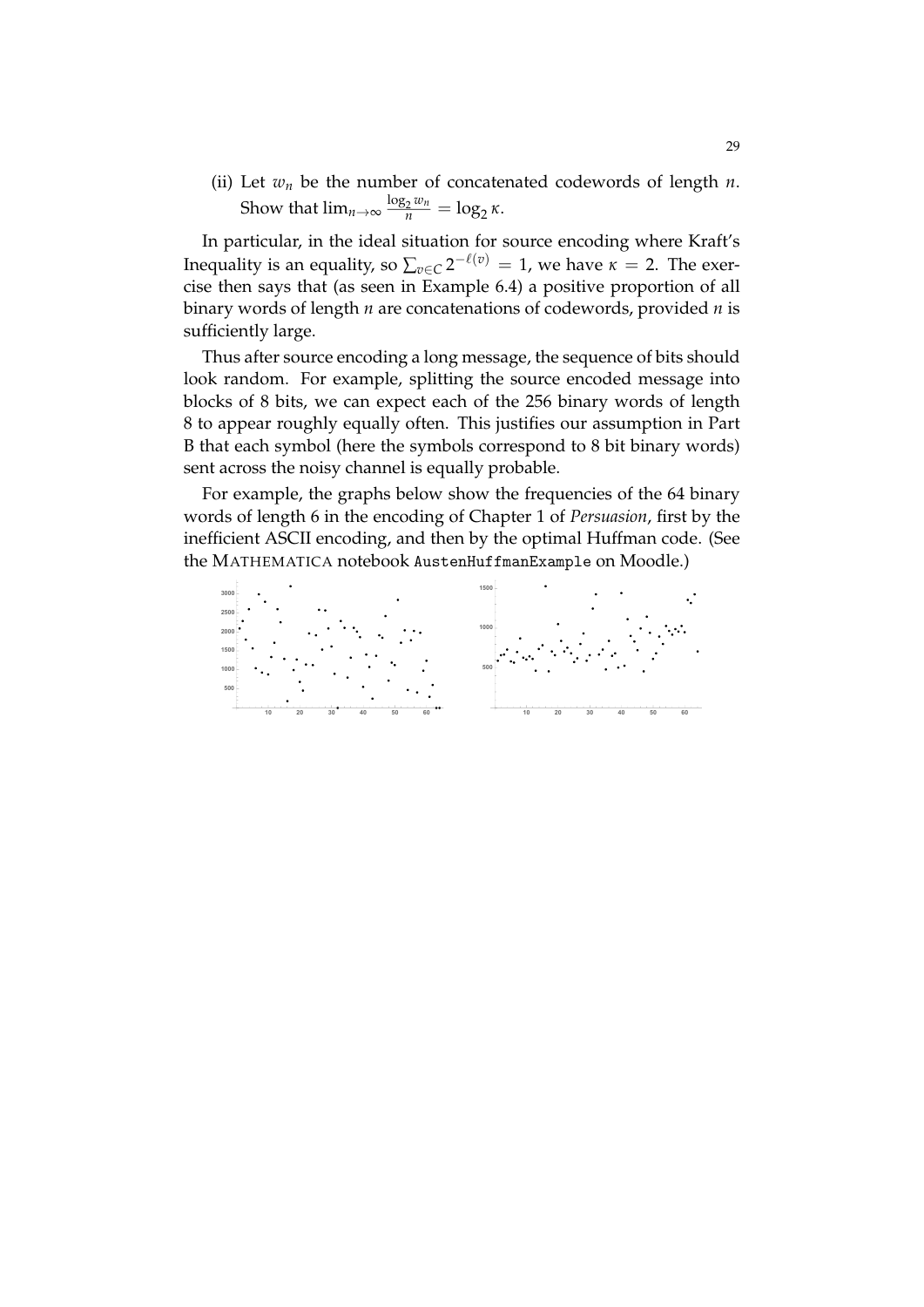(ii) Let $w_n$ be the number of concatenated codewords of length $n$. Show that $\lim_{n\to\infty} \frac{\log_2 w_n}{n} = \log_2 \kappa$.

In particular, in the ideal situation for source encoding where Kraft's Inequality is an equality, so $\sum_{v \in C} 2^{-\ell(v)} = 1$, we have $\kappa = 2$. The exercise then says that (as seen in Example 6.4) a positive proportion of all binary words of length $n$ are concatenations of codewords, provided $n$ is sufficiently large.

Thus after source encoding a long message, the sequence of bits should look random. For example, splitting the source encoded message into blocks of 8 bits, we can expect each of the 256 binary words of length 8 to appear roughly equally often. This justifies our assumption in Part B that each symbol (here the symbols correspond to 8 bit binary words) sent across the noisy channel is equally probable.

For example, the graphs below show the frequencies of the 64 binary words of length 6 in the encoding of Chapter 1 of *Persuasion*, first by the inefficient ASCII encoding, and then by the optimal Huffman code. (See the MATHEMATICA notebook `AustenHuffmanExample` on Moodle.)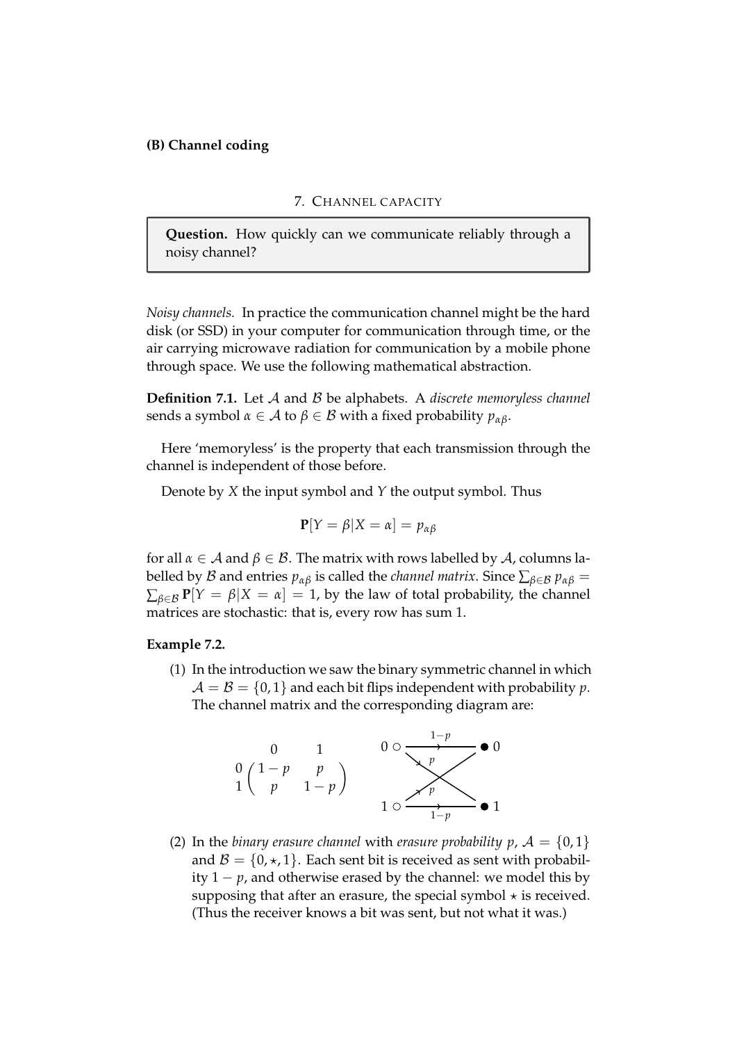**(B) Channel coding**

## 7. Channel capacity

> **Question.** How quickly can we communicate reliably through a noisy channel?

*Noisy channels.* In practice the communication channel might be the hard disk (or SSD) in your computer for communication through time, or the air carrying microwave radiation for communication by a mobile phone through space. We use the following mathematical abstraction.

**Definition 7.1.** Let $\mathcal{A}$ and $\mathcal{B}$ be alphabets. A *discrete memoryless channel* sends a symbol $\alpha \in \mathcal{A}$ to $\beta \in \mathcal{B}$ with a fixed probability $p_{\alpha\beta}$.

Here 'memoryless' is the property that each transmission through the channel is independent of those before.

Denote by $X$ the input symbol and $Y$ the output symbol. Thus

$$\mathbf{P}[Y = \beta | X = \alpha] = p_{\alpha\beta}$$

for all $\alpha \in \mathcal{A}$ and $\beta \in \mathcal{B}$. The matrix with rows labelled by $\mathcal{A}$, columns labelled by $\mathcal{B}$ and entries $p_{\alpha\beta}$ is called the *channel matrix*. Since $\sum_{\beta \in \mathcal{B}} p_{\alpha\beta} = \sum_{\beta \in \mathcal{B}} \mathbf{P}[Y = \beta | X = \alpha] = 1$, by the law of total probability, the channel matrices are stochastic: that is, every row has sum 1.

**Example 7.2.**

(1) In the introduction we saw the binary symmetric channel in which $\mathcal{A} = \mathcal{B} = \{0, 1\}$ and each bit flips independent with probability $p$. The channel matrix and the corresponding diagram are:

$$\begin{array}{c} \\ 0 \\ 1 \end{array} \begin{array}{c} \begin{array}{cc} 0 & \quad 1 \end{array} \\ \begin{pmatrix} 1-p & p \\ p & 1-p \end{pmatrix} \end{array}$$

(2) In the *binary erasure channel* with *erasure probability* $p$, $\mathcal{A} = \{0, 1\}$ and $\mathcal{B} = \{0, \star, 1\}$. Each sent bit is received as sent with probability $1 - p$, and otherwise erased by the channel: we model this by supposing that after an erasure, the special symbol $\star$ is received. (Thus the receiver knows a bit was sent, but not what it was.)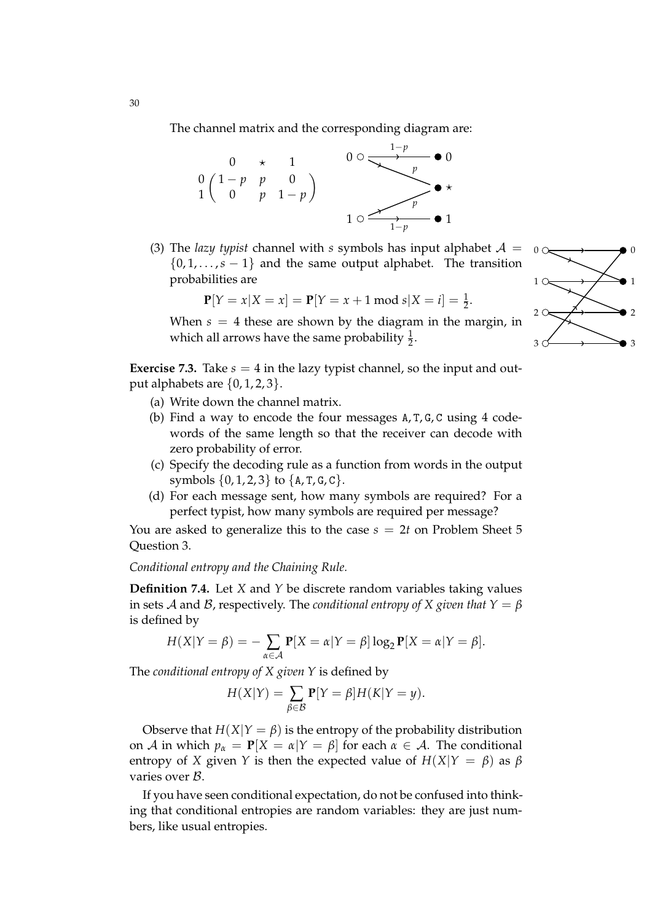The channel matrix and the corresponding diagram are:

$$\begin{array}{c} \\ 0 \\ 1 \end{array} \begin{array}{c} \begin{array}{ccc} 0 & \star & 1 \end{array} \\ \begin{pmatrix} 1-p & p & 0 \\ 0 & p & 1-p \end{pmatrix} \end{array}$$

(3) The *lazy typist* channel with $s$ symbols has input alphabet $\mathcal{A} = \{0, 1, \ldots, s-1\}$ and the same output alphabet. The transition probabilities are

$$\mathbf{P}[Y = x | X = x] = \mathbf{P}[Y = x + 1 \bmod s | X = i] = \tfrac{1}{2}.$$

When $s = 4$ these are shown by the diagram in the margin, in which all arrows have the same probability $\frac{1}{2}$.

**Exercise 7.3.** Take $s = 4$ in the lazy typist channel, so the input and output alphabets are $\{0, 1, 2, 3\}$.

(a) Write down the channel matrix.

(b) Find a way to encode the four messages A, T, G, C using 4 codewords of the same length so that the receiver can decode with zero probability of error.

(c) Specify the decoding rule as a function from words in the output symbols $\{0, 1, 2, 3\}$ to $\{$A, T, G, C$\}$.

(d) For each message sent, how many symbols are required? For a perfect typist, how many symbols are required per message?

You are asked to generalize this to the case $s = 2t$ on Problem Sheet 5 Question 3.

*Conditional entropy and the Chaining Rule.*

**Definition 7.4.** Let $X$ and $Y$ be discrete random variables taking values in sets $\mathcal{A}$ and $\mathcal{B}$, respectively. The *conditional entropy of $X$ given that $Y = \beta$* is defined by

$$H(X | Y = \beta) = -\sum_{\alpha \in \mathcal{A}} \mathbf{P}[X = \alpha | Y = \beta] \log_2 \mathbf{P}[X = \alpha | Y = \beta].$$

The *conditional entropy of $X$ given $Y$* is defined by

$$H(X|Y) = \sum_{\beta \in \mathcal{B}} \mathbf{P}[Y = \beta] H(K | Y = y).$$

Observe that $H(X|Y = \beta)$ is the entropy of the probability distribution on $\mathcal{A}$ in which $p_\alpha = \mathbf{P}[X = \alpha | Y = \beta]$ for each $\alpha \in \mathcal{A}$. The conditional entropy of $X$ given $Y$ is then the expected value of $H(X|Y = \beta)$ as $\beta$ varies over $\mathcal{B}$.

If you have seen conditional expectation, do not be confused into thinking that conditional entropies are random variables: they are just numbers, like usual entropies.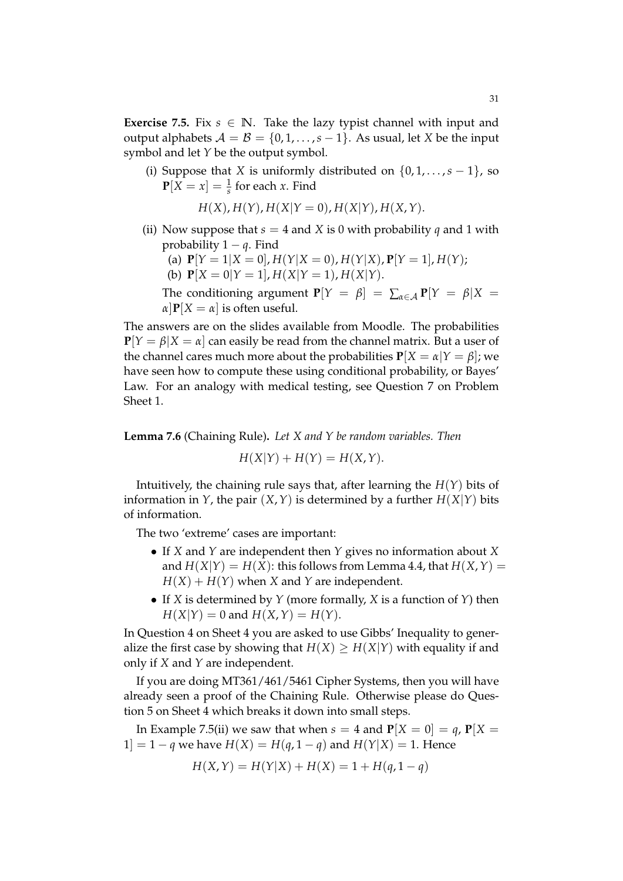**Exercise 7.5.** Fix $s \in \mathbb{N}$. Take the lazy typist channel with input and output alphabets $\mathcal{A} = \mathcal{B} = \{0, 1, \ldots, s-1\}$. As usual, let $X$ be the input symbol and let $Y$ be the output symbol.

(i) Suppose that $X$ is uniformly distributed on $\{0, 1, \ldots, s-1\}$, so $\mathbf{P}[X = x] = \frac{1}{s}$ for each $x$. Find

$$H(X), H(Y), H(X|Y = 0), H(X|Y), H(X, Y).$$

(ii) Now suppose that $s = 4$ and $X$ is 0 with probability $q$ and 1 with probability $1 - q$. Find

(a) $\mathbf{P}[Y = 1|X = 0], H(Y|X = 0), H(Y|X), \mathbf{P}[Y = 1], H(Y)$;

(b) $\mathbf{P}[X = 0|Y = 1], H(X|Y = 1), H(X|Y)$.

The conditioning argument $\mathbf{P}[Y = \beta] = \sum_{\alpha \in \mathcal{A}} \mathbf{P}[Y = \beta | X = \alpha]\mathbf{P}[X = \alpha]$ is often useful.

The answers are on the slides available from Moodle. The probabilities $\mathbf{P}[Y = \beta|X = \alpha]$ can easily be read from the channel matrix. But a user of the channel cares much more about the probabilities $\mathbf{P}[X = \alpha|Y = \beta]$; we have seen how to compute these using conditional probability, or Bayes' Law. For an analogy with medical testing, see Question 7 on Problem Sheet 1.

**Lemma 7.6** (Chaining Rule)**.** *Let $X$ and $Y$ be random variables. Then*

$$H(X|Y) + H(Y) = H(X, Y).$$

Intuitively, the chaining rule says that, after learning the $H(Y)$ bits of information in $Y$, the pair $(X, Y)$ is determined by a further $H(X|Y)$ bits of information.

The two 'extreme' cases are important:

- If $X$ and $Y$ are independent then $Y$ gives no information about $X$ and $H(X|Y) = H(X)$: this follows from Lemma 4.4, that $H(X, Y) = H(X) + H(Y)$ when $X$ and $Y$ are independent.
- If $X$ is determined by $Y$ (more formally, $X$ is a function of $Y$) then $H(X|Y) = 0$ and $H(X, Y) = H(Y)$.

In Question 4 on Sheet 4 you are asked to use Gibbs' Inequality to generalize the first case by showing that $H(X) \geq H(X|Y)$ with equality if and only if $X$ and $Y$ are independent.

If you are doing MT361/461/5461 Cipher Systems, then you will have already seen a proof of the Chaining Rule. Otherwise please do Question 5 on Sheet 4 which breaks it down into small steps.

In Example 7.5(ii) we saw that when $s = 4$ and $\mathbf{P}[X = 0] = q$, $\mathbf{P}[X = 1] = 1 - q$ we have $H(X) = H(q, 1-q)$ and $H(Y|X) = 1$. Hence

$$H(X, Y) = H(Y|X) + H(X) = 1 + H(q, 1-q)$$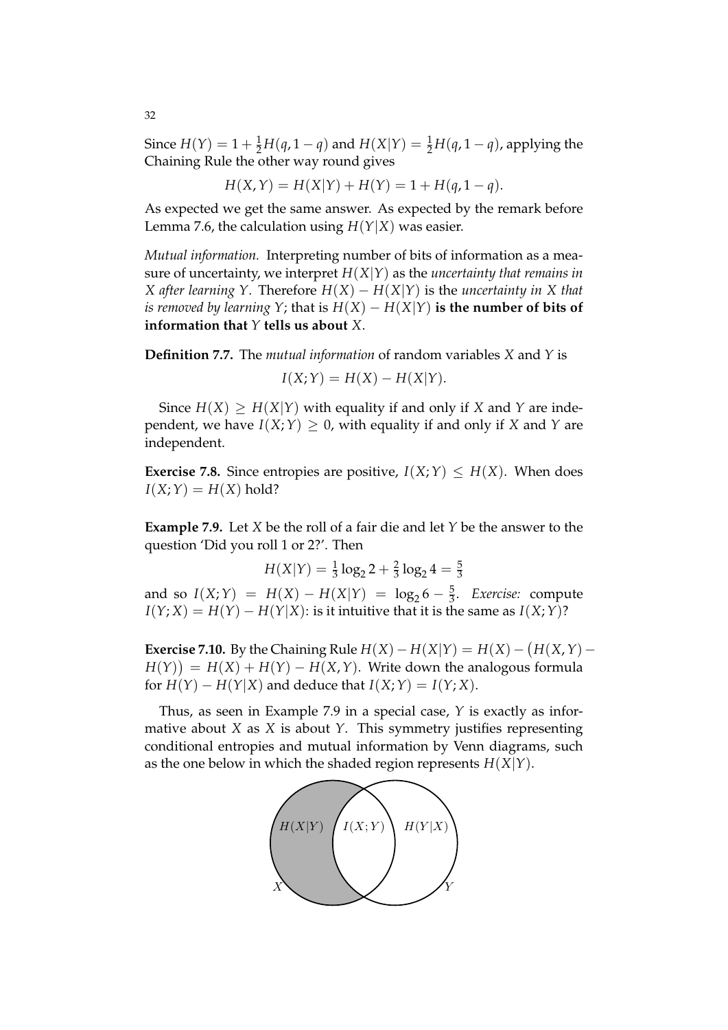Since $H(Y) = 1 + \frac{1}{2}H(q, 1-q)$ and $H(X|Y) = \frac{1}{2}H(q, 1-q)$, applying the Chaining Rule the other way round gives

$$H(X, Y) = H(X|Y) + H(Y) = 1 + H(q, 1-q).$$

As expected we get the same answer. As expected by the remark before Lemma 7.6, the calculation using $H(Y|X)$ was easier.

*Mutual information.* Interpreting number of bits of information as a measure of uncertainty, we interpret $H(X|Y)$ as the *uncertainty that remains in $X$ after learning $Y$*. Therefore $H(X) - H(X|Y)$ is the *uncertainty in $X$ that is removed by learning $Y$*; that is $H(X) - H(X|Y)$ **is the number of bits of information that $Y$ tells us about $X$.**

**Definition 7.7.** The *mutual information* of random variables $X$ and $Y$ is

$$I(X; Y) = H(X) - H(X|Y).$$

Since $H(X) \geq H(X|Y)$ with equality if and only if $X$ and $Y$ are independent, we have $I(X; Y) \geq 0$, with equality if and only if $X$ and $Y$ are independent.

**Exercise 7.8.** Since entropies are positive, $I(X; Y) \leq H(X)$. When does $I(X; Y) = H(X)$ hold?

**Example 7.9.** Let $X$ be the roll of a fair die and let $Y$ be the answer to the question 'Did you roll 1 or 2?'. Then

$$H(X|Y) = \tfrac{1}{3}\log_2 2 + \tfrac{2}{3}\log_2 4 = \tfrac{5}{3}$$

and so $I(X; Y) = H(X) - H(X|Y) = \log_2 6 - \frac{5}{3}$. *Exercise:* compute $I(Y; X) = H(Y) - H(Y|X)$: is it intuitive that it is the same as $I(X; Y)$?

**Exercise 7.10.** By the Chaining Rule $H(X) - H(X|Y) = H(X) - \big(H(X, Y) - H(Y)\big) = H(X) + H(Y) - H(X, Y)$. Write down the analogous formula for $H(Y) - H(Y|X)$ and deduce that $I(X; Y) = I(Y; X)$.

Thus, as seen in Example 7.9 in a special case, $Y$ is exactly as informative about $X$ as $X$ is about $Y$. This symmetry justifies representing conditional entropies and mutual information by Venn diagrams, such as the one below in which the shaded region represents $H(X|Y)$.

$H(X|Y)$ $I(X;Y)$ $H(Y|X)$

$X$ $Y$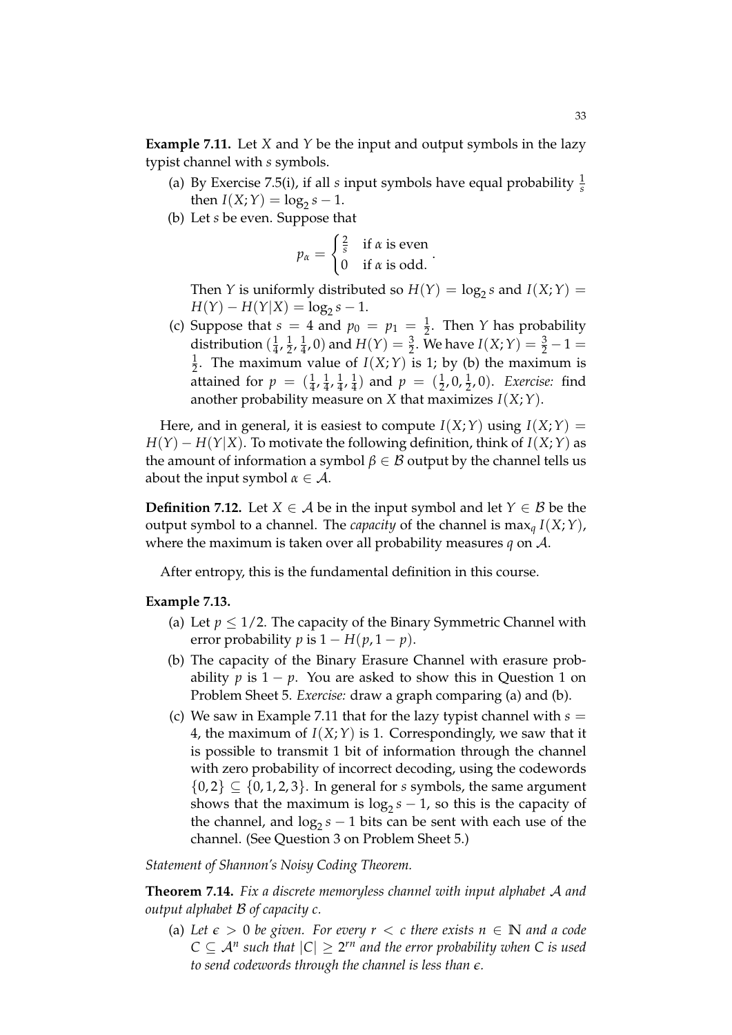**Example 7.11.** Let $X$ and $Y$ be the input and output symbols in the lazy typist channel with $s$ symbols.

(a) By Exercise 7.5(i), if all $s$ input symbols have equal probability $\frac{1}{s}$ then $I(X;Y) = \log_2 s - 1$.

(b) Let $s$ be even. Suppose that

$$p_\alpha = \begin{cases} \frac{2}{s} & \text{if } \alpha \text{ is even} \\ 0 & \text{if } \alpha \text{ is odd.} \end{cases}.$$

Then $Y$ is uniformly distributed so $H(Y) = \log_2 s$ and $I(X;Y) = H(Y) - H(Y|X) = \log_2 s - 1$.

(c) Suppose that $s = 4$ and $p_0 = p_1 = \frac{1}{2}$. Then $Y$ has probability distribution $(\frac{1}{4}, \frac{1}{2}, \frac{1}{4}, 0)$ and $H(Y) = \frac{3}{2}$. We have $I(X;Y) = \frac{3}{2} - 1 = \frac{1}{2}$. The maximum value of $I(X;Y)$ is 1; by (b) the maximum is attained for $p = (\frac{1}{4}, \frac{1}{4}, \frac{1}{4}, \frac{1}{4})$ and $p = (\frac{1}{2}, 0, \frac{1}{2}, 0)$. *Exercise:* find another probability measure on $X$ that maximizes $I(X;Y)$.

Here, and in general, it is easiest to compute $I(X;Y)$ using $I(X;Y) = H(Y) - H(Y|X)$. To motivate the following definition, think of $I(X;Y)$ as the amount of information a symbol $\beta \in \mathcal{B}$ output by the channel tells us about the input symbol $\alpha \in \mathcal{A}$.

**Definition 7.12.** Let $X \in \mathcal{A}$ be in the input symbol and let $Y \in \mathcal{B}$ be the output symbol to a channel. The *capacity* of the channel is $\max_q I(X;Y)$, where the maximum is taken over all probability measures $q$ on $\mathcal{A}$.

After entropy, this is the fundamental definition in this course.

**Example 7.13.**

(a) Let $p \leq 1/2$. The capacity of the Binary Symmetric Channel with error probability $p$ is $1 - H(p, 1-p)$.

(b) The capacity of the Binary Erasure Channel with erasure probability $p$ is $1 - p$. You are asked to show this in Question 1 on Problem Sheet 5. *Exercise:* draw a graph comparing (a) and (b).

(c) We saw in Example 7.11 that for the lazy typist channel with $s = 4$, the maximum of $I(X;Y)$ is 1. Correspondingly, we saw that it is possible to transmit 1 bit of information through the channel with zero probability of incorrect decoding, using the codewords $\{0, 2\} \subseteq \{0, 1, 2, 3\}$. In general for $s$ symbols, the same argument shows that the maximum is $\log_2 s - 1$, so this is the capacity of the channel, and $\log_2 s - 1$ bits can be sent with each use of the channel. (See Question 3 on Problem Sheet 5.)

*Statement of Shannon's Noisy Coding Theorem.*

**Theorem 7.14.** *Fix a discrete memoryless channel with input alphabet $\mathcal{A}$ and output alphabet $\mathcal{B}$ of capacity $c$.*

(a) *Let $\epsilon > 0$ be given. For every $r < c$ there exists $n \in \mathbb{N}$ and a code $C \subseteq \mathcal{A}^n$ such that $|C| \geq 2^{rn}$ and the error probability when $C$ is used to send codewords through the channel is less than $\epsilon$.*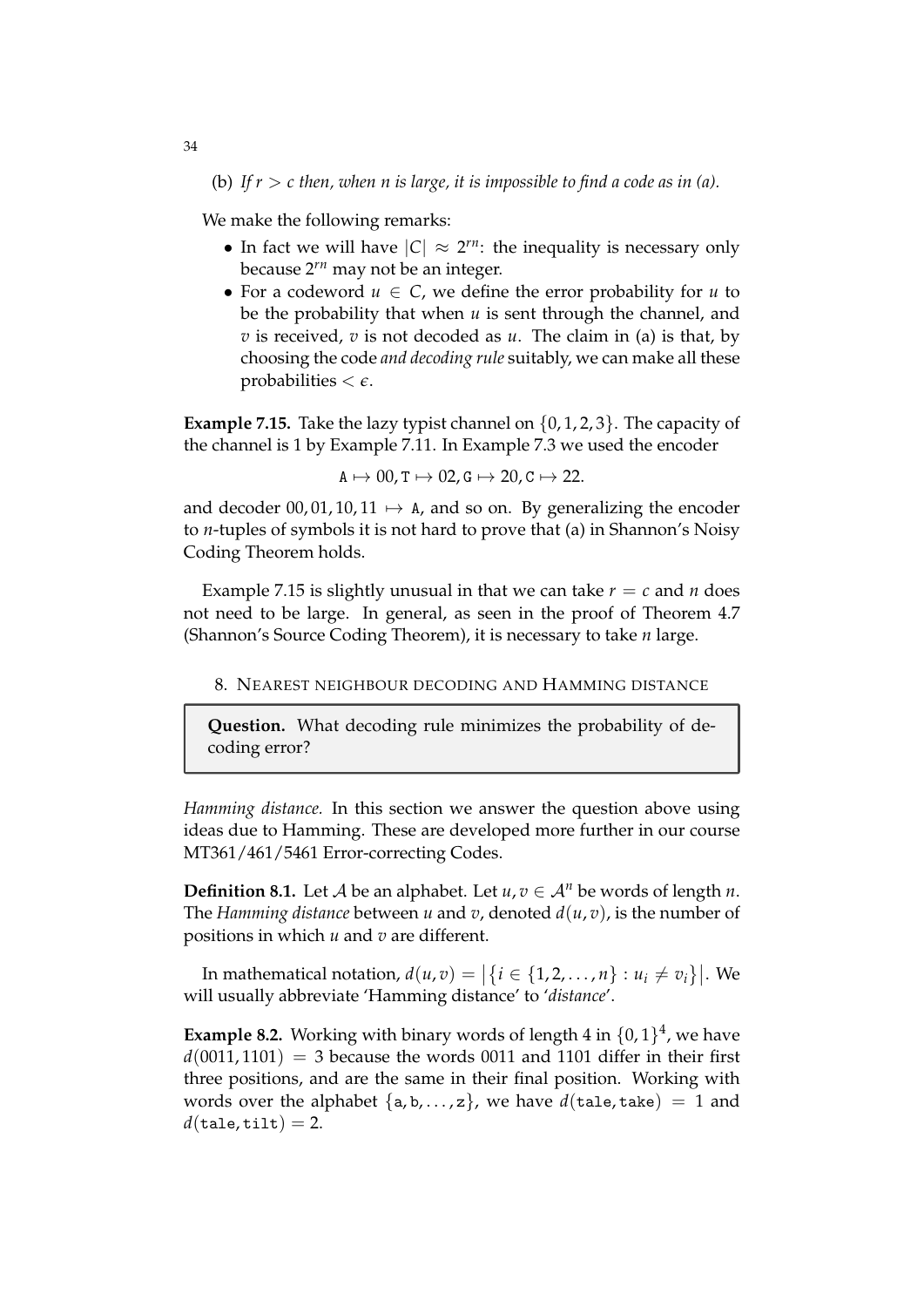(b) *If $r > c$ then, when $n$ is large, it is impossible to find a code as in (a).*

We make the following remarks:

- In fact we will have $|C| \approx 2^{rn}$: the inequality is necessary only because $2^{rn}$ may not be an integer.
- For a codeword $u \in C$, we define the error probability for $u$ to be the probability that when $u$ is sent through the channel, and $v$ is received, $v$ is not decoded as $u$. The claim in (a) is that, by choosing the code *and decoding rule* suitably, we can make all these probabilities $< \epsilon$.

**Example 7.15.** Take the lazy typist channel on $\{0, 1, 2, 3\}$. The capacity of the channel is 1 by Example 7.11. In Example 7.3 we used the encoder

$$\texttt{A} \mapsto 00, \texttt{T} \mapsto 02, \texttt{G} \mapsto 20, \texttt{C} \mapsto 22.$$

and decoder $00, 01, 10, 11 \mapsto \texttt{A}$, and so on. By generalizing the encoder to $n$-tuples of symbols it is not hard to prove that (a) in Shannon's Noisy Coding Theorem holds.

Example 7.15 is slightly unusual in that we can take $r = c$ and $n$ does not need to be large. In general, as seen in the proof of Theorem 4.7 (Shannon's Source Coding Theorem), it is necessary to take $n$ large.

## 8. Nearest neighbour decoding and Hamming distance

> **Question.** What decoding rule minimizes the probability of decoding error?

*Hamming distance.* In this section we answer the question above using ideas due to Hamming. These are developed more further in our course MT361/461/5461 Error-correcting Codes.

**Definition 8.1.** Let $\mathcal{A}$ be an alphabet. Let $u, v \in \mathcal{A}^n$ be words of length $n$. The *Hamming distance* between $u$ and $v$, denoted $d(u, v)$, is the number of positions in which $u$ and $v$ are different.

In mathematical notation, $d(u, v) = \big|\{i \in \{1, 2, \ldots, n\} : u_i \neq v_i\}\big|$. We will usually abbreviate 'Hamming distance' to '*distance*'.

**Example 8.2.** Working with binary words of length 4 in $\{0, 1\}^4$, we have $d(0011, 1101) = 3$ because the words 0011 and 1101 differ in their first three positions, and are the same in their final position. Working with words over the alphabet $\{\texttt{a}, \texttt{b}, \ldots, \texttt{z}\}$, we have $d(\texttt{tale}, \texttt{take}) = 1$ and $d(\texttt{tale}, \texttt{tilt}) = 2$.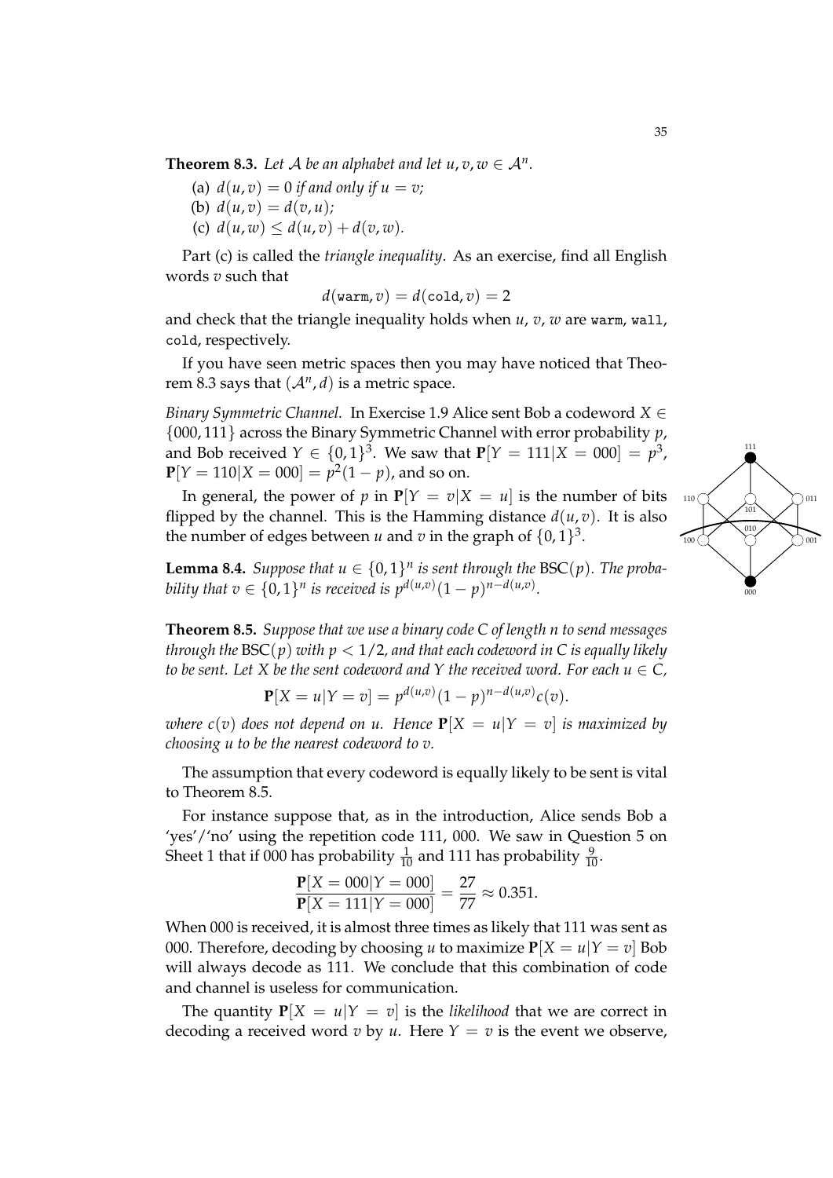**Theorem 8.3.** *Let $\mathcal{A}$ be an alphabet and let $u, v, w \in \mathcal{A}^n$.*

(a) *$d(u, v) = 0$ if and only if $u = v$;*
(b) *$d(u, v) = d(v, u)$;*
(c) *$d(u, w) \leq d(u, v) + d(v, w)$.*

Part (c) is called the *triangle inequality*. As an exercise, find all English words $v$ such that

$$d(\texttt{warm}, v) = d(\texttt{cold}, v) = 2$$

and check that the triangle inequality holds when $u$, $v$, $w$ are `warm`, `wall`, `cold`, respectively.

If you have seen metric spaces then you may have noticed that Theorem 8.3 says that $(\mathcal{A}^n, d)$ is a metric space.

*Binary Symmetric Channel.* In Exercise 1.9 Alice sent Bob a codeword $X \in \{000, 111\}$ across the Binary Symmetric Channel with error probability $p$, and Bob received $Y \in \{0,1\}^3$. We saw that $\mathbf{P}[Y = 111 | X = 000] = p^3$, $\mathbf{P}[Y = 110 | X = 000] = p^2(1-p)$, and so on.

In general, the power of $p$ in $\mathbf{P}[Y = v | X = u]$ is the number of bits flipped by the channel. This is the Hamming distance $d(u, v)$. It is also the number of edges between $u$ and $v$ in the graph of $\{0,1\}^3$.

**Lemma 8.4.** *Suppose that $u \in \{0,1\}^n$ is sent through the $\mathrm{BSC}(p)$. The probability that $v \in \{0,1\}^n$ is received is $p^{d(u,v)}(1-p)^{n-d(u,v)}$.*

**Theorem 8.5.** *Suppose that we use a binary code $C$ of length $n$ to send messages through the $\mathrm{BSC}(p)$ with $p < 1/2$, and that each codeword in $C$ is equally likely to be sent. Let $X$ be the sent codeword and $Y$ the received word. For each $u \in C$,*

$$\mathbf{P}[X = u | Y = v] = p^{d(u,v)}(1-p)^{n-d(u,v)} c(v).$$

*where $c(v)$ does not depend on $u$. Hence $\mathbf{P}[X = u | Y = v]$ is maximized by choosing $u$ to be the nearest codeword to $v$.*

The assumption that every codeword is equally likely to be sent is vital to Theorem 8.5.

For instance suppose that, as in the introduction, Alice sends Bob a 'yes'/'no' using the repetition code 111, 000. We saw in Question 5 on Sheet 1 that if 000 has probability $\frac{1}{10}$ and 111 has probability $\frac{9}{10}$.

$$\frac{\mathbf{P}[X = 000 | Y = 000]}{\mathbf{P}[X = 111 | Y = 000]} = \frac{27}{77} \approx 0.351.$$

When 000 is received, it is almost three times as likely that 111 was sent as 000. Therefore, decoding by choosing $u$ to maximize $\mathbf{P}[X = u | Y = v]$ Bob will always decode as 111. We conclude that this combination of code and channel is useless for communication.

The quantity $\mathbf{P}[X = u | Y = v]$ is the *likelihood* that we are correct in decoding a received word $v$ by $u$. Here $Y = v$ is the event we observe,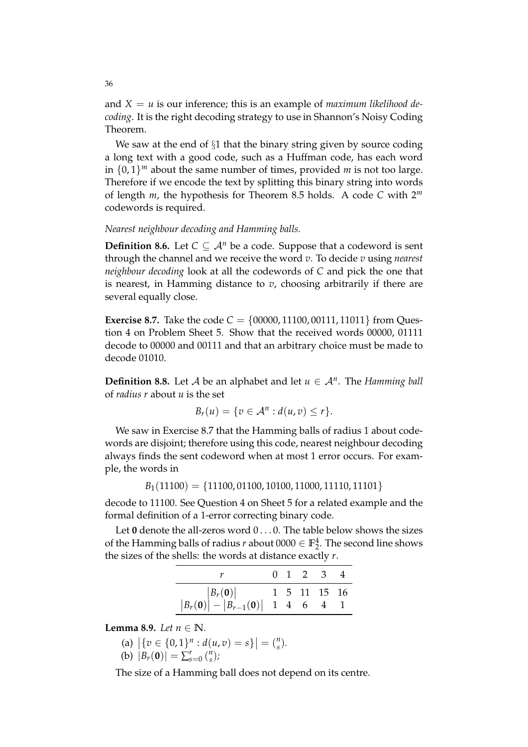and $X = u$ is our inference; this is an example of *maximum likelihood decoding*. It is the right decoding strategy to use in Shannon's Noisy Coding Theorem.

We saw at the end of §1 that the binary string given by source coding a long text with a good code, such as a Huffman code, has each word in $\{0,1\}^m$ about the same number of times, provided $m$ is not too large. Therefore if we encode the text by splitting this binary string into words of length $m$, the hypothesis for Theorem 8.5 holds. A code $C$ with $2^m$ codewords is required.

*Nearest neighbour decoding and Hamming balls.*

**Definition 8.6.** Let $C \subseteq \mathcal{A}^n$ be a code. Suppose that a codeword is sent through the channel and we receive the word $v$. To decide $v$ using *nearest neighbour decoding* look at all the codewords of $C$ and pick the one that is nearest, in Hamming distance to $v$, choosing arbitrarily if there are several equally close.

**Exercise 8.7.** Take the code $C = \{00000, 11100, 00111, 11011\}$ from Question 4 on Problem Sheet 5. Show that the received words 00000, 01111 decode to 00000 and 00111 and that an arbitrary choice must be made to decode 01010.

**Definition 8.8.** Let $\mathcal{A}$ be an alphabet and let $u \in \mathcal{A}^n$. The *Hamming ball* of *radius r* about $u$ is the set

$$B_r(u) = \{v \in \mathcal{A}^n : d(u,v) \leq r\}.$$

We saw in Exercise 8.7 that the Hamming balls of radius 1 about codewords are disjoint; therefore using this code, nearest neighbour decoding always finds the sent codeword when at most 1 error occurs. For example, the words in

$$B_1(11100) = \{11100, 01100, 10100, 11000, 11110, 11101\}$$

decode to 11100. See Question 4 on Sheet 5 for a related example and the formal definition of a 1-error correcting binary code.

Let $\mathbf{0}$ denote the all-zeros word $0\ldots0$. The table below shows the sizes of the Hamming balls of radius $r$ about $0000 \in \mathbb{F}_2^4$. The second line shows the sizes of the shells: the words at distance exactly $r$.

| $r$ | 0 | 1 | 2 | 3 | 4 |
|---|---|---|---|---|---|
| $\lvert B_r(\mathbf{0})\rvert$ | 1 | 5 | 11 | 15 | 16 |
| $\lvert B_r(\mathbf{0})\rvert - \lvert B_{r-1}(\mathbf{0})\rvert$ | 1 | 4 | 6 | 4 | 1 |

**Lemma 8.9.** *Let $n \in \mathbb{N}$.*

(a) $\left|\{v \in \{0,1\}^n : d(u,v) = s\}\right| = \binom{n}{s}$.
(b) $|B_r(\mathbf{0})| = \sum_{s=0}^{r} \binom{n}{s}$;

The size of a Hamming ball does not depend on its centre.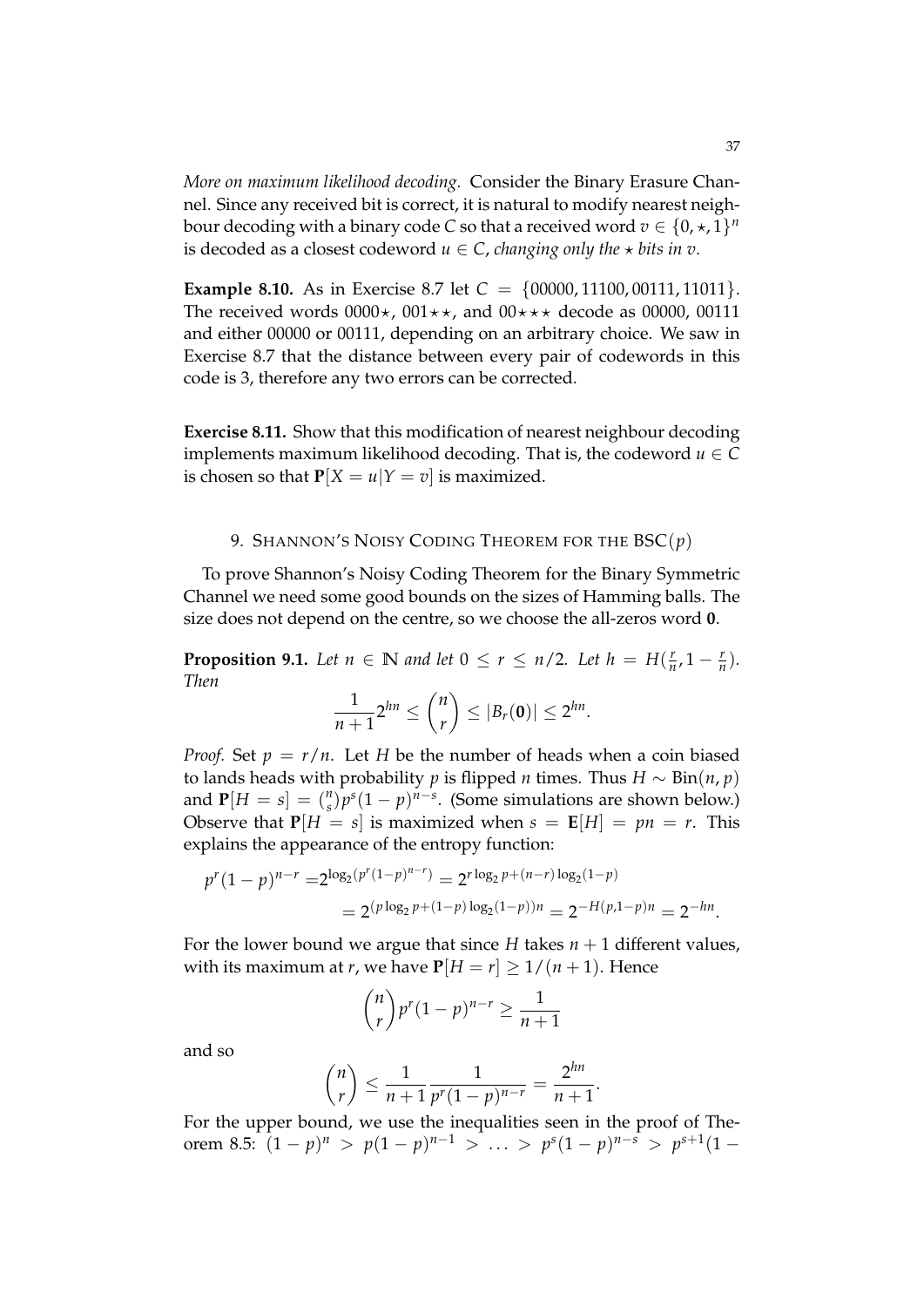*More on maximum likelihood decoding.* Consider the Binary Erasure Channel. Since any received bit is correct, it is natural to modify nearest neighbour decoding with a binary code $C$ so that a received word $v \in \{0, \star, 1\}^n$ is decoded as a closest codeword $u \in C$, *changing only the* $\star$ *bits in* $v$.

**Example 8.10.** As in Exercise 8.7 let $C = \{00000, 11100, 00111, 11011\}$. The received words $0000\star$, $001\star\star$, and $00\star\star\star$ decode as 00000, 00111 and either 00000 or 00111, depending on an arbitrary choice. We saw in Exercise 8.7 that the distance between every pair of codewords in this code is 3, therefore any two errors can be corrected.

**Exercise 8.11.** Show that this modification of nearest neighbour decoding implements maximum likelihood decoding. That is, the codeword $u \in C$ is chosen so that $\mathbf{P}[X = u | Y = v]$ is maximized.

## 9. Shannon's Noisy Coding Theorem for the BSC($p$)

To prove Shannon's Noisy Coding Theorem for the Binary Symmetric Channel we need some good bounds on the sizes of Hamming balls. The size does not depend on the centre, so we choose the all-zeros word $\mathbf{0}$.

**Proposition 9.1.** *Let $n \in \mathbb{N}$ and let $0 \leq r \leq n/2$. Let $h = H(\frac{r}{n}, 1 - \frac{r}{n})$. Then*

$$\frac{1}{n+1} 2^{hn} \leq \binom{n}{r} \leq |B_r(\mathbf{0})| \leq 2^{hn}.$$

*Proof.* Set $p = r/n$. Let $H$ be the number of heads when a coin biased to lands heads with probability $p$ is flipped $n$ times. Thus $H \sim \text{Bin}(n, p)$ and $\mathbf{P}[H = s] = \binom{n}{s} p^s (1-p)^{n-s}$. (Some simulations are shown below.) Observe that $\mathbf{P}[H = s]$ is maximized when $s = \mathbf{E}[H] = pn = r$. This explains the appearance of the entropy function:

$$\begin{aligned} p^r (1-p)^{n-r} &= 2^{\log_2 (p^r (1-p)^{n-r})} = 2^{r \log_2 p + (n-r) \log_2 (1-p)} \\ &= 2^{(p \log_2 p + (1-p) \log_2 (1-p))n} = 2^{-H(p, 1-p)n} = 2^{-hn}. \end{aligned}$$

For the lower bound we argue that since $H$ takes $n+1$ different values, with its maximum at $r$, we have $\mathbf{P}[H = r] \geq 1/(n+1)$. Hence

$$\binom{n}{r} p^r (1-p)^{n-r} \geq \frac{1}{n+1}$$

and so

$$\binom{n}{r} \leq \frac{1}{n+1} \frac{1}{p^r (1-p)^{n-r}} = \frac{2^{hn}}{n+1}.$$

For the upper bound, we use the inequalities seen in the proof of Theorem 8.5: $(1-p)^n > p(1-p)^{n-1} > \ldots > p^s (1-p)^{n-s} > p^{s+1}(1 -$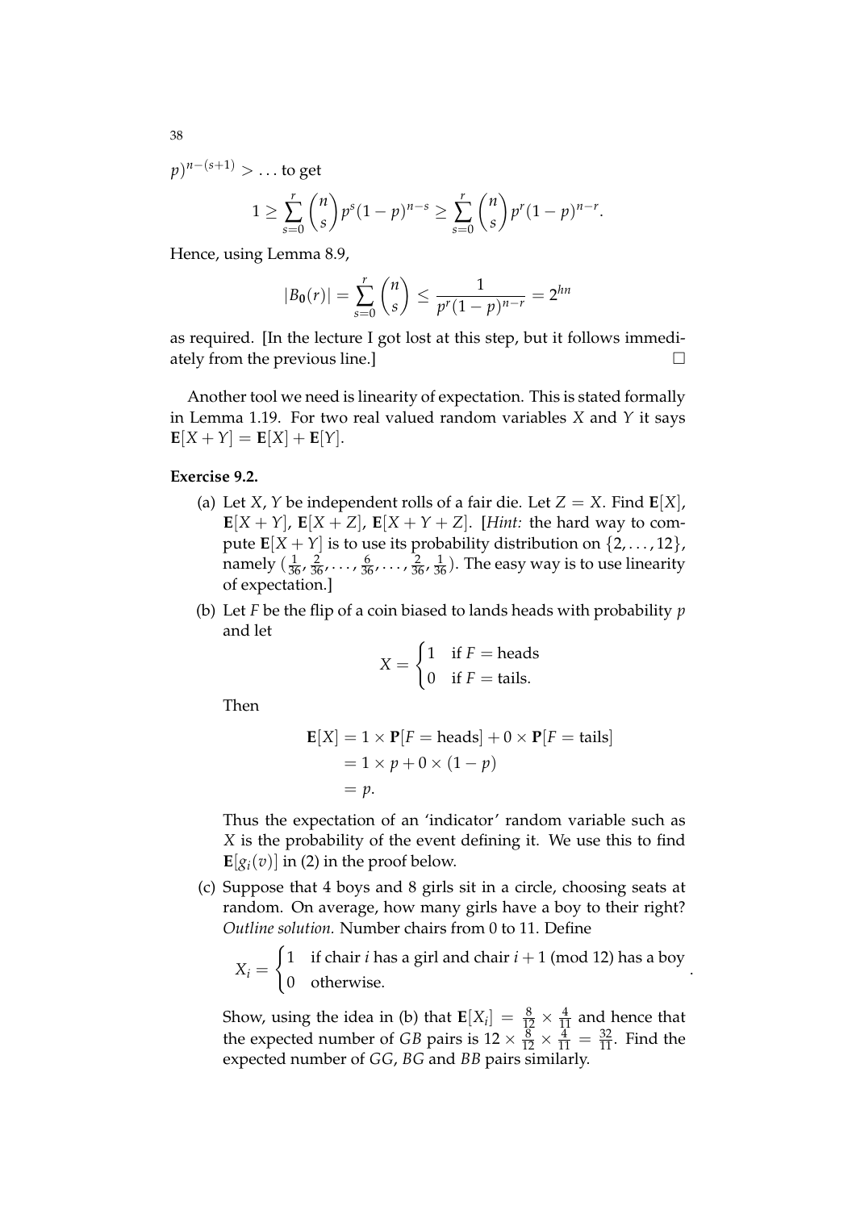$p)^{n-(s+1)} > \ldots$ to get

$$1 \geq \sum_{s=0}^{r} \binom{n}{s} p^s (1-p)^{n-s} \geq \sum_{s=0}^{r} \binom{n}{s} p^r (1-p)^{n-r}.$$

Hence, using Lemma 8.9,

$$|B_{\mathbf{0}}(r)| = \sum_{s=0}^{r} \binom{n}{s} \leq \frac{1}{p^r(1-p)^{n-r}} = 2^{hn}$$

as required. [In the lecture I got lost at this step, but it follows immediately from the previous line.] $\square$

Another tool we need is linearity of expectation. This is stated formally in Lemma 1.19. For two real valued random variables $X$ and $Y$ it says $\mathbf{E}[X+Y] = \mathbf{E}[X] + \mathbf{E}[Y]$.

**Exercise 9.2.**

(a) Let $X, Y$ be independent rolls of a fair die. Let $Z = X$. Find $\mathbf{E}[X]$, $\mathbf{E}[X+Y]$, $\mathbf{E}[X+Z]$, $\mathbf{E}[X+Y+Z]$. [*Hint:* the hard way to compute $\mathbf{E}[X+Y]$ is to use its probability distribution on $\{2,\ldots,12\}$, namely $(\frac{1}{36}, \frac{2}{36}, \ldots, \frac{6}{36}, \ldots, \frac{2}{36}, \frac{1}{36})$. The easy way is to use linearity of expectation.]

(b) Let $F$ be the flip of a coin biased to lands heads with probability $p$ and let

$$X = \begin{cases} 1 & \text{if } F = \text{heads} \\ 0 & \text{if } F = \text{tails.} \end{cases}$$

Then

$$\begin{aligned} \mathbf{E}[X] &= 1 \times \mathbf{P}[F = \text{heads}] + 0 \times \mathbf{P}[F = \text{tails}] \\ &= 1 \times p + 0 \times (1-p) \\ &= p. \end{aligned}$$

Thus the expectation of an 'indicator' random variable such as $X$ is the probability of the event defining it. We use this to find $\mathbf{E}[g_i(v)]$ in (2) in the proof below.

(c) Suppose that 4 boys and 8 girls sit in a circle, choosing seats at random. On average, how many girls have a boy to their right? *Outline solution.* Number chairs from 0 to 11. Define

$$X_i = \begin{cases} 1 & \text{if chair } i \text{ has a girl and chair } i+1 \pmod{12} \text{ has a boy} \\ 0 & \text{otherwise.} \end{cases}$$

Show, using the idea in (b) that $\mathbf{E}[X_i] = \frac{8}{12} \times \frac{4}{11}$ and hence that the expected number of $GB$ pairs is $12 \times \frac{8}{12} \times \frac{4}{11} = \frac{32}{11}$. Find the expected number of $GG$, $BG$ and $BB$ pairs similarly.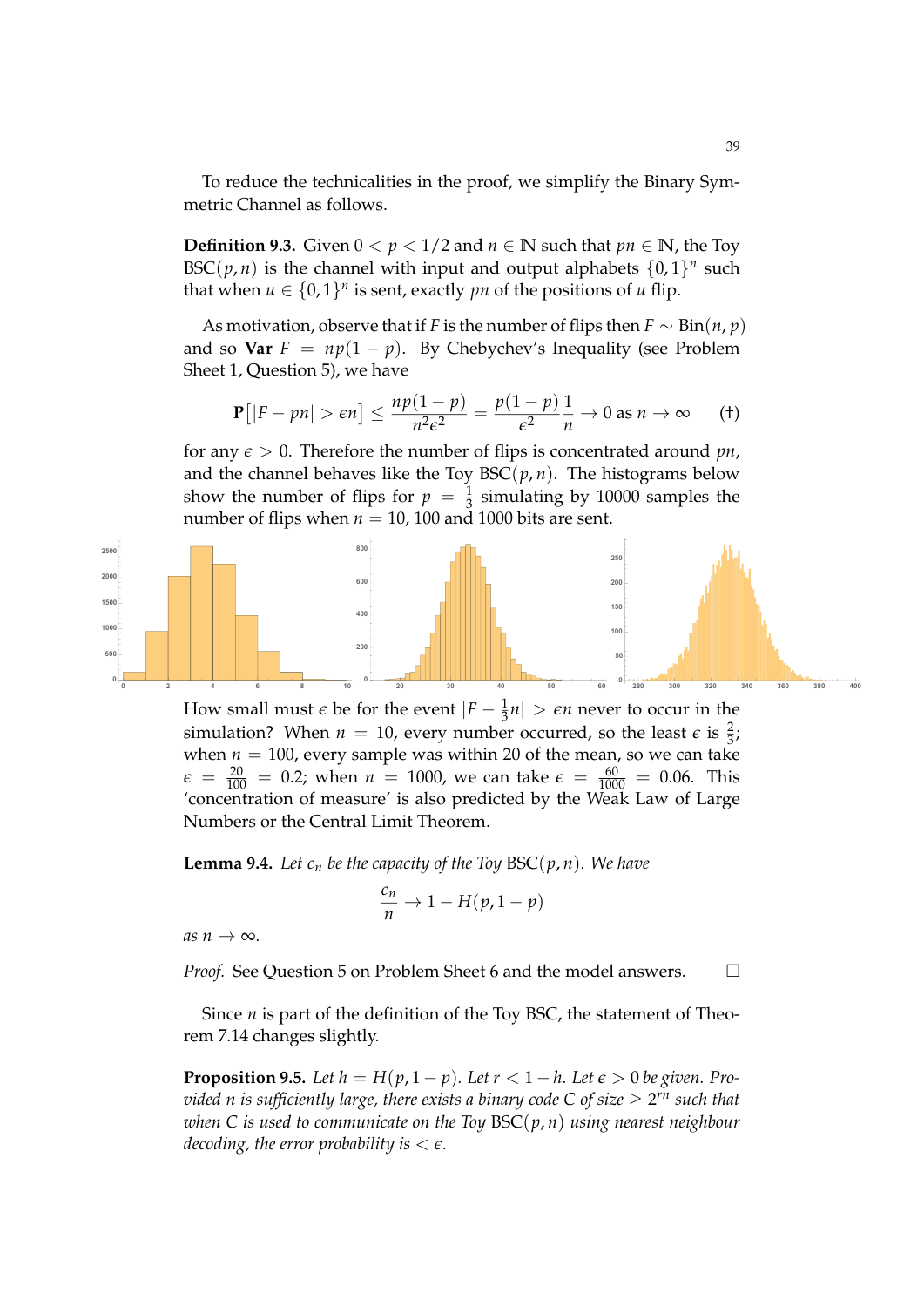To reduce the technicalities in the proof, we simplify the Binary Symmetric Channel as follows.

**Definition 9.3.** Given $0 < p < 1/2$ and $n \in \mathbb{N}$ such that $pn \in \mathbb{N}$, the Toy $\mathrm{BSC}(p, n)$ is the channel with input and output alphabets $\{0,1\}^n$ such that when $u \in \{0,1\}^n$ is sent, exactly $pn$ of the positions of $u$ flip.

As motivation, observe that if $F$ is the number of flips then $F \sim \mathrm{Bin}(n, p)$ and so $\mathbf{Var}\ F = np(1-p)$. By Chebychev's Inequality (see Problem Sheet 1, Question 5), we have

$$\mathbf{P}\big[|F - pn| > \epsilon n\big] \leq \frac{np(1-p)}{n^2\epsilon^2} = \frac{p(1-p)}{\epsilon^2}\frac{1}{n} \to 0 \text{ as } n \to \infty \qquad (\dagger)$$

for any $\epsilon > 0$. Therefore the number of flips is concentrated around $pn$, and the channel behaves like the Toy $\mathrm{BSC}(p, n)$. The histograms below show the number of flips for $p = \frac{1}{3}$ simulating by 10000 samples the number of flips when $n = 10$, 100 and 1000 bits are sent.

How small must $\epsilon$ be for the event $|F - \frac{1}{3}n| > \epsilon n$ never to occur in the simulation? When $n = 10$, every number occurred, so the least $\epsilon$ is $\frac{2}{3}$; when $n = 100$, every sample was within 20 of the mean, so we can take $\epsilon = \frac{20}{100} = 0.2$; when $n = 1000$, we can take $\epsilon = \frac{60}{1000} = 0.06$. This 'concentration of measure' is also predicted by the Weak Law of Large Numbers or the Central Limit Theorem.

**Lemma 9.4.** *Let $c_n$ be the capacity of the Toy* $\mathrm{BSC}(p, n)$*. We have*

$$\frac{c_n}{n} \to 1 - H(p, 1-p)$$

*as $n \to \infty$.*

*Proof.* See Question 5 on Problem Sheet 6 and the model answers. $\square$

Since $n$ is part of the definition of the Toy BSC, the statement of Theorem 7.14 changes slightly.

**Proposition 9.5.** *Let $h = H(p, 1-p)$. Let $r < 1 - h$. Let $\epsilon > 0$ be given. Provided $n$ is sufficiently large, there exists a binary code $C$ of size $\geq 2^{rn}$ such that when $C$ is used to communicate on the Toy* $\mathrm{BSC}(p, n)$ *using nearest neighbour decoding, the error probability is $< \epsilon$.*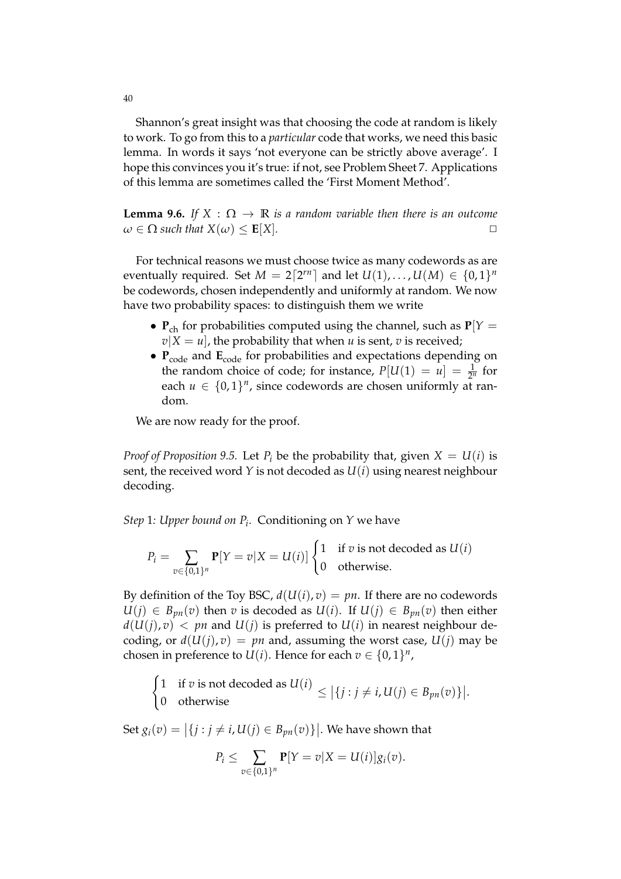Shannon's great insight was that choosing the code at random is likely to work. To go from this to a *particular* code that works, we need this basic lemma. In words it says 'not everyone can be strictly above average'. I hope this convinces you it's true: if not, see Problem Sheet 7. Applications of this lemma are sometimes called the 'First Moment Method'.

**Lemma 9.6.** *If $X : \Omega \to \mathbb{R}$ is a random variable then there is an outcome $\omega \in \Omega$ such that $X(\omega) \leq \mathbf{E}[X]$.* □

For technical reasons we must choose twice as many codewords as are eventually required. Set $M = 2\lceil 2^{rn} \rceil$ and let $U(1), \ldots, U(M) \in \{0,1\}^n$ be codewords, chosen independently and uniformly at random. We now have two probability spaces: to distinguish them we write

- $\mathbf{P}_{\text{ch}}$ for probabilities computed using the channel, such as $\mathbf{P}[Y = v | X = u]$, the probability that when $u$ is sent, $v$ is received;
- $\mathbf{P}_{\text{code}}$ and $\mathbf{E}_{\text{code}}$ for probabilities and expectations depending on the random choice of code; for instance, $P[U(1) = u] = \frac{1}{2^n}$ for each $u \in \{0,1\}^n$, since codewords are chosen uniformly at random.

We are now ready for the proof.

*Proof of Proposition 9.5.* Let $P_i$ be the probability that, given $X = U(i)$ is sent, the received word $Y$ is not decoded as $U(i)$ using nearest neighbour decoding.

*Step 1: Upper bound on $P_i$.* Conditioning on $Y$ we have

$$P_i = \sum_{v \in \{0,1\}^n} \mathbf{P}[Y = v | X = U(i)] \begin{cases} 1 & \text{if } v \text{ is not decoded as } U(i) \\ 0 & \text{otherwise.} \end{cases}$$

By definition of the Toy BSC, $d(U(i), v) = pn$. If there are no codewords $U(j) \in B_{pn}(v)$ then $v$ is decoded as $U(i)$. If $U(j) \in B_{pn}(v)$ then either $d(U(j), v) < pn$ and $U(j)$ is preferred to $U(i)$ in nearest neighbour decoding, or $d(U(j), v) = pn$ and, assuming the worst case, $U(j)$ may be chosen in preference to $U(i)$. Hence for each $v \in \{0,1\}^n$,

$$\begin{cases} 1 & \text{if } v \text{ is not decoded as } U(i) \\ 0 & \text{otherwise} \end{cases} \leq \left| \{ j : j \neq i, U(j) \in B_{pn}(v) \} \right|.$$

Set $g_i(v) = \left| \{ j : j \neq i, U(j) \in B_{pn}(v) \} \right|$. We have shown that

$$P_i \leq \sum_{v \in \{0,1\}^n} \mathbf{P}[Y = v | X = U(i)] g_i(v).$$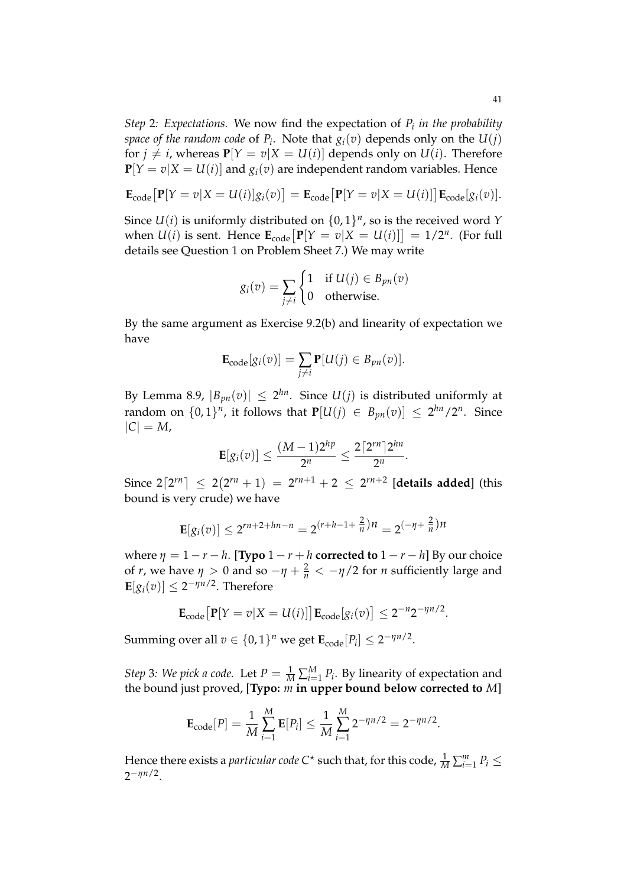*Step 2: Expectations.* We now find the expectation of $P_i$ *in the probability space of the random code* of $P_i$. Note that $g_i(v)$ depends only on the $U(j)$ for $j \neq i$, whereas $\mathbf{P}[Y = v | X = U(i)]$ depends only on $U(i)$. Therefore $\mathbf{P}[Y = v|X = U(i)]$ and $g_i(v)$ are independent random variables. Hence

$$\mathbf{E}_{\text{code}}\big[\mathbf{P}[Y = v|X = U(i)]g_i(v)\big] = \mathbf{E}_{\text{code}}\big[\mathbf{P}[Y = v|X = U(i)]\big]\,\mathbf{E}_{\text{code}}[g_i(v)].$$

Since $U(i)$ is uniformly distributed on $\{0,1\}^n$, so is the received word $Y$ when $U(i)$ is sent. Hence $\mathbf{E}_{\text{code}}\big[\mathbf{P}[Y = v|X = U(i)]\big] = 1/2^n$. (For full details see Question 1 on Problem Sheet 7.) We may write

$$g_i(v) = \sum_{j \neq i} \begin{cases} 1 & \text{if } U(j) \in B_{pn}(v) \\ 0 & \text{otherwise.} \end{cases}$$

By the same argument as Exercise 9.2(b) and linearity of expectation we have

$$\mathbf{E}_{\text{code}}[g_i(v)] = \sum_{j \neq i} \mathbf{P}[U(j) \in B_{pn}(v)].$$

By Lemma 8.9, $|B_{pn}(v)| \leq 2^{hn}$. Since $U(j)$ is distributed uniformly at random on $\{0,1\}^n$, it follows that $\mathbf{P}[U(j) \in B_{pn}(v)] \leq 2^{hn}/2^n$. Since $|C| = M$,

$$\mathbf{E}[g_i(v)] \leq \frac{(M-1)2^{hp}}{2^n} \leq \frac{2\lceil 2^{rn} \rceil 2^{hn}}{2^n}.$$

Since $2\lceil 2^{rn} \rceil \leq 2(2^{rn}+1) = 2^{rn+1} + 2 \leq 2^{rn+2}$ **[details added]** (this bound is very crude) we have

$$\mathbf{E}[g_i(v)] \leq 2^{rn+2+hn-n} = 2^{(r+h-1+\frac{2}{n})n} = 2^{(-\eta+\frac{2}{n})n}$$

where $\eta = 1 - r - h$. **[Typo** $1 - r + h$ **corrected to** $1 - r - h$**]** By our choice of $r$, we have $\eta > 0$ and so $-\eta + \frac{2}{n} < -\eta/2$ for $n$ sufficiently large and $\mathbf{E}[g_i(v)] \leq 2^{-\eta n/2}$. Therefore

$$\mathbf{E}_{\text{code}}\big[\mathbf{P}[Y = v|X = U(i)]\big]\,\mathbf{E}_{\text{code}}[g_i(v)] \leq 2^{-n}2^{-\eta n/2}.$$

Summing over all $v \in \{0,1\}^n$ we get $\mathbf{E}_{\text{code}}[P_i] \leq 2^{-\eta n/2}$.

*Step 3: We pick a code.* Let $P = \frac{1}{M}\sum_{i=1}^{M} P_i$. By linearity of expectation and the bound just proved, **[Typo:** $m$ **in upper bound below corrected to** $M$**]**

$$\mathbf{E}_{\text{code}}[P] = \frac{1}{M}\sum_{i=1}^{M}\mathbf{E}[P_i] \leq \frac{1}{M}\sum_{i=1}^{M} 2^{-\eta n/2} = 2^{-\eta n/2}.$$

Hence there exists a *particular code* $C^\star$ such that, for this code, $\frac{1}{M}\sum_{i=1}^{m} P_i \leq 2^{-\eta n/2}$.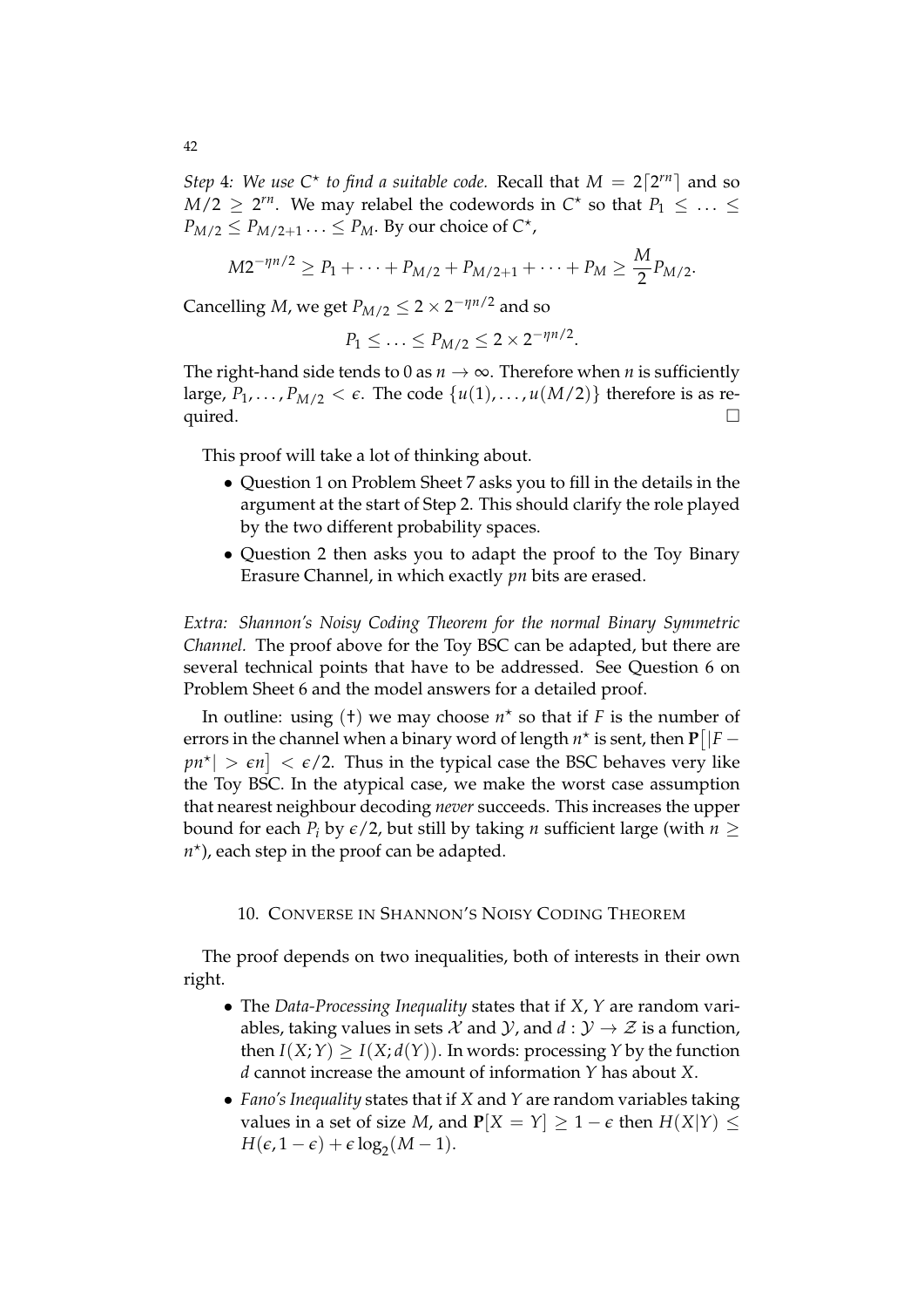*Step 4: We use $C^\star$ to find a suitable code.* Recall that $M = 2\lceil 2^{rn} \rceil$ and so $M/2 \geq 2^{rn}$. We may relabel the codewords in $C^\star$ so that $P_1 \leq \ldots \leq P_{M/2} \leq P_{M/2+1} \ldots \leq P_M$. By our choice of $C^\star$,

$$M2^{-\eta n/2} \geq P_1 + \cdots + P_{M/2} + P_{M/2+1} + \cdots + P_M \geq \frac{M}{2} P_{M/2}.$$

Cancelling $M$, we get $P_{M/2} \leq 2 \times 2^{-\eta n/2}$ and so

$$P_1 \leq \ldots \leq P_{M/2} \leq 2 \times 2^{-\eta n/2}.$$

The right-hand side tends to 0 as $n \to \infty$. Therefore when $n$ is sufficiently large, $P_1, \ldots, P_{M/2} < \epsilon$. The code $\{u(1), \ldots, u(M/2)\}$ therefore is as required. □

This proof will take a lot of thinking about.

- Question 1 on Problem Sheet 7 asks you to fill in the details in the argument at the start of Step 2. This should clarify the role played by the two different probability spaces.
- Question 2 then asks you to adapt the proof to the Toy Binary Erasure Channel, in which exactly $pn$ bits are erased.

*Extra: Shannon's Noisy Coding Theorem for the normal Binary Symmetric Channel.* The proof above for the Toy BSC can be adapted, but there are several technical points that have to be addressed. See Question 6 on Problem Sheet 6 and the model answers for a detailed proof.

In outline: using (†) we may choose $n^\star$ so that if $F$ is the number of errors in the channel when a binary word of length $n^\star$ is sent, then $\mathbf{P}\big[|F - pn^\star| > \epsilon n\big] < \epsilon/2$. Thus in the typical case the BSC behaves very like the Toy BSC. In the atypical case, we make the worst case assumption that nearest neighbour decoding *never* succeeds. This increases the upper bound for each $P_i$ by $\epsilon/2$, but still by taking $n$ sufficient large (with $n \geq n^\star$), each step in the proof can be adapted.

## 10. Converse in Shannon's Noisy Coding Theorem

The proof depends on two inequalities, both of interests in their own right.

- The *Data-Processing Inequality* states that if $X$, $Y$ are random variables, taking values in sets $\mathcal{X}$ and $\mathcal{Y}$, and $d : \mathcal{Y} \to \mathcal{Z}$ is a function, then $I(X;Y) \geq I(X;d(Y))$. In words: processing $Y$ by the function $d$ cannot increase the amount of information $Y$ has about $X$.
- *Fano's Inequality* states that if $X$ and $Y$ are random variables taking values in a set of size $M$, and $\mathbf{P}[X = Y] \geq 1 - \epsilon$ then $H(X|Y) \leq H(\epsilon, 1-\epsilon) + \epsilon \log_2(M-1)$.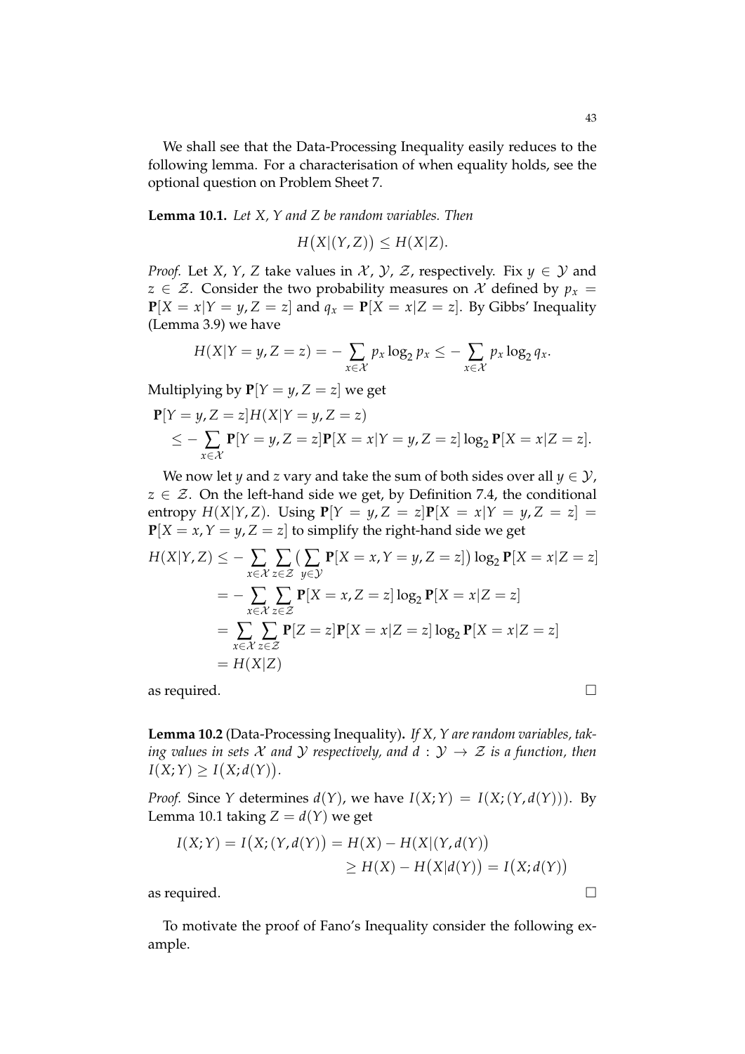We shall see that the Data-Processing Inequality easily reduces to the following lemma. For a characterisation of when equality holds, see the optional question on Problem Sheet 7.

**Lemma 10.1.** *Let $X$, $Y$ and $Z$ be random variables. Then*

$$H\big(X|(Y,Z)\big) \le H(X|Z).$$

*Proof.* Let $X$, $Y$, $Z$ take values in $\mathcal{X}$, $\mathcal{Y}$, $\mathcal{Z}$, respectively. Fix $y \in \mathcal{Y}$ and $z \in \mathcal{Z}$. Consider the two probability measures on $\mathcal{X}$ defined by $p_x = \mathbf{P}[X = x|Y = y, Z = z]$ and $q_x = \mathbf{P}[X = x|Z = z]$. By Gibbs' Inequality (Lemma 3.9) we have

$$H(X|Y = y, Z = z) = -\sum_{x \in \mathcal{X}} p_x \log_2 p_x \le -\sum_{x \in \mathcal{X}} p_x \log_2 q_x.$$

Multiplying by $\mathbf{P}[Y = y, Z = z]$ we get

$$\begin{aligned}
&\mathbf{P}[Y = y, Z = z] H(X|Y = y, Z = z) \\
&\quad \le -\sum_{x \in \mathcal{X}} \mathbf{P}[Y = y, Z = z] \mathbf{P}[X = x|Y = y, Z = z] \log_2 \mathbf{P}[X = x|Z = z].
\end{aligned}$$

We now let $y$ and $z$ vary and take the sum of both sides over all $y \in \mathcal{Y}$, $z \in \mathcal{Z}$. On the left-hand side we get, by Definition 7.4, the conditional entropy $H(X|Y,Z)$. Using $\mathbf{P}[Y = y, Z = z]\mathbf{P}[X = x|Y = y, Z = z] = \mathbf{P}[X = x, Y = y, Z = z]$ to simplify the right-hand side we get

$$\begin{aligned}
H(X|Y,Z) &\le -\sum_{x \in \mathcal{X}} \sum_{z \in \mathcal{Z}} \big( \sum_{y \in \mathcal{Y}} \mathbf{P}[X = x, Y = y, Z = z] \big) \log_2 \mathbf{P}[X = x|Z = z] \\
&= -\sum_{x \in \mathcal{X}} \sum_{z \in \mathcal{Z}} \mathbf{P}[X = x, Z = z] \log_2 \mathbf{P}[X = x|Z = z] \\
&= \sum_{x \in \mathcal{X}} \sum_{z \in \mathcal{Z}} \mathbf{P}[Z = z] \mathbf{P}[X = x|Z = z] \log_2 \mathbf{P}[X = x|Z = z] \\
&= H(X|Z)
\end{aligned}$$

as required. □

**Lemma 10.2** (Data-Processing Inequality)**.** *If $X$, $Y$ are random variables, taking values in sets $\mathcal{X}$ and $\mathcal{Y}$ respectively, and $d : \mathcal{Y} \to \mathcal{Z}$ is a function, then $I(X;Y) \ge I\big(X; d(Y)\big)$.*

*Proof.* Since $Y$ determines $d(Y)$, we have $I(X;Y) = I(X;(Y, d(Y)))$. By Lemma 10.1 taking $Z = d(Y)$ we get

$$\begin{aligned}
I(X;Y) = I\big(X;(Y,d(Y)\big) &= H(X) - H\big(X|(Y,d(Y)\big) \\
&\ge H(X) - H\big(X|d(Y)\big) = I\big(X;d(Y)\big)
\end{aligned}$$

as required. □

To motivate the proof of Fano's Inequality consider the following example.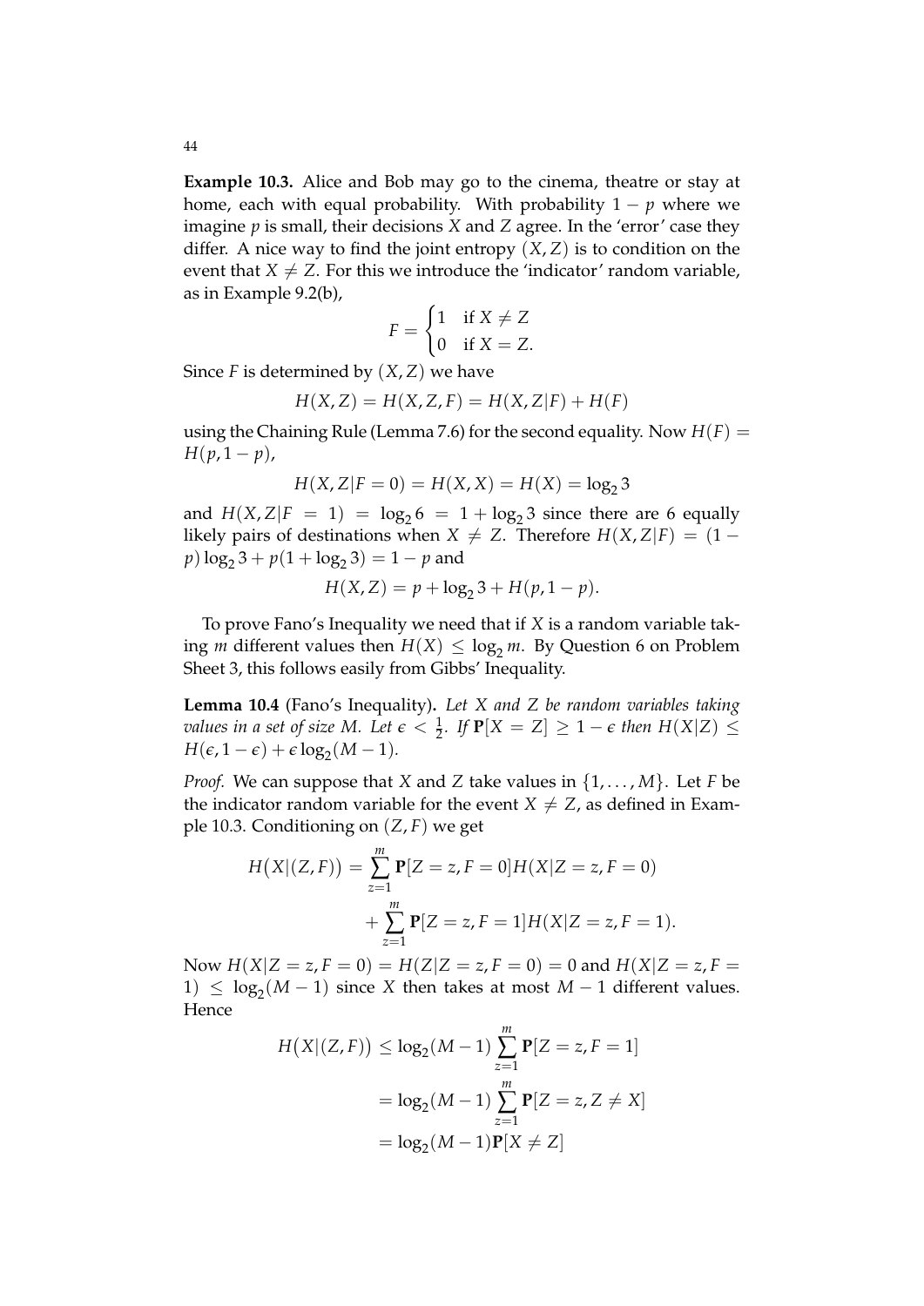**Example 10.3.** Alice and Bob may go to the cinema, theatre or stay at home, each with equal probability. With probability $1 - p$ where we imagine $p$ is small, their decisions $X$ and $Z$ agree. In the 'error' case they differ. A nice way to find the joint entropy $(X, Z)$ is to condition on the event that $X \neq Z$. For this we introduce the 'indicator' random variable, as in Example 9.2(b),

$$F = \begin{cases} 1 & \text{if } X \neq Z \\ 0 & \text{if } X = Z. \end{cases}$$

Since $F$ is determined by $(X, Z)$ we have

$$H(X, Z) = H(X, Z, F) = H(X, Z|F) + H(F)$$

using the Chaining Rule (Lemma 7.6) for the second equality. Now $H(F) = H(p, 1 - p)$,

$$H(X, Z|F = 0) = H(X, X) = H(X) = \log_2 3$$

and $H(X, Z|F = 1) = \log_2 6 = 1 + \log_2 3$ since there are 6 equally likely pairs of destinations when $X \neq Z$. Therefore $H(X, Z|F) = (1 - p)\log_2 3 + p(1 + \log_2 3) = 1 - p$ and

$$H(X, Z) = p + \log_2 3 + H(p, 1 - p).$$

To prove Fano's Inequality we need that if $X$ is a random variable taking $m$ different values then $H(X) \leq \log_2 m$. By Question 6 on Problem Sheet 3, this follows easily from Gibbs' Inequality.

**Lemma 10.4** (Fano's Inequality)**.** *Let $X$ and $Z$ be random variables taking values in a set of size $M$. Let $\epsilon < \frac{1}{2}$. If $\mathbf{P}[X = Z] \geq 1 - \epsilon$ then $H(X|Z) \leq H(\epsilon, 1 - \epsilon) + \epsilon \log_2(M - 1)$.*

*Proof.* We can suppose that $X$ and $Z$ take values in $\{1, \ldots, M\}$. Let $F$ be the indicator random variable for the event $X \neq Z$, as defined in Example 10.3. Conditioning on $(Z, F)$ we get

$$\begin{aligned} H\big(X|(Z, F)\big) &= \sum_{z=1}^{m} \mathbf{P}[Z = z, F = 0] H(X|Z = z, F = 0) \\ &\quad + \sum_{z=1}^{m} \mathbf{P}[Z = z, F = 1] H(X|Z = z, F = 1). \end{aligned}$$

Now $H(X|Z = z, F = 0) = H(Z|Z = z, F = 0) = 0$ and $H(X|Z = z, F = 1) \leq \log_2(M - 1)$ since $X$ then takes at most $M - 1$ different values. Hence

$$\begin{aligned} H\big(X|(Z, F)\big) &\leq \log_2(M - 1) \sum_{z=1}^{m} \mathbf{P}[Z = z, F = 1] \\ &= \log_2(M - 1) \sum_{z=1}^{m} \mathbf{P}[Z = z, Z \neq X] \\ &= \log_2(M - 1)\mathbf{P}[X \neq Z] \end{aligned}$$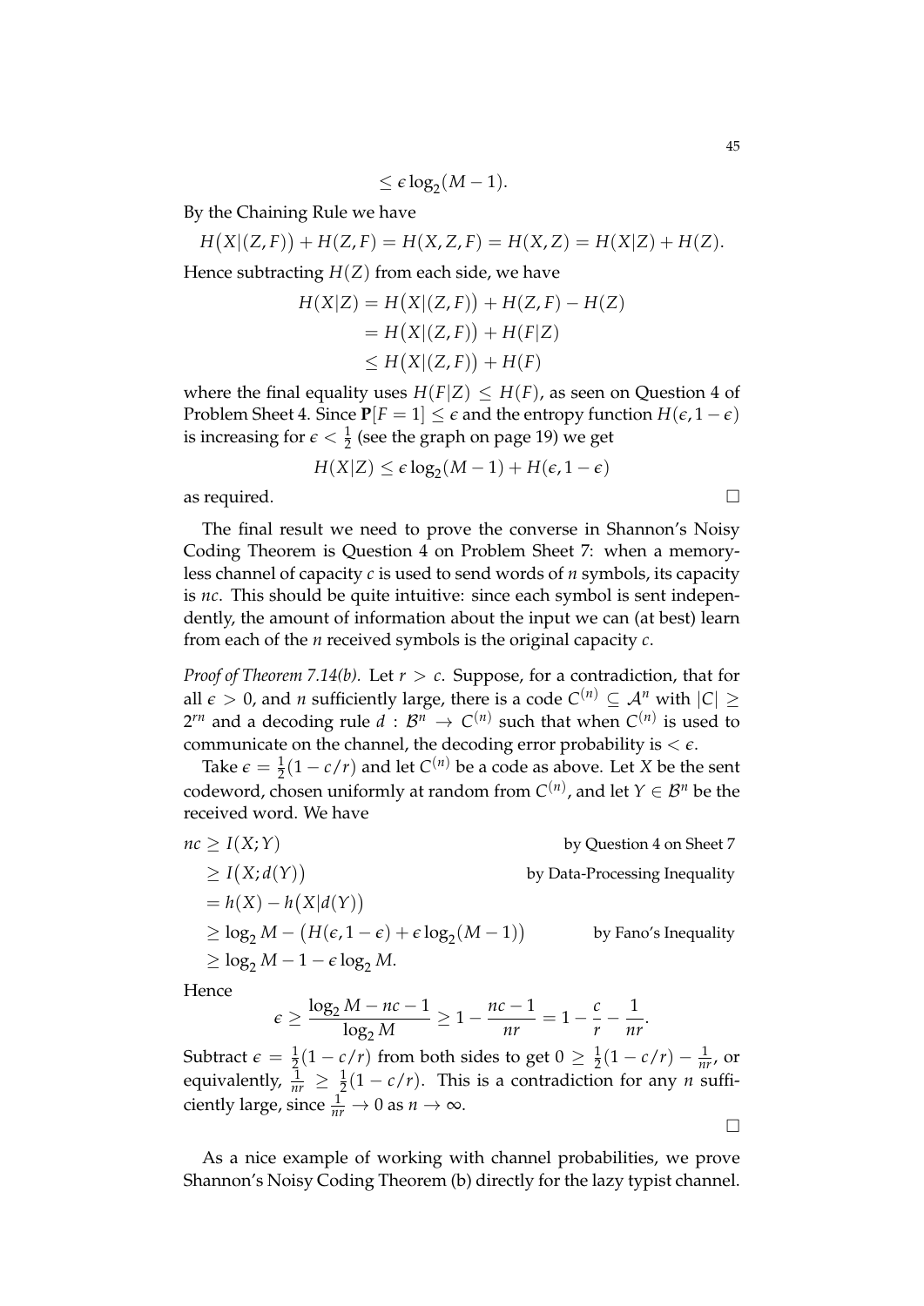$$\leq \epsilon \log_2(M-1).$$

By the Chaining Rule we have

$$H\big(X|(Z,F)\big) + H(Z,F) = H(X,Z,F) = H(X,Z) = H(X|Z) + H(Z).$$

Hence subtracting $H(Z)$ from each side, we have

$$\begin{aligned}
H(X|Z) &= H\big(X|(Z,F)\big) + H(Z,F) - H(Z) \\
&= H\big(X|(Z,F)\big) + H(F|Z) \\
&\leq H\big(X|(Z,F)\big) + H(F)
\end{aligned}$$

where the final equality uses $H(F|Z) \leq H(F)$, as seen on Question 4 of Problem Sheet 4. Since $\mathbf{P}[F=1] \leq \epsilon$ and the entropy function $H(\epsilon, 1-\epsilon)$ is increasing for $\epsilon < \frac{1}{2}$ (see the graph on page 19) we get

$$H(X|Z) \leq \epsilon \log_2(M-1) + H(\epsilon, 1-\epsilon)$$

as required. □

The final result we need to prove the converse in Shannon's Noisy Coding Theorem is Question 4 on Problem Sheet 7: when a memoryless channel of capacity $c$ is used to send words of $n$ symbols, its capacity is $nc$. This should be quite intuitive: since each symbol is sent independently, the amount of information about the input we can (at best) learn from each of the $n$ received symbols is the original capacity $c$.

*Proof of Theorem 7.14(b).* Let $r > c$. Suppose, for a contradiction, that for all $\epsilon > 0$, and $n$ sufficiently large, there is a code $C^{(n)} \subseteq \mathcal{A}^n$ with $|C| \geq 2^{rn}$ and a decoding rule $d : \mathcal{B}^n \to C^{(n)}$ such that when $C^{(n)}$ is used to communicate on the channel, the decoding error probability is $< \epsilon$.

Take $\epsilon = \frac{1}{2}(1 - c/r)$ and let $C^{(n)}$ be a code as above. Let $X$ be the sent codeword, chosen uniformly at random from $C^{(n)}$, and let $Y \in \mathcal{B}^n$ be the received word. We have

$$\begin{aligned}
nc &\geq I(X;Y) && \text{by Question 4 on Sheet 7} \\
&\geq I\big(X; d(Y)\big) && \text{by Data-Processing Inequality} \\
&= h(X) - h\big(X|d(Y)\big) \\
&\geq \log_2 M - \big(H(\epsilon, 1-\epsilon) + \epsilon \log_2(M-1)\big) && \text{by Fano's Inequality} \\
&\geq \log_2 M - 1 - \epsilon \log_2 M.
\end{aligned}$$

Hence

$$\epsilon \geq \frac{\log_2 M - nc - 1}{\log_2 M} \geq 1 - \frac{nc-1}{nr} = 1 - \frac{c}{r} - \frac{1}{nr}.$$

Subtract $\epsilon = \frac{1}{2}(1 - c/r)$ from both sides to get $0 \geq \frac{1}{2}(1 - c/r) - \frac{1}{nr}$, or equivalently, $\frac{1}{nr} \geq \frac{1}{2}(1 - c/r)$. This is a contradiction for any $n$ sufficiently large, since $\frac{1}{nr} \to 0$ as $n \to \infty$.

□

As a nice example of working with channel probabilities, we prove Shannon's Noisy Coding Theorem (b) directly for the lazy typist channel.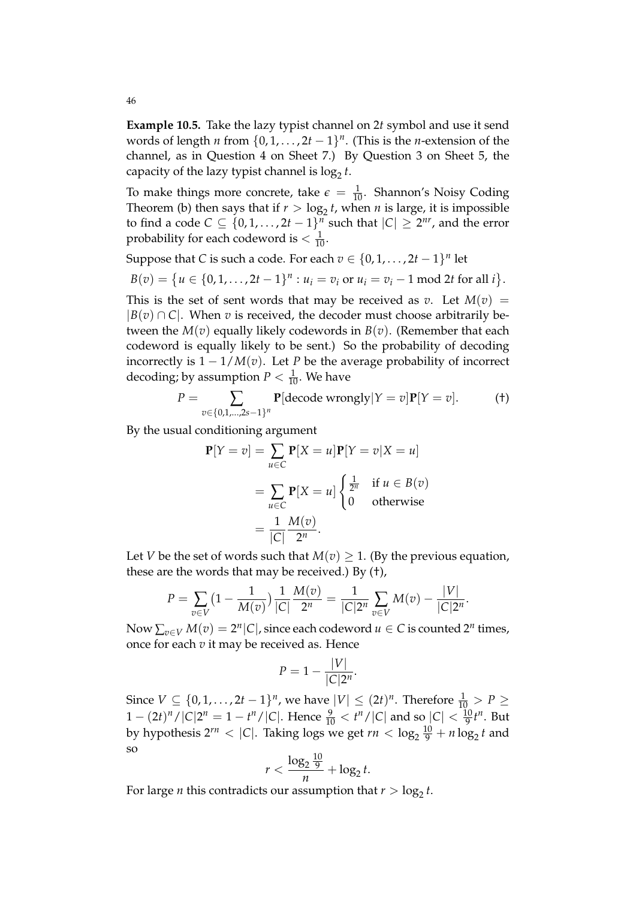**Example 10.5.** Take the lazy typist channel on $2t$ symbol and use it send words of length $n$ from $\{0, 1, \ldots, 2t-1\}^n$. (This is the $n$-extension of the channel, as in Question 4 on Sheet 7.) By Question 3 on Sheet 5, the capacity of the lazy typist channel is $\log_2 t$.

To make things more concrete, take $\epsilon = \frac{1}{10}$. Shannon's Noisy Coding Theorem (b) then says that if $r > \log_2 t$, when $n$ is large, it is impossible to find a code $C \subseteq \{0, 1, \ldots, 2t-1\}^n$ such that $|C| \geq 2^{nr}$, and the error probability for each codeword is $< \frac{1}{10}$.

Suppose that $C$ is such a code. For each $v \in \{0, 1, \ldots, 2t-1\}^n$ let

$$B(v) = \{u \in \{0, 1, \ldots, 2t-1\}^n : u_i = v_i \text{ or } u_i = v_i - 1 \bmod 2t \text{ for all } i\}.$$

This is the set of sent words that may be received as $v$. Let $M(v) = |B(v) \cap C|$. When $v$ is received, the decoder must choose arbitrarily between the $M(v)$ equally likely codewords in $B(v)$. (Remember that each codeword is equally likely to be sent.) So the probability of decoding incorrectly is $1 - 1/M(v)$. Let $P$ be the average probability of incorrect decoding; by assumption $P < \frac{1}{10}$. We have

$$P = \sum_{v \in \{0,1,\ldots,2s-1\}^n} \mathbf{P}[\text{decode wrongly}|Y = v]\mathbf{P}[Y = v]. \qquad (\dagger)$$

By the usual conditioning argument

$$\begin{aligned}
\mathbf{P}[Y = v] &= \sum_{u \in C} \mathbf{P}[X = u]\mathbf{P}[Y = v|X = u] \\
&= \sum_{u \in C} \mathbf{P}[X = u] \begin{cases} \frac{1}{2^n} & \text{if } u \in B(v) \\ 0 & \text{otherwise} \end{cases} \\
&= \frac{1}{|C|} \frac{M(v)}{2^n}.
\end{aligned}$$

Let $V$ be the set of words such that $M(v) \geq 1$. (By the previous equation, these are the words that may be received.) By ($\dagger$),

$$P = \sum_{v \in V} \left(1 - \frac{1}{M(v)}\right) \frac{1}{|C|} \frac{M(v)}{2^n} = \frac{1}{|C|2^n} \sum_{v \in V} M(v) - \frac{|V|}{|C|2^n}.$$

Now $\sum_{v \in V} M(v) = 2^n|C|$, since each codeword $u \in C$ is counted $2^n$ times, once for each $v$ it may be received as. Hence

$$P = 1 - \frac{|V|}{|C|2^n}.$$

Since $V \subseteq \{0, 1, \ldots, 2t-1\}^n$, we have $|V| \leq (2t)^n$. Therefore $\frac{1}{10} > P \geq 1 - (2t)^n/|C|2^n = 1 - t^n/|C|$. Hence $\frac{9}{10} < t^n/|C|$ and so $|C| < \frac{10}{9}t^n$. But by hypothesis $2^{rn} < |C|$. Taking logs we get $rn < \log_2 \frac{10}{9} + n \log_2 t$ and so

$$r < \frac{\log_2 \frac{10}{9}}{n} + \log_2 t.$$

For large $n$ this contradicts our assumption that $r > \log_2 t$.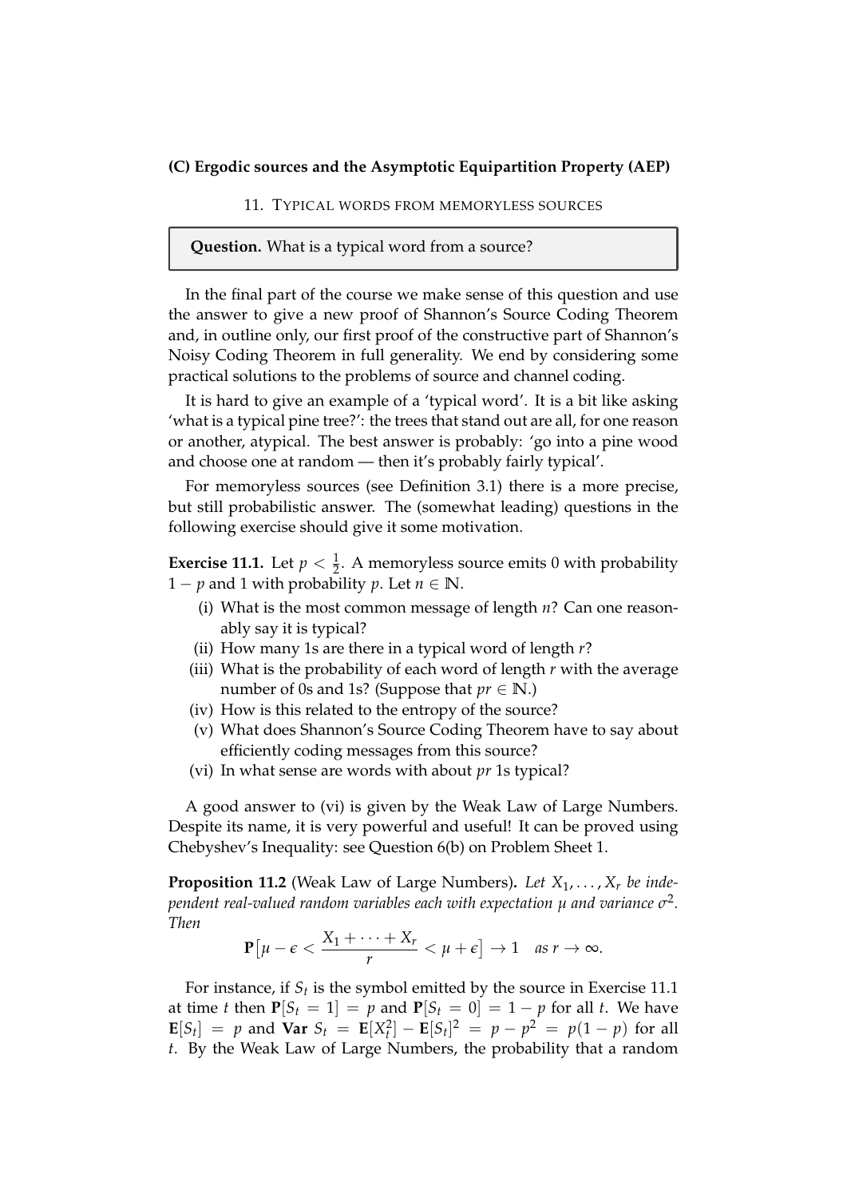## (C) Ergodic sources and the Asymptotic Equipartition Property (AEP)

### 11. Typical words from memoryless sources

> **Question.** What is a typical word from a source?

In the final part of the course we make sense of this question and use the answer to give a new proof of Shannon's Source Coding Theorem and, in outline only, our first proof of the constructive part of Shannon's Noisy Coding Theorem in full generality. We end by considering some practical solutions to the problems of source and channel coding.

It is hard to give an example of a 'typical word'. It is a bit like asking 'what is a typical pine tree?': the trees that stand out are all, for one reason or another, atypical. The best answer is probably: 'go into a pine wood and choose one at random — then it's probably fairly typical'.

For memoryless sources (see Definition 3.1) there is a more precise, but still probabilistic answer. The (somewhat leading) questions in the following exercise should give it some motivation.

**Exercise 11.1.** Let $p < \frac{1}{2}$. A memoryless source emits 0 with probability $1 - p$ and 1 with probability $p$. Let $n \in \mathbb{N}$.

(i) What is the most common message of length $n$? Can one reasonably say it is typical?
(ii) How many 1s are there in a typical word of length $r$?
(iii) What is the probability of each word of length $r$ with the average number of 0s and 1s? (Suppose that $pr \in \mathbb{N}$.)
(iv) How is this related to the entropy of the source?
(v) What does Shannon's Source Coding Theorem have to say about efficiently coding messages from this source?
(vi) In what sense are words with about $pr$ 1s typical?

A good answer to (vi) is given by the Weak Law of Large Numbers. Despite its name, it is very powerful and useful! It can be proved using Chebyshev's Inequality: see Question 6(b) on Problem Sheet 1.

**Proposition 11.2** (Weak Law of Large Numbers)**.** *Let $X_1, \ldots, X_r$ be independent real-valued random variables each with expectation $\mu$ and variance $\sigma^2$. Then*

$$\mathbf{P}\big[\mu - \epsilon < \frac{X_1 + \cdots + X_r}{r} < \mu + \epsilon\big] \to 1 \quad \text{as } r \to \infty.$$

For instance, if $S_t$ is the symbol emitted by the source in Exercise 11.1 at time $t$ then $\mathbf{P}[S_t = 1] = p$ and $\mathbf{P}[S_t = 0] = 1 - p$ for all $t$. We have $\mathbf{E}[S_t] = p$ and $\mathbf{Var}\ S_t = \mathbf{E}[X_t^2] - \mathbf{E}[S_t]^2 = p - p^2 = p(1-p)$ for all $t$. By the Weak Law of Large Numbers, the probability that a random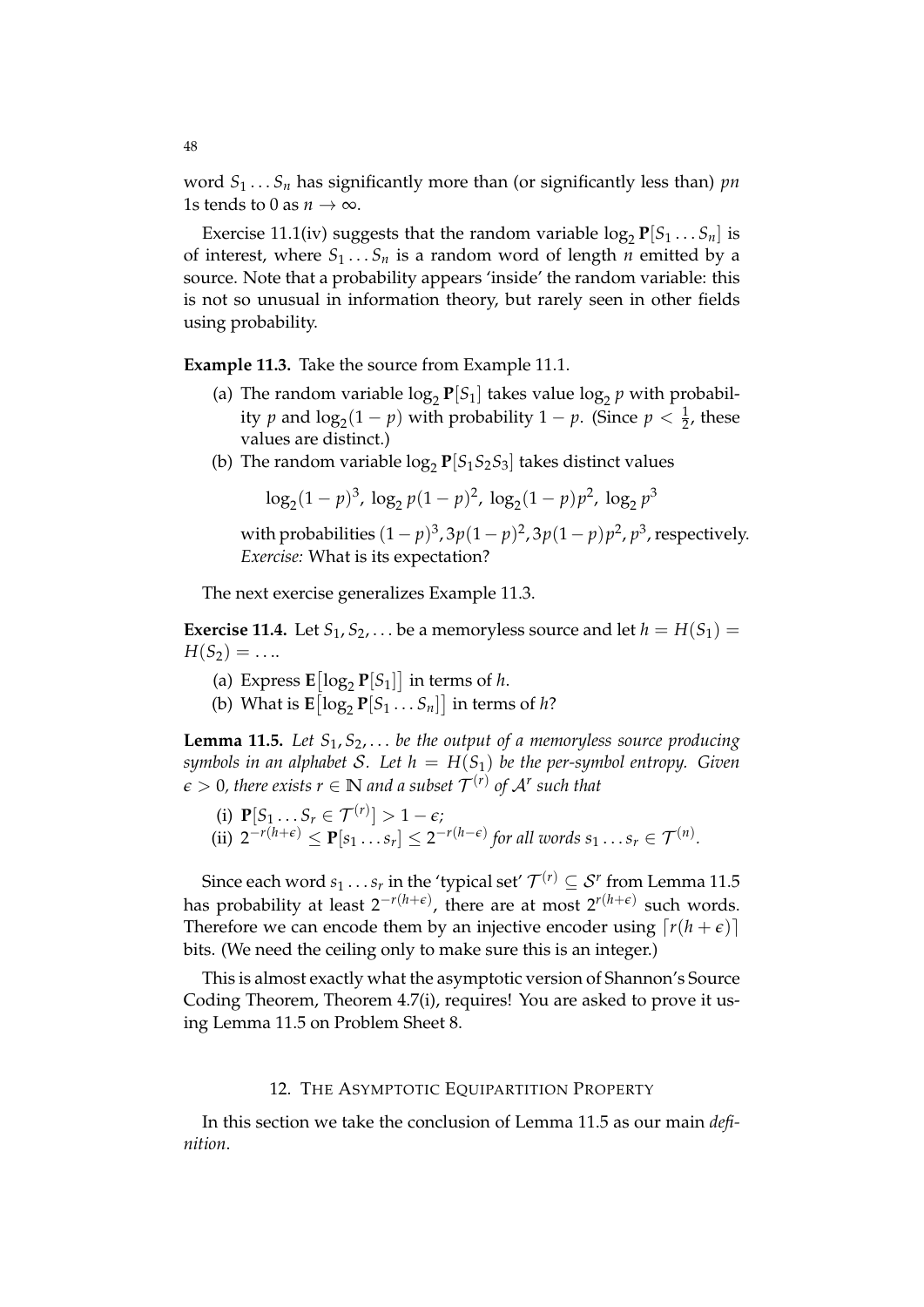word $S_1 \dots S_n$ has significantly more than (or significantly less than) $pn$ 1s tends to 0 as $n \to \infty$.

Exercise 11.1(iv) suggests that the random variable $\log_2 \mathbf{P}[S_1 \dots S_n]$ is of interest, where $S_1 \dots S_n$ is a random word of length $n$ emitted by a source. Note that a probability appears 'inside' the random variable: this is not so unusual in information theory, but rarely seen in other fields using probability.

**Example 11.3.** Take the source from Example 11.1.

(a) The random variable $\log_2 \mathbf{P}[S_1]$ takes value $\log_2 p$ with probability $p$ and $\log_2(1-p)$ with probability $1-p$. (Since $p < \frac{1}{2}$, these values are distinct.)

(b) The random variable $\log_2 \mathbf{P}[S_1 S_2 S_3]$ takes distinct values

$$\log_2(1-p)^3,\ \log_2 p(1-p)^2,\ \log_2(1-p)p^2,\ \log_2 p^3$$

with probabilities $(1-p)^3, 3p(1-p)^2, 3p(1-p)p^2, p^3$, respectively. *Exercise:* What is its expectation?

The next exercise generalizes Example 11.3.

**Exercise 11.4.** Let $S_1, S_2, \dots$ be a memoryless source and let $h = H(S_1) = H(S_2) = \dots$.

(a) Express $\mathbf{E}\big[\log_2 \mathbf{P}[S_1]\big]$ in terms of $h$.

(b) What is $\mathbf{E}\big[\log_2 \mathbf{P}[S_1 \dots S_n]\big]$ in terms of $h$?

**Lemma 11.5.** *Let $S_1, S_2, \dots$ be the output of a memoryless source producing symbols in an alphabet $\mathcal{S}$. Let $h = H(S_1)$ be the per-symbol entropy. Given $\epsilon > 0$, there exists $r \in \mathbb{N}$ and a subset $\mathcal{T}^{(r)}$ of $\mathcal{A}^r$ such that*

(i) $\mathbf{P}[S_1 \dots S_r \in \mathcal{T}^{(r)}] > 1 - \epsilon$;

(ii) $2^{-r(h+\epsilon)} \leq \mathbf{P}[s_1 \dots s_r] \leq 2^{-r(h-\epsilon)}$ *for all words $s_1 \dots s_r \in \mathcal{T}^{(n)}$.*

Since each word $s_1 \dots s_r$ in the 'typical set' $\mathcal{T}^{(r)} \subseteq \mathcal{S}^r$ from Lemma 11.5 has probability at least $2^{-r(h+\epsilon)}$, there are at most $2^{r(h+\epsilon)}$ such words. Therefore we can encode them by an injective encoder using $\lceil r(h+\epsilon) \rceil$ bits. (We need the ceiling only to make sure this is an integer.)

This is almost exactly what the asymptotic version of Shannon's Source Coding Theorem, Theorem 4.7(i), requires! You are asked to prove it using Lemma 11.5 on Problem Sheet 8.

## 12. The Asymptotic Equipartition Property

In this section we take the conclusion of Lemma 11.5 as our main *definition*.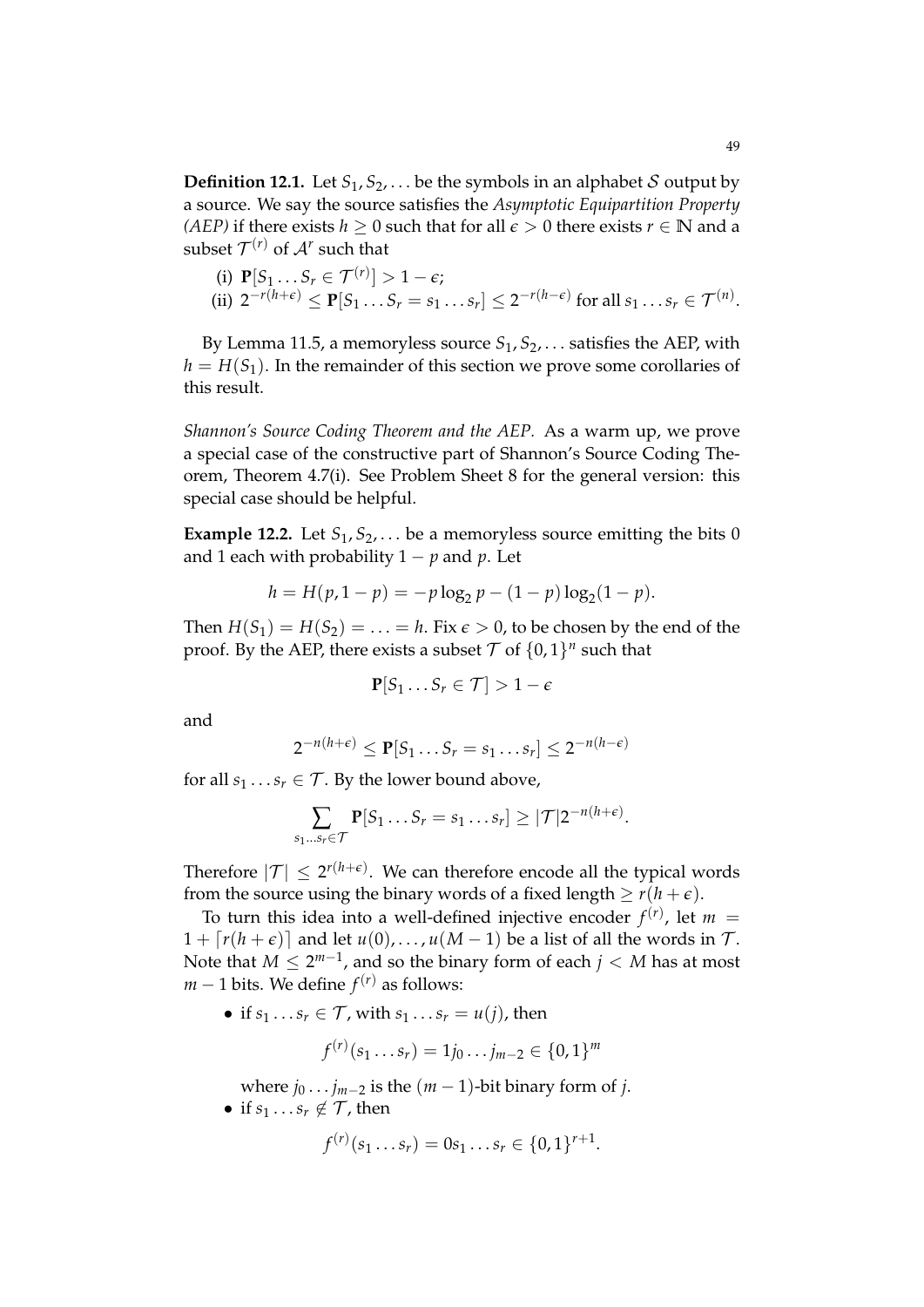**Definition 12.1.** Let $S_1, S_2, \ldots$ be the symbols in an alphabet $\mathcal{S}$ output by a source. We say the source satisfies the *Asymptotic Equipartition Property (AEP)* if there exists $h \geq 0$ such that for all $\epsilon > 0$ there exists $r \in \mathbb{N}$ and a subset $\mathcal{T}^{(r)}$ of $\mathcal{A}^r$ such that

(i) $\mathbf{P}[S_1 \ldots S_r \in \mathcal{T}^{(r)}] > 1 - \epsilon$;

(ii) $2^{-r(h+\epsilon)} \leq \mathbf{P}[S_1 \ldots S_r = s_1 \ldots s_r] \leq 2^{-r(h-\epsilon)}$ for all $s_1 \ldots s_r \in \mathcal{T}^{(n)}$.

By Lemma 11.5, a memoryless source $S_1, S_2, \ldots$ satisfies the AEP, with $h = H(S_1)$. In the remainder of this section we prove some corollaries of this result.

*Shannon's Source Coding Theorem and the AEP.* As a warm up, we prove a special case of the constructive part of Shannon's Source Coding Theorem, Theorem 4.7(i). See Problem Sheet 8 for the general version: this special case should be helpful.

**Example 12.2.** Let $S_1, S_2, \ldots$ be a memoryless source emitting the bits 0 and 1 each with probability $1 - p$ and $p$. Let

$$h = H(p, 1-p) = -p \log_2 p - (1-p) \log_2 (1-p).$$

Then $H(S_1) = H(S_2) = \ldots = h$. Fix $\epsilon > 0$, to be chosen by the end of the proof. By the AEP, there exists a subset $\mathcal{T}$ of $\{0,1\}^n$ such that

$$\mathbf{P}[S_1 \ldots S_r \in \mathcal{T}] > 1 - \epsilon$$

and

$$2^{-n(h+\epsilon)} \leq \mathbf{P}[S_1 \ldots S_r = s_1 \ldots s_r] \leq 2^{-n(h-\epsilon)}$$

for all $s_1 \ldots s_r \in \mathcal{T}$. By the lower bound above,

$$\sum_{s_1 \ldots s_r \in \mathcal{T}} \mathbf{P}[S_1 \ldots S_r = s_1 \ldots s_r] \geq |\mathcal{T}| 2^{-n(h+\epsilon)}.$$

Therefore $|\mathcal{T}| \leq 2^{r(h+\epsilon)}$. We can therefore encode all the typical words from the source using the binary words of a fixed length $\geq r(h+\epsilon)$.

To turn this idea into a well-defined injective encoder $f^{(r)}$, let $m = 1 + \lceil r(h+\epsilon) \rceil$ and let $u(0), \ldots, u(M-1)$ be a list of all the words in $\mathcal{T}$. Note that $M \leq 2^{m-1}$, and so the binary form of each $j < M$ has at most $m - 1$ bits. We define $f^{(r)}$ as follows:

- if $s_1 \ldots s_r \in \mathcal{T}$, with $s_1 \ldots s_r = u(j)$, then

$$f^{(r)}(s_1 \ldots s_r) = 1 j_0 \ldots j_{m-2} \in \{0,1\}^m$$

  where $j_0 \ldots j_{m-2}$ is the $(m-1)$-bit binary form of $j$.

- if $s_1 \ldots s_r \notin \mathcal{T}$, then

$$f^{(r)}(s_1 \ldots s_r) = 0 s_1 \ldots s_r \in \{0,1\}^{r+1}.$$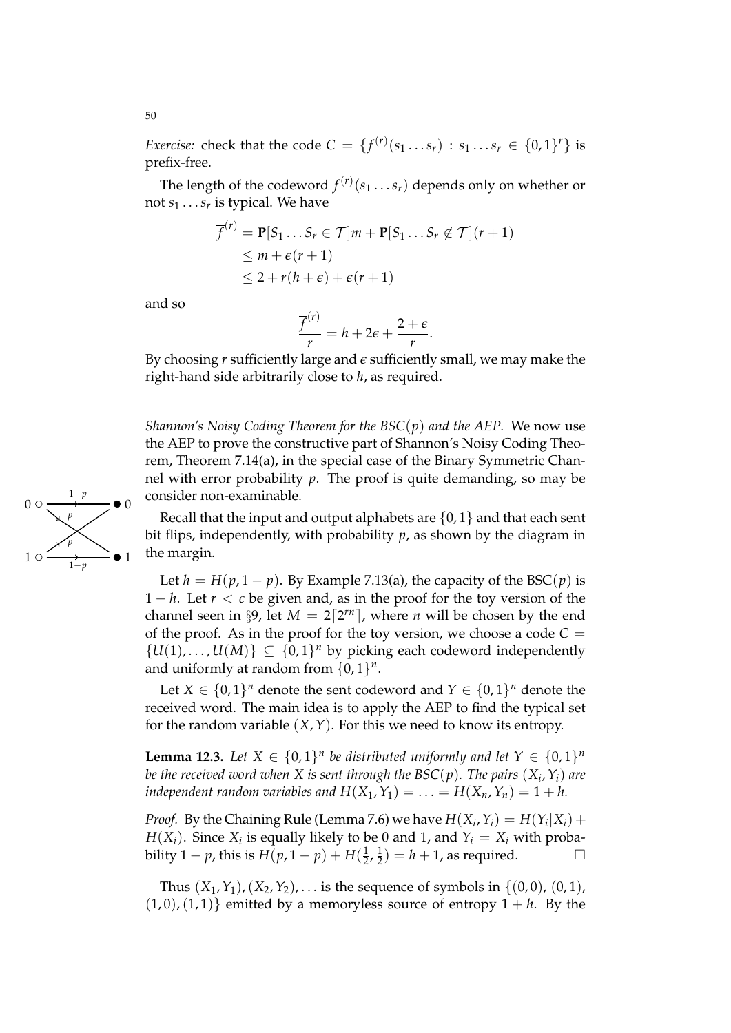*Exercise:* check that the code $C = \{f^{(r)}(s_1 \ldots s_r) : s_1 \ldots s_r \in \{0,1\}^r\}$ is prefix-free.

The length of the codeword $f^{(r)}(s_1 \ldots s_r)$ depends only on whether or not $s_1 \ldots s_r$ is typical. We have

$$
\begin{aligned}
\overline{f}^{(r)} &= \mathbf{P}[S_1 \ldots S_r \in \mathcal{T}]m + \mathbf{P}[S_1 \ldots S_r \notin \mathcal{T}](r+1) \\
&\leq m + \epsilon(r+1) \\
&\leq 2 + r(h+\epsilon) + \epsilon(r+1)
\end{aligned}
$$

and so

$$
\frac{\overline{f}^{(r)}}{r} = h + 2\epsilon + \frac{2+\epsilon}{r}.
$$

By choosing $r$ sufficiently large and $\epsilon$ sufficiently small, we may make the right-hand side arbitrarily close to $h$, as required.

*Shannon's Noisy Coding Theorem for the BSC($p$) and the AEP.* We now use the AEP to prove the constructive part of Shannon's Noisy Coding Theorem, Theorem 7.14(a), in the special case of the Binary Symmetric Channel with error probability $p$. The proof is quite demanding, so may be consider non-examinable.

Recall that the input and output alphabets are $\{0,1\}$ and that each sent bit flips, independently, with probability $p$, as shown by the diagram in the margin.

Let $h = H(p, 1-p)$. By Example 7.13(a), the capacity of the BSC($p$) is $1-h$. Let $r < c$ be given and, as in the proof for the toy version of the channel seen in §9, let $M = 2\lceil 2^{rn} \rceil$, where $n$ will be chosen by the end of the proof. As in the proof for the toy version, we choose a code $C = \{U(1), \ldots, U(M)\} \subseteq \{0,1\}^n$ by picking each codeword independently and uniformly at random from $\{0,1\}^n$.

Let $X \in \{0,1\}^n$ denote the sent codeword and $Y \in \{0,1\}^n$ denote the received word. The main idea is to apply the AEP to find the typical set for the random variable $(X, Y)$. For this we need to know its entropy.

**Lemma 12.3.** *Let $X \in \{0,1\}^n$ be distributed uniformly and let $Y \in \{0,1\}^n$ be the received word when $X$ is sent through the BSC($p$). The pairs $(X_i, Y_i)$ are independent random variables and $H(X_1, Y_1) = \ldots = H(X_n, Y_n) = 1 + h$.*

*Proof.* By the Chaining Rule (Lemma 7.6) we have $H(X_i, Y_i) = H(Y_i|X_i) + H(X_i)$. Since $X_i$ is equally likely to be 0 and 1, and $Y_i = X_i$ with probability $1-p$, this is $H(p, 1-p) + H(\frac{1}{2}, \frac{1}{2}) = h + 1$, as required. □

Thus $(X_1, Y_1), (X_2, Y_2), \ldots$ is the sequence of symbols in $\{(0,0), (0,1), (1,0), (1,1)\}$ emitted by a memoryless source of entropy $1 + h$. By the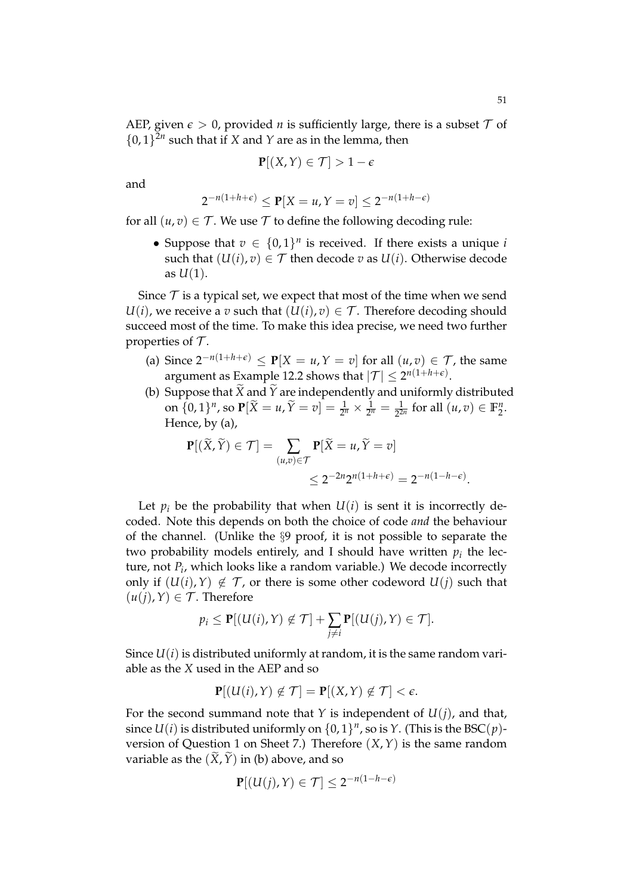AEP, given $\epsilon > 0$, provided $n$ is sufficiently large, there is a subset $\mathcal{T}$ of $\{0,1\}^{2n}$ such that if $X$ and $Y$ are as in the lemma, then

$$\mathbf{P}[(X,Y) \in \mathcal{T}] > 1 - \epsilon$$

and

$$2^{-n(1+h+\epsilon)} \leq \mathbf{P}[X = u, Y = v] \leq 2^{-n(1+h-\epsilon)}$$

for all $(u,v) \in \mathcal{T}$. We use $\mathcal{T}$ to define the following decoding rule:

- Suppose that $v \in \{0,1\}^n$ is received. If there exists a unique $i$ such that $(U(i), v) \in \mathcal{T}$ then decode $v$ as $U(i)$. Otherwise decode as $U(1)$.

Since $\mathcal{T}$ is a typical set, we expect that most of the time when we send $U(i)$, we receive a $v$ such that $(U(i), v) \in \mathcal{T}$. Therefore decoding should succeed most of the time. To make this idea precise, we need two further properties of $\mathcal{T}$.

(a) Since $2^{-n(1+h+\epsilon)} \leq \mathbf{P}[X = u, Y = v]$ for all $(u,v) \in \mathcal{T}$, the same argument as Example 12.2 shows that $|\mathcal{T}| \leq 2^{n(1+h+\epsilon)}$.

(b) Suppose that $\widetilde{X}$ and $\widetilde{Y}$ are independently and uniformly distributed on $\{0,1\}^n$, so $\mathbf{P}[\widetilde{X} = u, \widetilde{Y} = v] = \frac{1}{2^n} \times \frac{1}{2^n} = \frac{1}{2^{2n}}$ for all $(u,v) \in \mathbb{F}_2^n$. Hence, by (a),

$$\begin{aligned}\mathbf{P}[(\widetilde{X}, \widetilde{Y}) \in \mathcal{T}] &= \sum_{(u,v) \in \mathcal{T}} \mathbf{P}[\widetilde{X} = u, \widetilde{Y} = v] \\ &\leq 2^{-2n} 2^{n(1+h+\epsilon)} = 2^{-n(1-h-\epsilon)}.\end{aligned}$$

Let $p_i$ be the probability that when $U(i)$ is sent it is incorrectly decoded. Note this depends on both the choice of code *and* the behaviour of the channel. (Unlike the §9 proof, it is not possible to separate the two probability models entirely, and I should have written $p_i$ the lecture, not $P_i$, which looks like a random variable.) We decode incorrectly only if $(U(i), Y) \notin \mathcal{T}$, or there is some other codeword $U(j)$ such that $(u(j), Y) \in \mathcal{T}$. Therefore

$$p_i \leq \mathbf{P}[(U(i), Y) \notin \mathcal{T}] + \sum_{j \neq i} \mathbf{P}[(U(j), Y) \in \mathcal{T}].$$

Since $U(i)$ is distributed uniformly at random, it is the same random variable as the $X$ used in the AEP and so

$$\mathbf{P}[(U(i), Y) \notin \mathcal{T}] = \mathbf{P}[(X,Y) \notin \mathcal{T}] < \epsilon.$$

For the second summand note that $Y$ is independent of $U(j)$, and that, since $U(i)$ is distributed uniformly on $\{0,1\}^n$, so is $Y$. (This is the $\mathrm{BSC}(p)$-version of Question 1 on Sheet 7.) Therefore $(X,Y)$ is the same random variable as the $(\widetilde{X}, \widetilde{Y})$ in (b) above, and so

$$\mathbf{P}[(U(j), Y) \in \mathcal{T}] \leq 2^{-n(1-h-\epsilon)}$$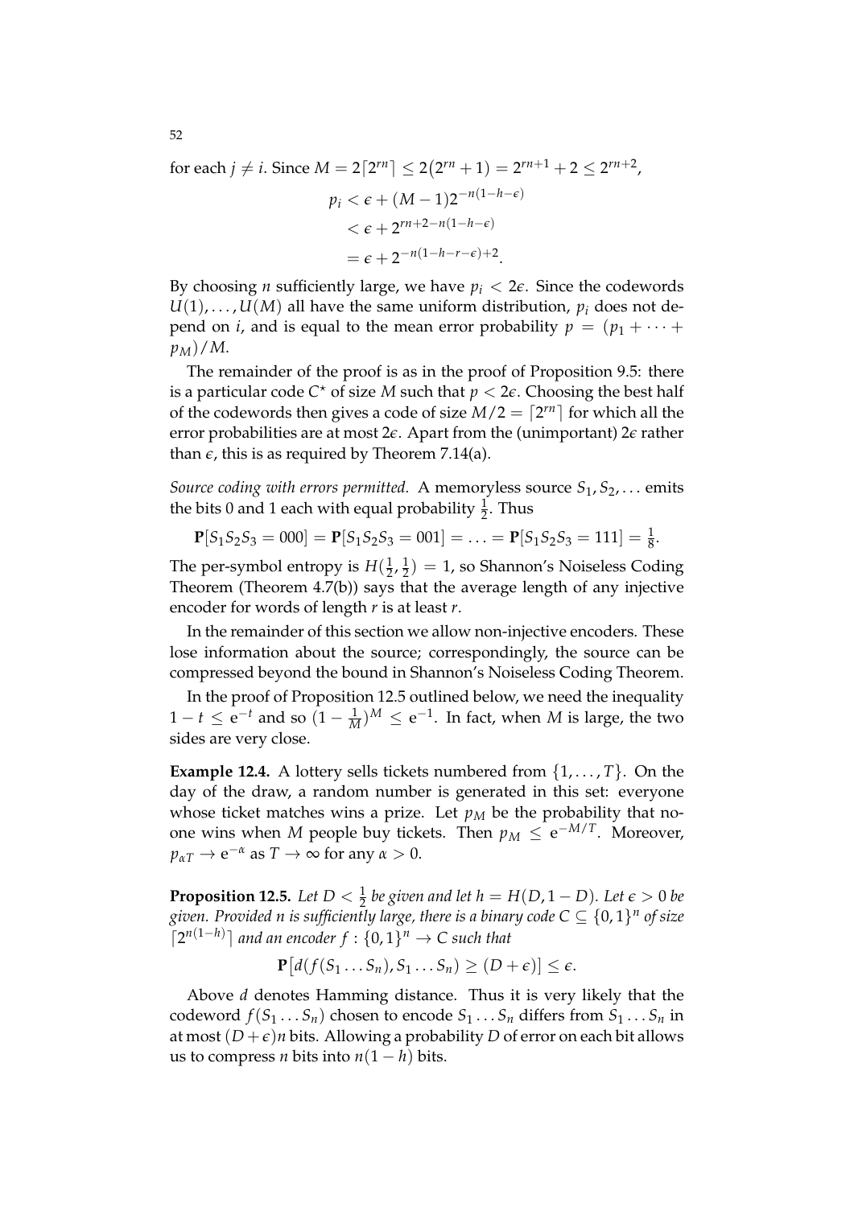for each $j \neq i$. Since $M = 2\lceil 2^{rn} \rceil \leq 2(2^{rn}+1) = 2^{rn+1}+2 \leq 2^{rn+2}$,

$$
\begin{aligned}
p_i &< \epsilon + (M-1)2^{-n(1-h-\epsilon)} \\
&< \epsilon + 2^{rn+2-n(1-h-\epsilon)} \\
&= \epsilon + 2^{-n(1-h-r-\epsilon)+2}.
\end{aligned}
$$

By choosing $n$ sufficiently large, we have $p_i < 2\epsilon$. Since the codewords $U(1), \ldots, U(M)$ all have the same uniform distribution, $p_i$ does not depend on $i$, and is equal to the mean error probability $p = (p_1 + \cdots + p_M)/M$.

The remainder of the proof is as in the proof of Proposition 9.5: there is a particular code $C^\star$ of size $M$ such that $p < 2\epsilon$. Choosing the best half of the codewords then gives a code of size $M/2 = \lceil 2^{rn} \rceil$ for which all the error probabilities are at most $2\epsilon$. Apart from the (unimportant) $2\epsilon$ rather than $\epsilon$, this is as required by Theorem 7.14(a).

*Source coding with errors permitted.* A memoryless source $S_1, S_2, \ldots$ emits the bits 0 and 1 each with equal probability $\frac{1}{2}$. Thus

$$
\mathbf{P}[S_1S_2S_3 = 000] = \mathbf{P}[S_1S_2S_3 = 001] = \ldots = \mathbf{P}[S_1S_2S_3 = 111] = \tfrac{1}{8}.
$$

The per-symbol entropy is $H(\frac{1}{2}, \frac{1}{2}) = 1$, so Shannon's Noiseless Coding Theorem (Theorem 4.7(b)) says that the average length of any injective encoder for words of length $r$ is at least $r$.

In the remainder of this section we allow non-injective encoders. These lose information about the source; correspondingly, the source can be compressed beyond the bound in Shannon's Noiseless Coding Theorem.

In the proof of Proposition 12.5 outlined below, we need the inequality $1 - t \leq \mathrm{e}^{-t}$ and so $(1 - \frac{1}{M})^M \leq \mathrm{e}^{-1}$. In fact, when $M$ is large, the two sides are very close.

**Example 12.4.** A lottery sells tickets numbered from $\{1, \ldots, T\}$. On the day of the draw, a random number is generated in this set: everyone whose ticket matches wins a prize. Let $p_M$ be the probability that no-one wins when $M$ people buy tickets. Then $p_M \leq \mathrm{e}^{-M/T}$. Moreover, $p_{\alpha T} \to \mathrm{e}^{-\alpha}$ as $T \to \infty$ for any $\alpha > 0$.

**Proposition 12.5.** *Let $D < \frac{1}{2}$ be given and let $h = H(D, 1-D)$. Let $\epsilon > 0$ be given. Provided $n$ is sufficiently large, there is a binary code $C \subseteq \{0,1\}^n$ of size $\lceil 2^{n(1-h)} \rceil$ and an encoder $f : \{0,1\}^n \to C$ such that*

$$
\mathbf{P}\big[d(f(S_1 \ldots S_n), S_1 \ldots S_n) \geq (D+\epsilon)\big] \leq \epsilon.
$$

Above $d$ denotes Hamming distance. Thus it is very likely that the codeword $f(S_1 \ldots S_n)$ chosen to encode $S_1 \ldots S_n$ differs from $S_1 \ldots S_n$ in at most $(D+\epsilon)n$ bits. Allowing a probability $D$ of error on each bit allows us to compress $n$ bits into $n(1-h)$ bits.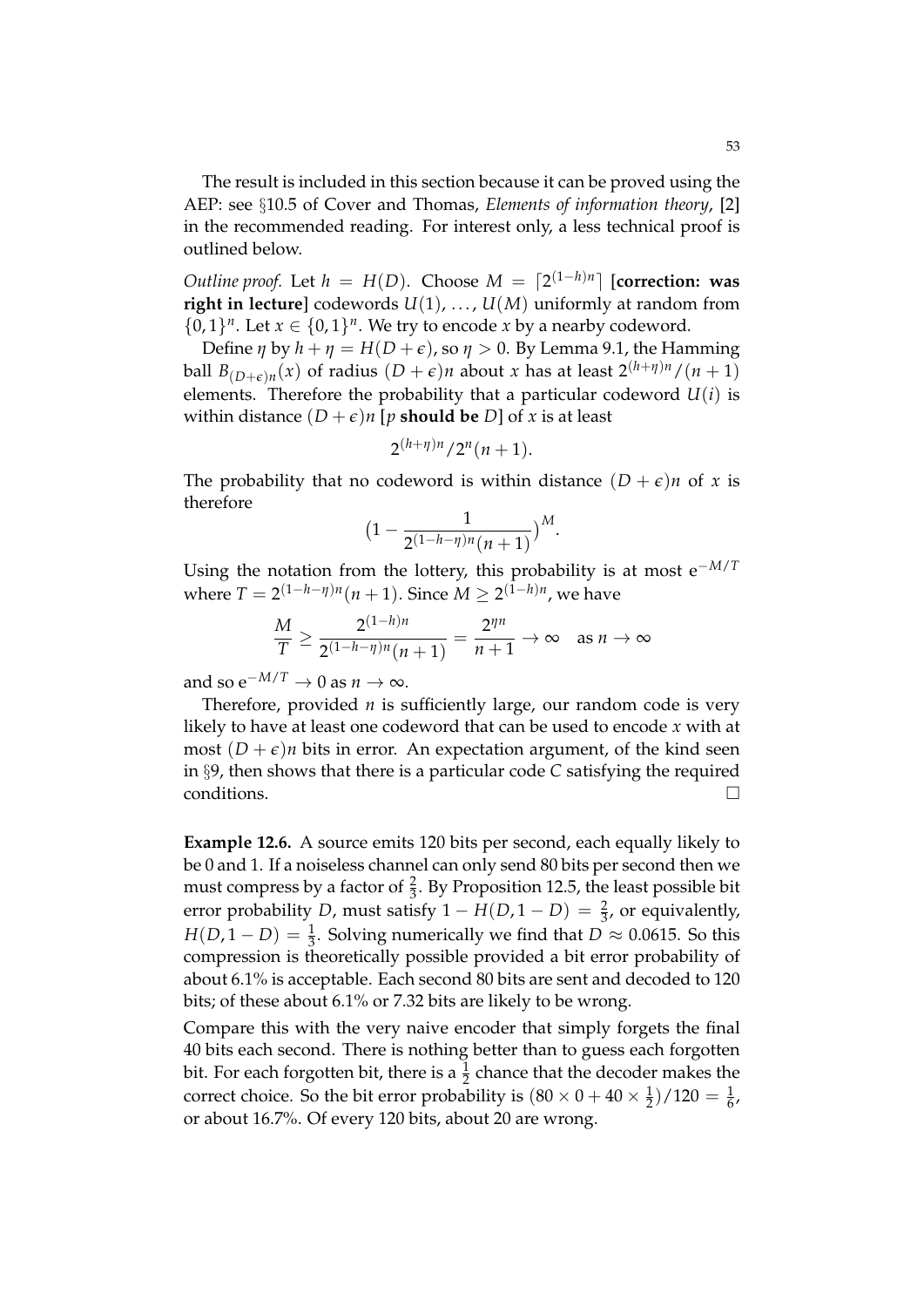The result is included in this section because it can be proved using the AEP: see §10.5 of Cover and Thomas, *Elements of information theory*, [2] in the recommended reading. For interest only, a less technical proof is outlined below.

*Outline proof.* Let $h = H(D)$. Choose $M = \lceil 2^{(1-h)n} \rceil$ **[correction: was right in lecture]** codewords $U(1), \ldots, U(M)$ uniformly at random from $\{0,1\}^n$. Let $x \in \{0,1\}^n$. We try to encode $x$ by a nearby codeword.

Define $\eta$ by $h + \eta = H(D + \epsilon)$, so $\eta > 0$. By Lemma 9.1, the Hamming ball $B_{(D+\epsilon)n}(x)$ of radius $(D+\epsilon)n$ about $x$ has at least $2^{(h+\eta)n}/(n+1)$ elements. Therefore the probability that a particular codeword $U(i)$ is within distance $(D+\epsilon)n$ [$p$ **should be** $D$] of $x$ is at least

$$2^{(h+\eta)n}/2^n(n+1).$$

The probability that no codeword is within distance $(D+\epsilon)n$ of $x$ is therefore

$$\big(1 - \frac{1}{2^{(1-h-\eta)n}(n+1)}\big)^M.$$

Using the notation from the lottery, this probability is at most $e^{-M/T}$ where $T = 2^{(1-h-\eta)n}(n+1)$. Since $M \geq 2^{(1-h)n}$, we have

$$\frac{M}{T} \geq \frac{2^{(1-h)n}}{2^{(1-h-\eta)n}(n+1)} = \frac{2^{\eta n}}{n+1} \to \infty \quad \text{as } n \to \infty$$

and so $e^{-M/T} \to 0$ as $n \to \infty$.

Therefore, provided $n$ is sufficiently large, our random code is very likely to have at least one codeword that can be used to encode $x$ with at most $(D+\epsilon)n$ bits in error. An expectation argument, of the kind seen in §9, then shows that there is a particular code $C$ satisfying the required conditions. □

**Example 12.6.** A source emits 120 bits per second, each equally likely to be 0 and 1. If a noiseless channel can only send 80 bits per second then we must compress by a factor of $\frac{2}{3}$. By Proposition 12.5, the least possible bit error probability $D$, must satisfy $1 - H(D, 1-D) = \frac{2}{3}$, or equivalently, $H(D, 1-D) = \frac{1}{3}$. Solving numerically we find that $D \approx 0.0615$. So this compression is theoretically possible provided a bit error probability of about 6.1% is acceptable. Each second 80 bits are sent and decoded to 120 bits; of these about 6.1% or 7.32 bits are likely to be wrong.

Compare this with the very naive encoder that simply forgets the final 40 bits each second. There is nothing better than to guess each forgotten bit. For each forgotten bit, there is a $\frac{1}{2}$ chance that the decoder makes the correct choice. So the bit error probability is $(80 \times 0 + 40 \times \frac{1}{2})/120 = \frac{1}{6}$, or about 16.7%. Of every 120 bits, about 20 are wrong.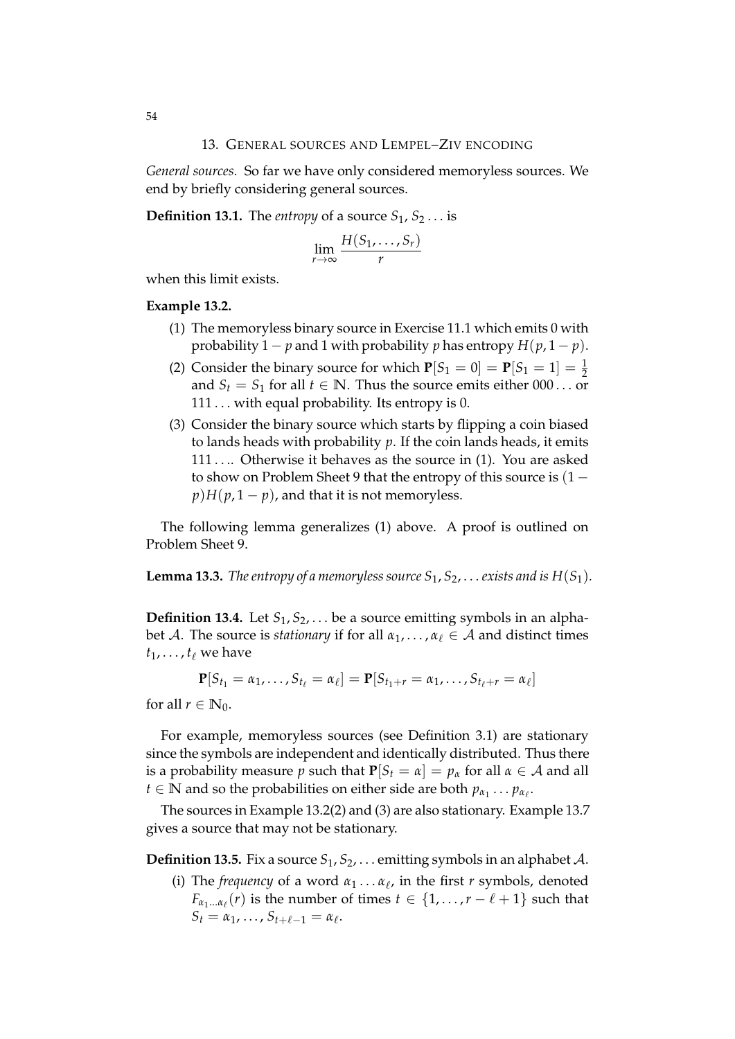## 13. General sources and Lempel–Ziv encoding

*General sources.* So far we have only considered memoryless sources. We end by briefly considering general sources.

**Definition 13.1.** The *entropy* of a source $S_1, S_2 \ldots$ is

$$\lim_{r \to \infty} \frac{H(S_1, \ldots, S_r)}{r}$$

when this limit exists.

**Example 13.2.**

(1) The memoryless binary source in Exercise 11.1 which emits 0 with probability $1 - p$ and 1 with probability $p$ has entropy $H(p, 1 - p)$.

(2) Consider the binary source for which $\mathbf{P}[S_1 = 0] = \mathbf{P}[S_1 = 1] = \frac{1}{2}$ and $S_t = S_1$ for all $t \in \mathbb{N}$. Thus the source emits either $000\ldots$ or $111\ldots$ with equal probability. Its entropy is 0.

(3) Consider the binary source which starts by flipping a coin biased to lands heads with probability $p$. If the coin lands heads, it emits $111\ldots$. Otherwise it behaves as the source in (1). You are asked to show on Problem Sheet 9 that the entropy of this source is $(1 - p)H(p, 1 - p)$, and that it is not memoryless.

The following lemma generalizes (1) above. A proof is outlined on Problem Sheet 9.

**Lemma 13.3.** *The entropy of a memoryless source $S_1, S_2, \ldots$ exists and is $H(S_1)$.*

**Definition 13.4.** Let $S_1, S_2, \ldots$ be a source emitting symbols in an alphabet $\mathcal{A}$. The source is *stationary* if for all $\alpha_1, \ldots, \alpha_\ell \in \mathcal{A}$ and distinct times $t_1, \ldots, t_\ell$ we have

$$\mathbf{P}[S_{t_1} = \alpha_1, \ldots, S_{t_\ell} = \alpha_\ell] = \mathbf{P}[S_{t_1 + r} = \alpha_1, \ldots, S_{t_\ell + r} = \alpha_\ell]$$

for all $r \in \mathbb{N}_0$.

For example, memoryless sources (see Definition 3.1) are stationary since the symbols are independent and identically distributed. Thus there is a probability measure $p$ such that $\mathbf{P}[S_t = \alpha] = p_\alpha$ for all $\alpha \in \mathcal{A}$ and all $t \in \mathbb{N}$ and so the probabilities on either side are both $p_{\alpha_1} \ldots p_{\alpha_\ell}$.

The sources in Example 13.2(2) and (3) are also stationary. Example 13.7 gives a source that may not be stationary.

**Definition 13.5.** Fix a source $S_1, S_2, \ldots$ emitting symbols in an alphabet $\mathcal{A}$.

(i) The *frequency* of a word $\alpha_1 \ldots \alpha_\ell$, in the first $r$ symbols, denoted $F_{\alpha_1 \ldots \alpha_\ell}(r)$ is the number of times $t \in \{1, \ldots, r - \ell + 1\}$ such that $S_t = \alpha_1, \ldots, S_{t+\ell-1} = \alpha_\ell$.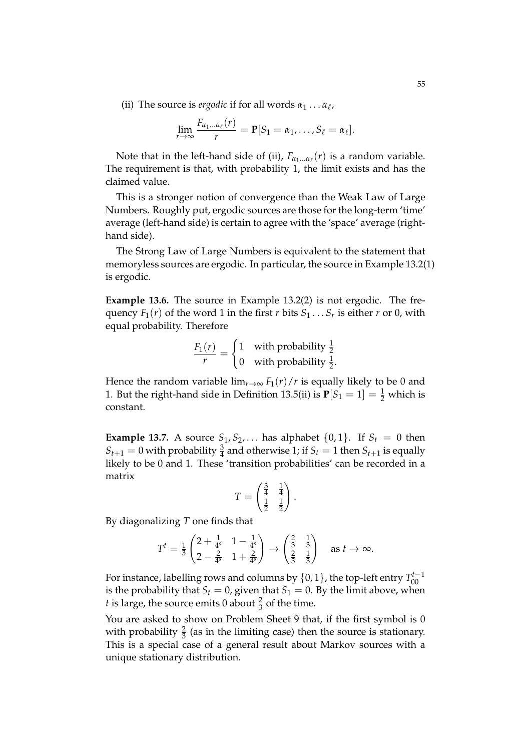(ii) The source is *ergodic* if for all words $\alpha_1 \ldots \alpha_\ell$,

$$\lim_{r\to\infty} \frac{F_{\alpha_1\ldots\alpha_\ell}(r)}{r} = \mathbf{P}[S_1 = \alpha_1, \ldots, S_\ell = \alpha_\ell].$$

Note that in the left-hand side of (ii), $F_{\alpha_1\ldots\alpha_\ell}(r)$ is a random variable. The requirement is that, with probability 1, the limit exists and has the claimed value.

This is a stronger notion of convergence than the Weak Law of Large Numbers. Roughly put, ergodic sources are those for the long-term 'time' average (left-hand side) is certain to agree with the 'space' average (right-hand side).

The Strong Law of Large Numbers is equivalent to the statement that memoryless sources are ergodic. In particular, the source in Example 13.2(1) is ergodic.

**Example 13.6.** The source in Example 13.2(2) is not ergodic. The frequency $F_1(r)$ of the word 1 in the first $r$ bits $S_1 \ldots S_r$ is either $r$ or 0, with equal probability. Therefore

$$\frac{F_1(r)}{r} = \begin{cases} 1 & \text{with probability } \frac{1}{2} \\ 0 & \text{with probability } \frac{1}{2}. \end{cases}$$

Hence the random variable $\lim_{r\to\infty} F_1(r)/r$ is equally likely to be 0 and 1. But the right-hand side in Definition 13.5(ii) is $\mathbf{P}[S_1 = 1] = \frac{1}{2}$ which is constant.

**Example 13.7.** A source $S_1, S_2, \ldots$ has alphabet $\{0, 1\}$. If $S_t = 0$ then $S_{t+1} = 0$ with probability $\frac{3}{4}$ and otherwise 1; if $S_t = 1$ then $S_{t+1}$ is equally likely to be 0 and 1. These 'transition probabilities' can be recorded in a matrix

$$T = \begin{pmatrix} \frac{3}{4} & \frac{1}{4} \\ \frac{1}{2} & \frac{1}{2} \end{pmatrix}.$$

By diagonalizing $T$ one finds that

$$T^t = \frac{1}{3}\begin{pmatrix} 2 + \frac{1}{4^s} & 1 - \frac{1}{4^s} \\ 2 - \frac{2}{4^s} & 1 + \frac{2}{4^s} \end{pmatrix} \to \begin{pmatrix} \frac{2}{3} & \frac{1}{3} \\ \frac{2}{3} & \frac{1}{3} \end{pmatrix} \quad \text{as } t \to \infty.$$

For instance, labelling rows and columns by $\{0, 1\}$, the top-left entry $T^{t-1}_{00}$ is the probability that $S_t = 0$, given that $S_1 = 0$. By the limit above, when $t$ is large, the source emits 0 about $\frac{2}{3}$ of the time.

You are asked to show on Problem Sheet 9 that, if the first symbol is 0 with probability $\frac{2}{3}$ (as in the limiting case) then the source is stationary. This is a special case of a general result about Markov sources with a unique stationary distribution.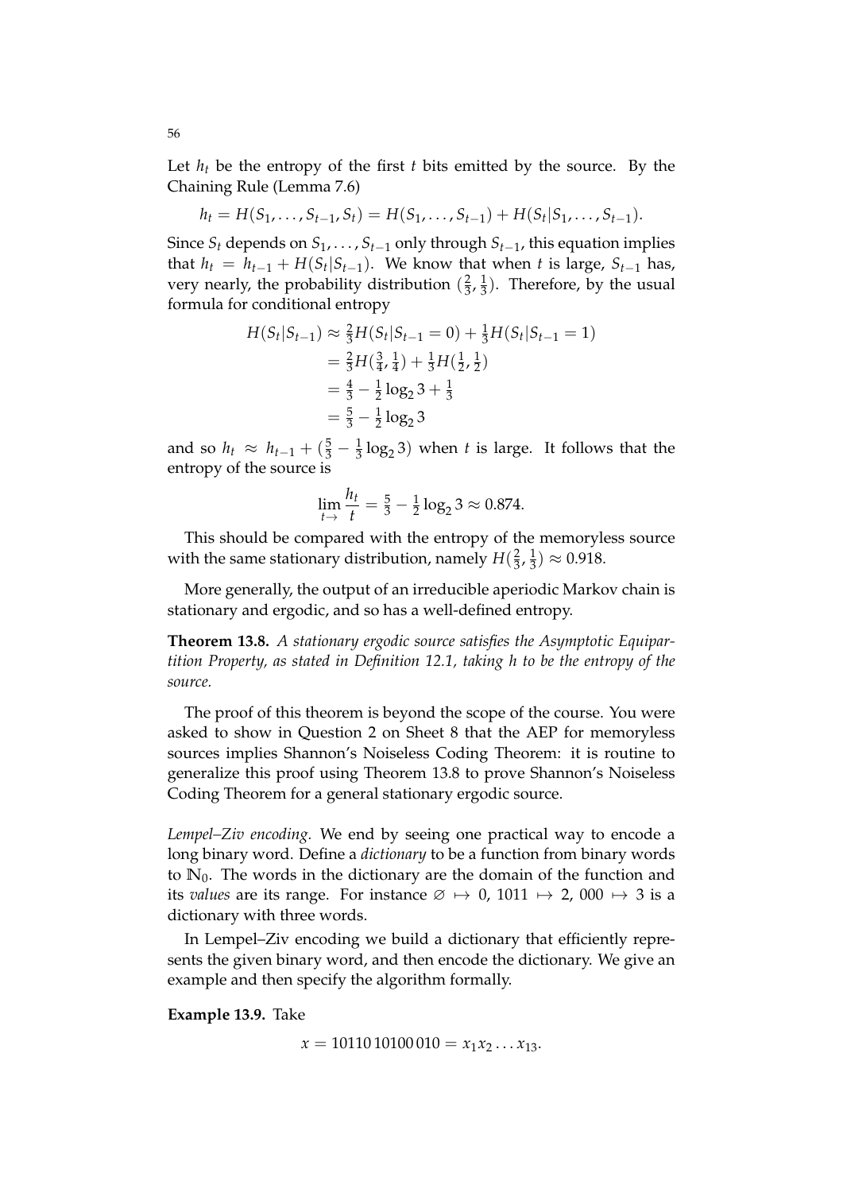Let $h_t$ be the entropy of the first $t$ bits emitted by the source. By the Chaining Rule (Lemma 7.6)

$$h_t = H(S_1, \ldots, S_{t-1}, S_t) = H(S_1, \ldots, S_{t-1}) + H(S_t | S_1, \ldots, S_{t-1}).$$

Since $S_t$ depends on $S_1, \ldots, S_{t-1}$ only through $S_{t-1}$, this equation implies that $h_t = h_{t-1} + H(S_t|S_{t-1})$. We know that when $t$ is large, $S_{t-1}$ has, very nearly, the probability distribution $(\frac{2}{3}, \frac{1}{3})$. Therefore, by the usual formula for conditional entropy

$$\begin{aligned}
H(S_t|S_{t-1}) &\approx \tfrac{2}{3}H(S_t|S_{t-1} = 0) + \tfrac{1}{3}H(S_t|S_{t-1} = 1) \\
&= \tfrac{2}{3}H(\tfrac{3}{4}, \tfrac{1}{4}) + \tfrac{1}{3}H(\tfrac{1}{2}, \tfrac{1}{2}) \\
&= \tfrac{4}{3} - \tfrac{1}{2}\log_2 3 + \tfrac{1}{3} \\
&= \tfrac{5}{3} - \tfrac{1}{2}\log_2 3
\end{aligned}$$

and so $h_t \approx h_{t-1} + (\frac{5}{3} - \frac{1}{3}\log_2 3)$ when $t$ is large. It follows that the entropy of the source is

$$\lim_{t \to} \frac{h_t}{t} = \tfrac{5}{3} - \tfrac{1}{2}\log_2 3 \approx 0.874.$$

This should be compared with the entropy of the memoryless source with the same stationary distribution, namely $H(\frac{2}{3}, \frac{1}{3}) \approx 0.918$.

More generally, the output of an irreducible aperiodic Markov chain is stationary and ergodic, and so has a well-defined entropy.

**Theorem 13.8.** *A stationary ergodic source satisfies the Asymptotic Equipartition Property, as stated in Definition 12.1, taking h to be the entropy of the source.*

The proof of this theorem is beyond the scope of the course. You were asked to show in Question 2 on Sheet 8 that the AEP for memoryless sources implies Shannon's Noiseless Coding Theorem: it is routine to generalize this proof using Theorem 13.8 to prove Shannon's Noiseless Coding Theorem for a general stationary ergodic source.

*Lempel–Ziv encoding.* We end by seeing one practical way to encode a long binary word. Define a *dictionary* to be a function from binary words to $\mathbb{N}_0$. The words in the dictionary are the domain of the function and its *values* are its range. For instance $\varnothing \mapsto 0$, $1011 \mapsto 2$, $000 \mapsto 3$ is a dictionary with three words.

In Lempel–Ziv encoding we build a dictionary that efficiently represents the given binary word, and then encode the dictionary. We give an example and then specify the algorithm formally.

**Example 13.9.** Take

$$x = 10110\,10100\,010 = x_1 x_2 \ldots x_{13}.$$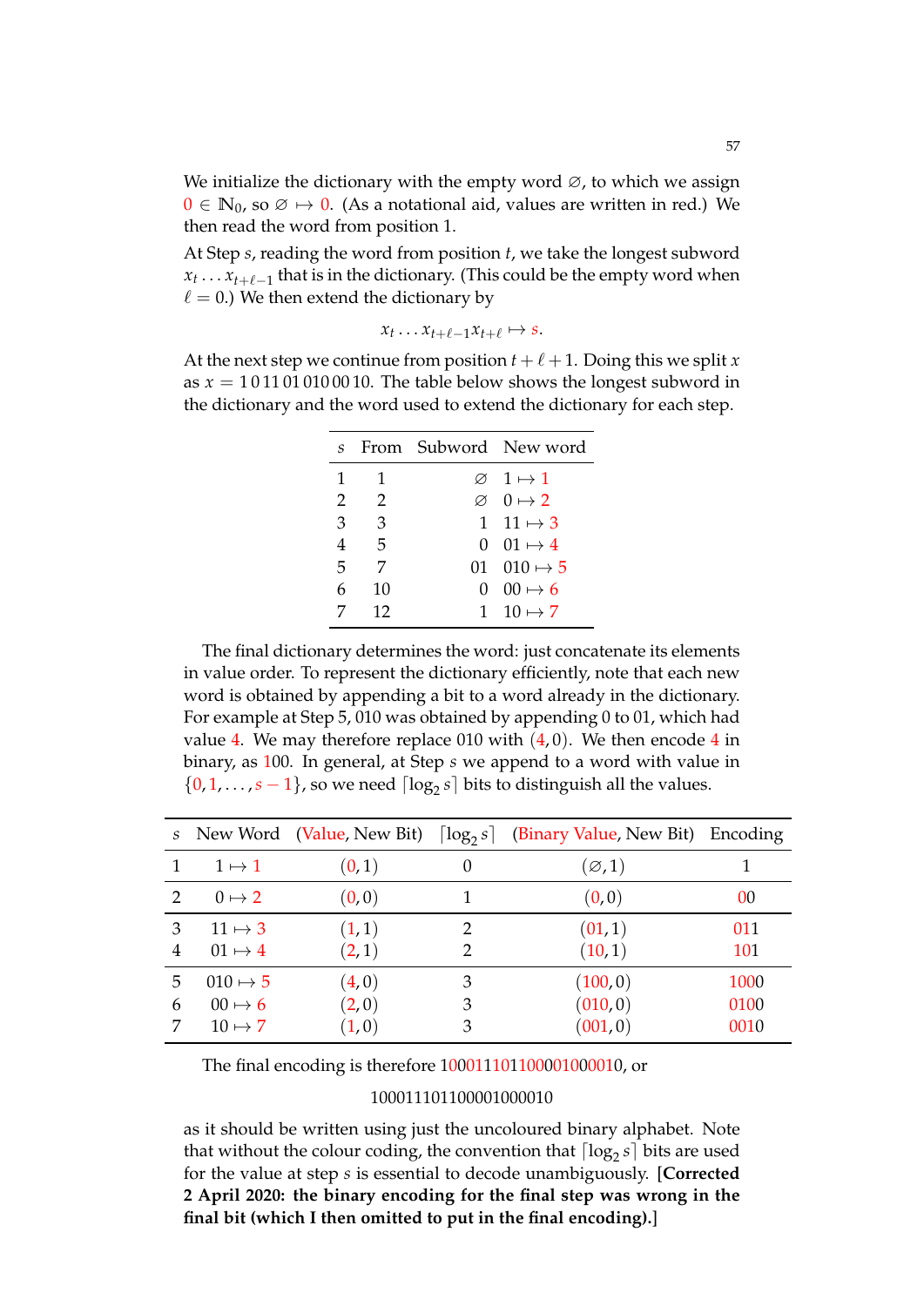We initialize the dictionary with the empty word $\varnothing$, to which we assign $0 \in \mathbb{N}_0$, so $\varnothing \mapsto 0$. (As a notational aid, values are written in red.) We then read the word from position 1.

At Step $s$, reading the word from position $t$, we take the longest subword $x_t \ldots x_{t+\ell-1}$ that is in the dictionary. (This could be the empty word when $\ell = 0$.) We then extend the dictionary by

$$x_t \ldots x_{t+\ell-1} x_{t+\ell} \mapsto s.$$

At the next step we continue from position $t + \ell + 1$. Doing this we split $x$ as $x = 1\,0\,11\,01\,010\,00\,10$. The table below shows the longest subword in the dictionary and the word used to extend the dictionary for each step.

| $s$ | From | Subword | New word |
|---|---|---|---|
| 1 | 1 | $\varnothing$ | $1 \mapsto 1$ |
| 2 | 2 | $\varnothing$ | $0 \mapsto 2$ |
| 3 | 3 | 1 | $11 \mapsto 3$ |
| 4 | 5 | 0 | $01 \mapsto 4$ |
| 5 | 7 | 01 | $010 \mapsto 5$ |
| 6 | 10 | 0 | $00 \mapsto 6$ |
| 7 | 12 | 1 | $10 \mapsto 7$ |

The final dictionary determines the word: just concatenate its elements in value order. To represent the dictionary efficiently, note that each new word is obtained by appending a bit to a word already in the dictionary. For example at Step 5, 010 was obtained by appending 0 to 01, which had value 4. We may therefore replace 010 with $(4, 0)$. We then encode 4 in binary, as 100. In general, at Step $s$ we append to a word with value in $\{0, 1, \ldots, s-1\}$, so we need $\lceil \log_2 s \rceil$ bits to distinguish all the values.

| $s$ | New Word | (Value, New Bit) | $\lceil \log_2 s \rceil$ | (Binary Value, New Bit) | Encoding |
|---|---|---|---|---|---|
| 1 | $1 \mapsto 1$ | $(0, 1)$ | 0 | $(\varnothing, 1)$ | 1 |
| 2 | $0 \mapsto 2$ | $(0, 0)$ | 1 | $(0, 0)$ | 00 |
| 3 | $11 \mapsto 3$ | $(1, 1)$ | 2 | $(01, 1)$ | 011 |
| 4 | $01 \mapsto 4$ | $(2, 1)$ | 2 | $(10, 1)$ | 101 |
| 5 | $010 \mapsto 5$ | $(4, 0)$ | 3 | $(100, 0)$ | 1000 |
| 6 | $00 \mapsto 6$ | $(2, 0)$ | 3 | $(010, 0)$ | 0100 |
| 7 | $10 \mapsto 7$ | $(1, 0)$ | 3 | $(001, 0)$ | 0010 |

The final encoding is therefore 10001110110000100010, or

1000111011000010000010

as it should be written using just the uncoloured binary alphabet. Note that without the colour coding, the convention that $\lceil \log_2 s \rceil$ bits are used for the value at step $s$ is essential to decode unambiguously. **[Corrected 2 April 2020: the binary encoding for the final step was wrong in the final bit (which I then omitted to put in the final encoding).]**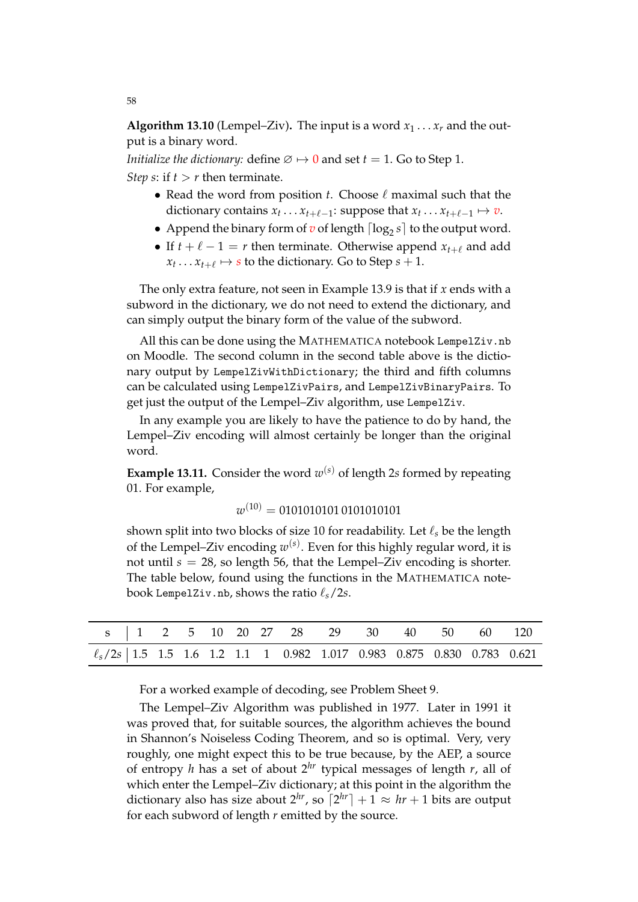**Algorithm 13.10** (Lempel–Ziv)**.** The input is a word $x_1 \dots x_r$ and the output is a binary word.

*Initialize the dictionary:* define $\varnothing \mapsto 0$ and set $t = 1$. Go to Step 1.

*Step $s$*: if $t > r$ then terminate.

- Read the word from position $t$. Choose $\ell$ maximal such that the dictionary contains $x_t \dots x_{t+\ell-1}$: suppose that $x_t \dots x_{t+\ell-1} \mapsto v$.
- Append the binary form of $v$ of length $\lceil \log_2 s \rceil$ to the output word.
- If $t + \ell - 1 = r$ then terminate. Otherwise append $x_{t+\ell}$ and add $x_t \dots x_{t+\ell} \mapsto s$ to the dictionary. Go to Step $s + 1$.

The only extra feature, not seen in Example 13.9 is that if $x$ ends with a subword in the dictionary, we do not need to extend the dictionary, and can simply output the binary form of the value of the subword.

All this can be done using the MATHEMATICA notebook `LempelZiv.nb` on Moodle. The second column in the second table above is the dictionary output by `LempelZivWithDictionary`; the third and fifth columns can be calculated using `LempelZivPairs`, and `LempelZivBinaryPairs`. To get just the output of the Lempel–Ziv algorithm, use `LempelZiv`.

In any example you are likely to have the patience to do by hand, the Lempel–Ziv encoding will almost certainly be longer than the original word.

**Example 13.11.** Consider the word $w^{(s)}$ of length $2s$ formed by repeating 01. For example,

$$w^{(10)} = 0101010101\,0101010101$$

shown split into two blocks of size 10 for readability. Let $\ell_s$ be the length of the Lempel–Ziv encoding $w^{(s)}$. Even for this highly regular word, it is not until $s = 28$, so length 56, that the Lempel–Ziv encoding is shorter. The table below, found using the functions in the MATHEMATICA notebook `LempelZiv.nb`, shows the ratio $\ell_s/2s$.

| s | 1 | 2 | 5 | 10 | 20 | 27 | 28 | 29 | 30 | 40 | 50 | 60 | 120 |
|---|---|---|---|---|---|---|---|---|---|---|---|---|---|
| $\ell_s/2s$ | 1.5 | 1.5 | 1.6 | 1.2 | 1.1 | 1 | 0.982 | 1.017 | 0.983 | 0.875 | 0.830 | 0.783 | 0.621 |

For a worked example of decoding, see Problem Sheet 9.

The Lempel–Ziv Algorithm was published in 1977. Later in 1991 it was proved that, for suitable sources, the algorithm achieves the bound in Shannon's Noiseless Coding Theorem, and so is optimal. Very, very roughly, one might expect this to be true because, by the AEP, a source of entropy $h$ has a set of about $2^{hr}$ typical messages of length $r$, all of which enter the Lempel–Ziv dictionary; at this point in the algorithm the dictionary also has size about $2^{hr}$, so $\lceil 2^{hr} \rceil + 1 \approx hr + 1$ bits are output for each subword of length $r$ emitted by the source.